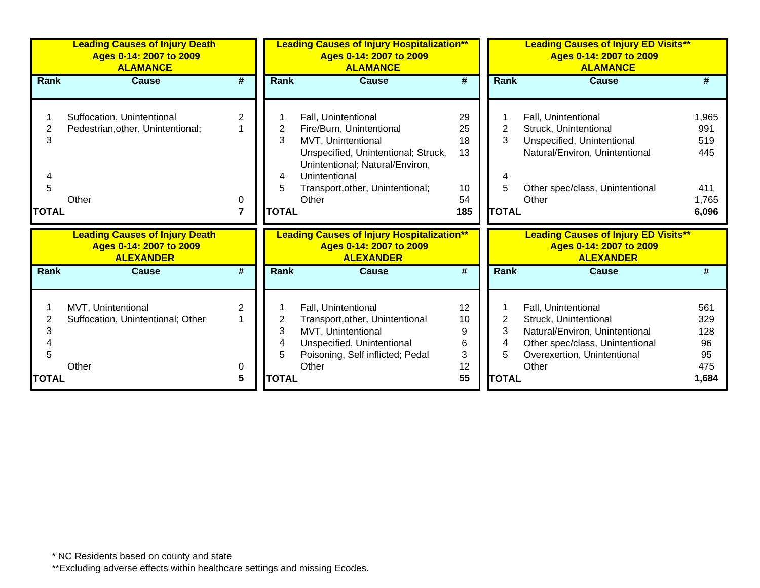## Leading Causes of Injury Death Ages 0-14: 2007 to 2009 ALAMANCE

| Rank | Cause | # |
|---|---|---|
| 1 | Suffocation, Unintentional | 2 |
| 2 | Pedestrian,other, Unintentional; | 1 |
| 3 | | |
| 4 | | |
| 5 | | |
| | Other | 0 |
| TOTAL | | 7 |

## Leading Causes of Injury Hospitalization** Ages 0-14: 2007 to 2009 ALAMANCE

| Rank | Cause | # |
|---|---|---|
| 1 | Fall, Unintentional | 29 |
| 2 | Fire/Burn, Unintentional | 25 |
| 3 | MVT, Unintentional | 18 |
| 4 | Unspecified, Unintentional; Struck, Unintentional; Natural/Environ, Unintentional | 13 |
| 5 | Transport,other, Unintentional; | 10 |
| | Other | 54 |
| TOTAL | | 185 |

## Leading Causes of Injury ED Visits** Ages 0-14: 2007 to 2009 ALAMANCE

| Rank | Cause | # |
|---|---|---|
| 1 | Fall, Unintentional | 1,965 |
| 2 | Struck, Unintentional | 991 |
| 3 | Unspecified, Unintentional | 519 |
| 4 | Natural/Environ, Unintentional | 445 |
| 5 | Other spec/class, Unintentional | 411 |
| | Other | 1,765 |
| TOTAL | | 6,096 |

## Leading Causes of Injury Death Ages 0-14: 2007 to 2009 ALEXANDER

| Rank | Cause | # |
|---|---|---|
| 1 | MVT, Unintentional | 2 |
| 2 | Suffocation, Unintentional; Other | 1 |
| 3 | | |
| 4 | | |
| 5 | | |
| | Other | 0 |
| TOTAL | | 5 |

## Leading Causes of Injury Hospitalization** Ages 0-14: 2007 to 2009 ALEXANDER

| Rank | Cause | # |
|---|---|---|
| 1 | Fall, Unintentional | 12 |
| 2 | Transport,other, Unintentional | 10 |
| 3 | MVT, Unintentional | 9 |
| 4 | Unspecified, Unintentional | 6 |
| 5 | Poisoning, Self inflicted; Pedal | 3 |
| | Other | 12 |
| TOTAL | | 55 |

## Leading Causes of Injury ED Visits** Ages 0-14: 2007 to 2009 ALEXANDER

| Rank | Cause | # |
|---|---|---|
| 1 | Fall, Unintentional | 561 |
| 2 | Struck, Unintentional | 329 |
| 3 | Natural/Environ, Unintentional | 128 |
| 4 | Other spec/class, Unintentional | 96 |
| 5 | Overexertion, Unintentional | 95 |
| | Other | 475 |
| TOTAL | | 1,684 |

\* NC Residents based on county and state

**Excluding adverse effects within healthcare settings and missing Ecodes.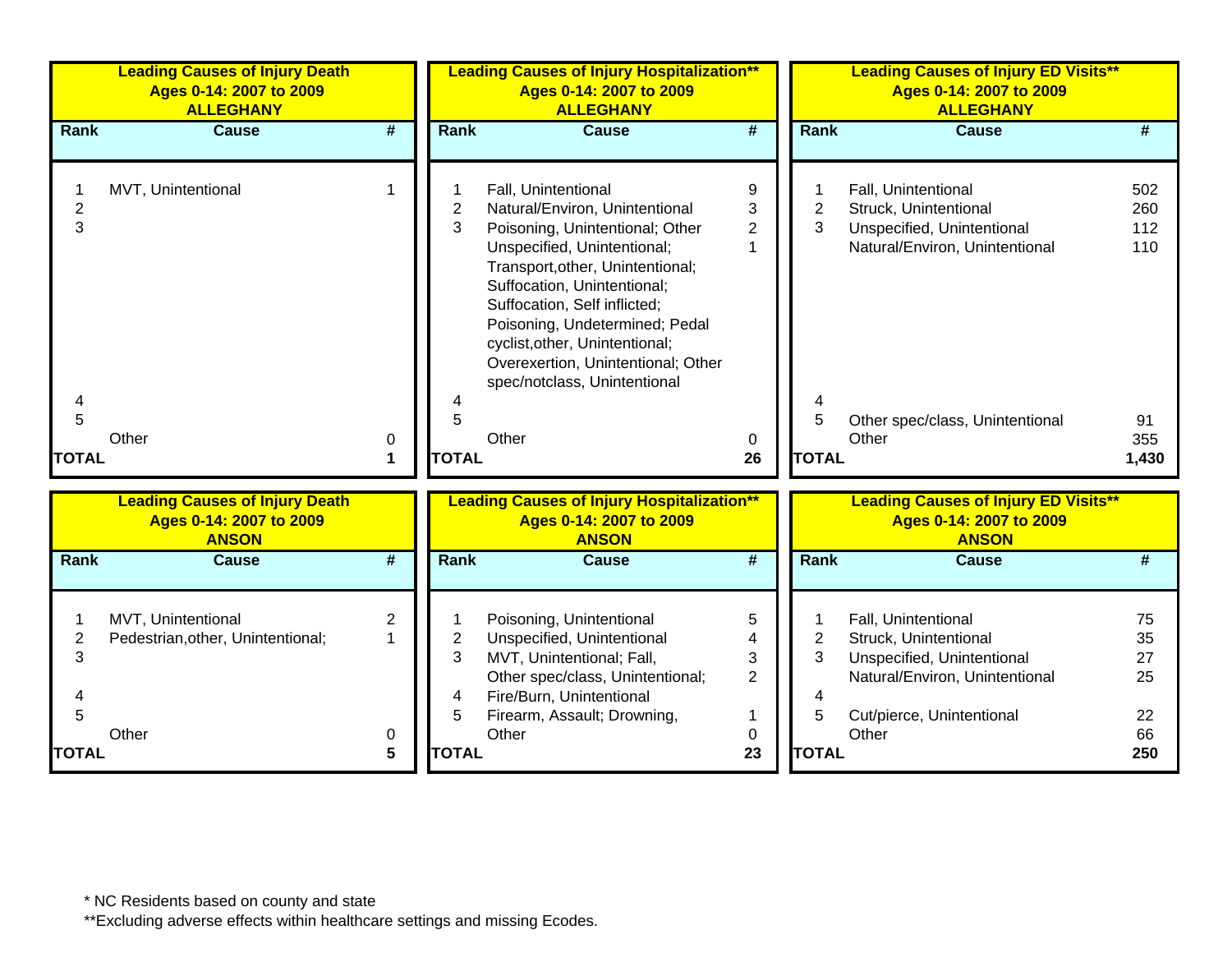| Leading Causes of Injury Death<br>Ages 0-14: 2007 to 2009<br>ALLEGHANY | | |
|---|---|---|
| **Rank** | **Cause** | **#** |
| 1 | MVT, Unintentional | 1 |
| 2 | | |
| 3 | | |
| 4 | | |
| 5 | | |
| | Other | 0 |
| **TOTAL** | | **1** |

| Leading Causes of Injury Hospitalization**<br>Ages 0-14: 2007 to 2009<br>ALLEGHANY | | |
|---|---|---|
| **Rank** | **Cause** | **#** |
| 1 | Fall, Unintentional | 9 |
| 2 | Natural/Environ, Unintentional | 3 |
| 3 | Poisoning, Unintentional; Other | 2 |
| | Unspecified, Unintentional; Transport,other, Unintentional; Suffocation, Unintentional; Suffocation, Self inflicted; Poisoning, Undetermined; Pedal cyclist,other, Unintentional; Overexertion, Unintentional; Other spec/notclass, Unintentional | 1 |
| 4 | | |
| 5 | | |
| | Other | 0 |
| **TOTAL** | | **26** |

| Leading Causes of Injury ED Visits**<br>Ages 0-14: 2007 to 2009<br>ALLEGHANY | | |
|---|---|---|
| **Rank** | **Cause** | **#** |
| 1 | Fall, Unintentional | 502 |
| 2 | Struck, Unintentional | 260 |
| 3 | Unspecified, Unintentional | 112 |
| | Natural/Environ, Unintentional | 110 |
| 4 | | |
| 5 | Other spec/class, Unintentional | 91 |
| | Other | 355 |
| **TOTAL** | | **1,430** |

| Leading Causes of Injury Death<br>Ages 0-14: 2007 to 2009<br>ANSON | | |
|---|---|---|
| **Rank** | **Cause** | **#** |
| 1 | MVT, Unintentional | 2 |
| 2 | Pedestrian,other, Unintentional; | 1 |
| 3 | | |
| 4 | | |
| 5 | | |
| | Other | 0 |
| **TOTAL** | | **5** |

| Leading Causes of Injury Hospitalization**<br>Ages 0-14: 2007 to 2009<br>ANSON | | |
|---|---|---|
| **Rank** | **Cause** | **#** |
| 1 | Poisoning, Unintentional | 5 |
| 2 | Unspecified, Unintentional | 4 |
| 3 | MVT, Unintentional; Fall, | 3 |
| | Other spec/class, Unintentional; | 2 |
| 4 | Fire/Burn, Unintentional | |
| 5 | Firearm, Assault; Drowning, | 1 |
| | Other | 0 |
| **TOTAL** | | **23** |

| Leading Causes of Injury ED Visits**<br>Ages 0-14: 2007 to 2009<br>ANSON | | |
|---|---|---|
| **Rank** | **Cause** | **#** |
| 1 | Fall, Unintentional | 75 |
| 2 | Struck, Unintentional | 35 |
| 3 | Unspecified, Unintentional | 27 |
| | Natural/Environ, Unintentional | 25 |
| 4 | | |
| 5 | Cut/pierce, Unintentional | 22 |
| | Other | 66 |
| **TOTAL** | | **250** |

* NC Residents based on county and state

**Excluding adverse effects within healthcare settings and missing Ecodes.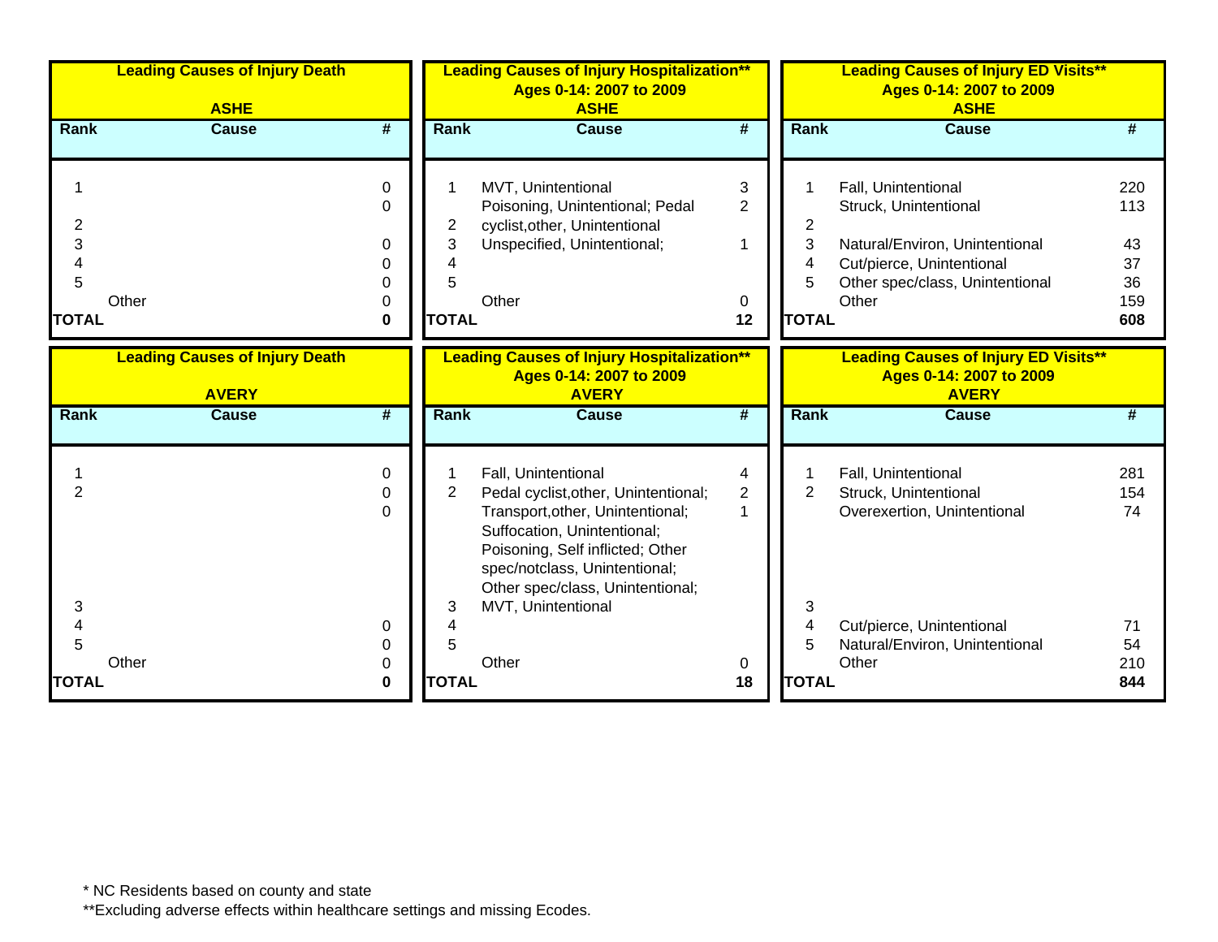## Leading Causes of Injury Death — ASHE

| Rank | Cause | # |
|---|---|---|
| 1 | | 0 |
| | | 0 |
| 2 | | |
| 3 | | 0 |
| 4 | | 0 |
| 5 | | 0 |
| | Other | 0 |
| **TOTAL** | | **0** |

## Leading Causes of Injury Hospitalization** — Ages 0-14: 2007 to 2009 — ASHE

| Rank | Cause | # |
|---|---|---|
| 1 | MVT, Unintentional | 3 |
| 2 | Poisoning, Unintentional; Pedal cyclist,other, Unintentional | 2 |
| 3 | Unspecified, Unintentional; | 1 |
| 4 | | |
| 5 | | |
| | Other | 0 |
| **TOTAL** | | **12** |

## Leading Causes of Injury ED Visits** — Ages 0-14: 2007 to 2009 — ASHE

| Rank | Cause | # |
|---|---|---|
| 1 | Fall, Unintentional | 220 |
| | Struck, Unintentional | 113 |
| 2 | | |
| 3 | Natural/Environ, Unintentional | 43 |
| 4 | Cut/pierce, Unintentional | 37 |
| 5 | Other spec/class, Unintentional | 36 |
| | Other | 159 |
| **TOTAL** | | **608** |

## Leading Causes of Injury Death — AVERY

| Rank | Cause | # |
|---|---|---|
| 1 | | 0 |
| 2 | | 0 |
| | | 0 |
| 3 | | |
| 4 | | 0 |
| 5 | | 0 |
| | Other | 0 |
| **TOTAL** | | **0** |

## Leading Causes of Injury Hospitalization** — Ages 0-14: 2007 to 2009 — AVERY

| Rank | Cause | # |
|---|---|---|
| 1 | Fall, Unintentional | 4 |
| 2 | Pedal cyclist,other, Unintentional; | 2 |
| | Transport,other, Unintentional; Suffocation, Unintentional; Poisoning, Self inflicted; Other spec/notclass, Unintentional; Other spec/class, Unintentional; | 1 |
| 3 | MVT, Unintentional | |
| 4 | | |
| 5 | | |
| | Other | 0 |
| **TOTAL** | | **18** |

## Leading Causes of Injury ED Visits** — Ages 0-14: 2007 to 2009 — AVERY

| Rank | Cause | # |
|---|---|---|
| 1 | Fall, Unintentional | 281 |
| 2 | Struck, Unintentional | 154 |
| | Overexertion, Unintentional | 74 |
| 3 | | |
| 4 | Cut/pierce, Unintentional | 71 |
| 5 | Natural/Environ, Unintentional | 54 |
| | Other | 210 |
| **TOTAL** | | **844** |

* NC Residents based on county and state

**Excluding adverse effects within healthcare settings and missing Ecodes.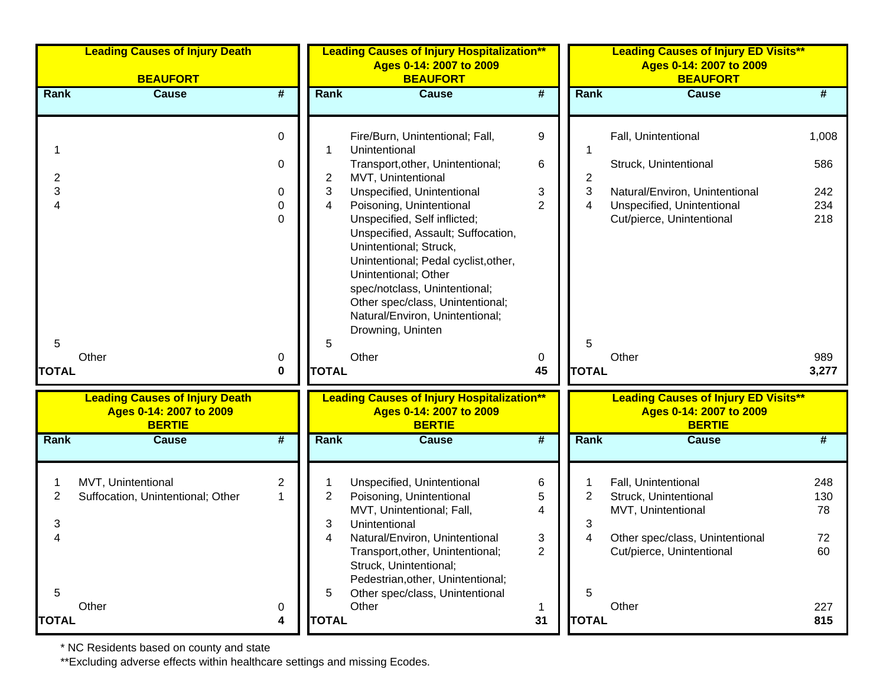| Leading Causes of Injury Death | | |
|---|---|---|
| BEAUFORT | | |
| **Rank** | **Cause** | **#** |
| 1 | | 0 |
| 2 | | 0 |
| 3 | | 0 |
| 4 | | 0 |
| | | 0 |
| 5 | | |
| | Other | 0 |
| **TOTAL** | | **0** |

| Leading Causes of Injury Hospitalization** | | |
|---|---|---|
| Ages 0-14: 2007 to 2009 | | |
| BEAUFORT | | |
| **Rank** | **Cause** | **#** |
| 1 | Fire/Burn, Unintentional; Fall, Unintentional | 9 |
| 2 | Transport,other, Unintentional; MVT, Unintentional | 6 |
| 3 | Unspecified, Unintentional | 3 |
| 4 | Poisoning, Unintentional | 2 |
| | Unspecified, Self inflicted; Unspecified, Assault; Suffocation, Unintentional; Struck, Unintentional; Pedal cyclist,other, Unintentional; Other spec/notclass, Unintentional; Other spec/class, Unintentional; Natural/Environ, Unintentional; Drowning, Uninten | |
| 5 | | |
| | Other | 0 |
| **TOTAL** | | **45** |

| Leading Causes of Injury ED Visits** | | |
|---|---|---|
| Ages 0-14: 2007 to 2009 | | |
| BEAUFORT | | |
| **Rank** | **Cause** | **#** |
| 1 | Fall, Unintentional | 1,008 |
| 2 | Struck, Unintentional | 586 |
| 3 | Natural/Environ, Unintentional | 242 |
| 4 | Unspecified, Unintentional | 234 |
| | Cut/pierce, Unintentional | 218 |
| 5 | | |
| | Other | 989 |
| **TOTAL** | | **3,277** |

| Leading Causes of Injury Death | | |
|---|---|---|
| Ages 0-14: 2007 to 2009 | | |
| BERTIE | | |
| **Rank** | **Cause** | **#** |
| 1 | MVT, Unintentional | 2 |
| 2 | Suffocation, Unintentional; Other | 1 |
| 3 | | |
| 4 | | |
| 5 | | |
| | Other | 0 |
| **TOTAL** | | **4** |

| Leading Causes of Injury Hospitalization** | | |
|---|---|---|
| Ages 0-14: 2007 to 2009 | | |
| BERTIE | | |
| **Rank** | **Cause** | **#** |
| 1 | Unspecified, Unintentional | 6 |
| 2 | Poisoning, Unintentional | 5 |
| 3 | MVT, Unintentional; Fall, Unintentional | 4 |
| 4 | Natural/Environ, Unintentional | 3 |
| 5 | Transport,other, Unintentional; Struck, Unintentional; Pedestrian,other, Unintentional; Other spec/class, Unintentional | 2 |
| | Other | 1 |
| **TOTAL** | | **31** |

| Leading Causes of Injury ED Visits** | | |
|---|---|---|
| Ages 0-14: 2007 to 2009 | | |
| BERTIE | | |
| **Rank** | **Cause** | **#** |
| 1 | Fall, Unintentional | 248 |
| 2 | Struck, Unintentional | 130 |
| 3 | MVT, Unintentional | 78 |
| 4 | Other spec/class, Unintentional | 72 |
| | Cut/pierce, Unintentional | 60 |
| 5 | | |
| | Other | 227 |
| **TOTAL** | | **815** |

* NC Residents based on county and state

**Excluding adverse effects within healthcare settings and missing Ecodes.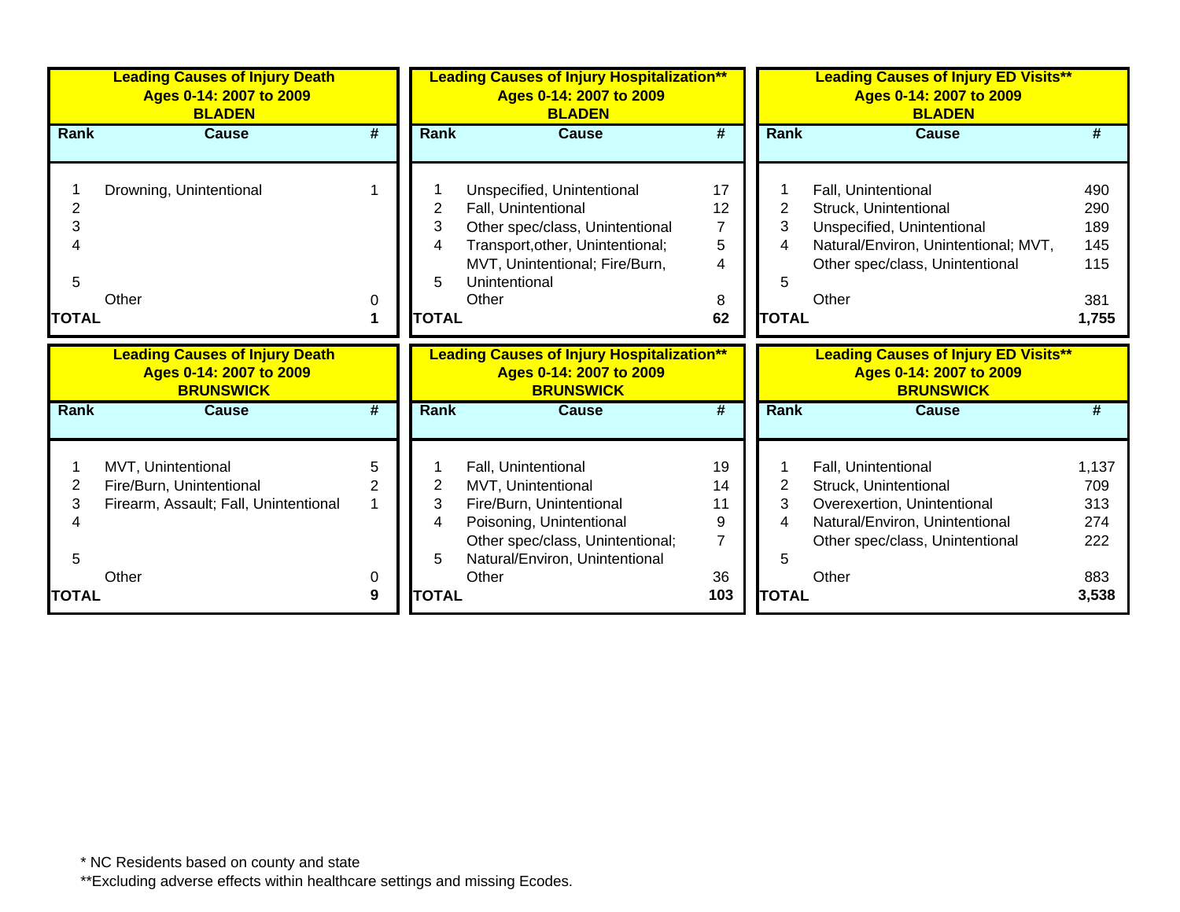**Leading Causes of Injury Death**
**Ages 0-14: 2007 to 2009**
**BLADEN**

| Rank | Cause | # |
|---|---|---|
| 1 | Drowning, Unintentional | 1 |
| 2 | | |
| 3 | | |
| 4 | | |
| 5 | | |
| | Other | 0 |
| **TOTAL** | | **1** |

**Leading Causes of Injury Hospitalization****
**Ages 0-14: 2007 to 2009**
**BLADEN**

| Rank | Cause | # |
|---|---|---|
| 1 | Unspecified, Unintentional | 17 |
| 2 | Fall, Unintentional | 12 |
| 3 | Other spec/class, Unintentional | 7 |
| 4 | Transport,other, Unintentional; | 5 |
| 5 | MVT, Unintentional; Fire/Burn, Unintentional | 4 |
| | Other | 8 |
| **TOTAL** | | **62** |

**Leading Causes of Injury ED Visits****
**Ages 0-14: 2007 to 2009**
**BLADEN**

| Rank | Cause | # |
|---|---|---|
| 1 | Fall, Unintentional | 490 |
| 2 | Struck, Unintentional | 290 |
| 3 | Unspecified, Unintentional | 189 |
| 4 | Natural/Environ, Unintentional; MVT, | 145 |
| 5 | Other spec/class, Unintentional | 115 |
| | Other | 381 |
| **TOTAL** | | **1,755** |

**Leading Causes of Injury Death**
**Ages 0-14: 2007 to 2009**
**BRUNSWICK**

| Rank | Cause | # |
|---|---|---|
| 1 | MVT, Unintentional | 5 |
| 2 | Fire/Burn, Unintentional | 2 |
| 3 | Firearm, Assault; Fall, Unintentional | 1 |
| 4 | | |
| 5 | | |
| | Other | 0 |
| **TOTAL** | | **9** |

**Leading Causes of Injury Hospitalization****
**Ages 0-14: 2007 to 2009**
**BRUNSWICK**

| Rank | Cause | # |
|---|---|---|
| 1 | Fall, Unintentional | 19 |
| 2 | MVT, Unintentional | 14 |
| 3 | Fire/Burn, Unintentional | 11 |
| 4 | Poisoning, Unintentional | 9 |
| 5 | Other spec/class, Unintentional; Natural/Environ, Unintentional | 7 |
| | Other | 36 |
| **TOTAL** | | **103** |

**Leading Causes of Injury ED Visits****
**Ages 0-14: 2007 to 2009**
**BRUNSWICK**

| Rank | Cause | # |
|---|---|---|
| 1 | Fall, Unintentional | 1,137 |
| 2 | Struck, Unintentional | 709 |
| 3 | Overexertion, Unintentional | 313 |
| 4 | Natural/Environ, Unintentional | 274 |
| 5 | Other spec/class, Unintentional | 222 |
| | Other | 883 |
| **TOTAL** | | **3,538** |

* NC Residents based on county and state

**Excluding adverse effects within healthcare settings and missing Ecodes.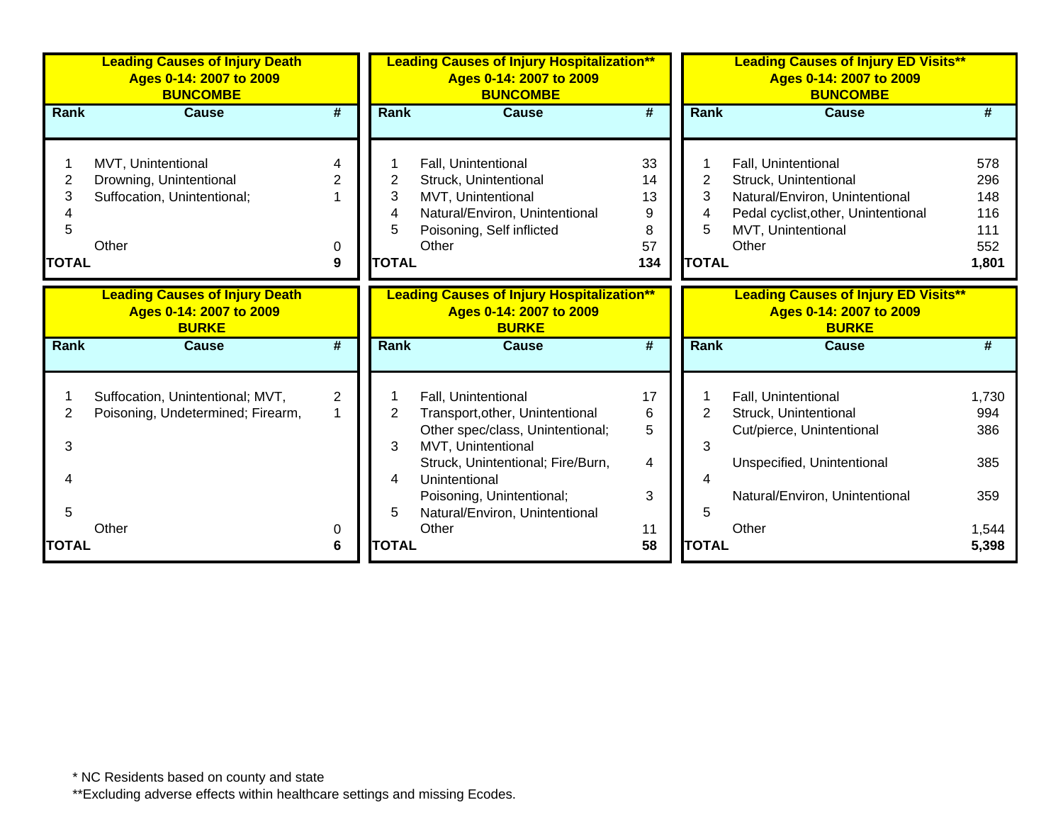**Leading Causes of Injury Death Ages 0-14: 2007 to 2009 BUNCOMBE**

| Rank | Cause | # |
|---|---|---|
| 1 | MVT, Unintentional | 4 |
| 2 | Drowning, Unintentional | 2 |
| 3 | Suffocation, Unintentional; | 1 |
| 4 | | |
| 5 | | |
| | Other | 0 |
| **TOTAL** | | **9** |

**Leading Causes of Injury Hospitalization** Ages 0-14: 2007 to 2009 BUNCOMBE**

| Rank | Cause | # |
|---|---|---|
| 1 | Fall, Unintentional | 33 |
| 2 | Struck, Unintentional | 14 |
| 3 | MVT, Unintentional | 13 |
| 4 | Natural/Environ, Unintentional | 9 |
| 5 | Poisoning, Self inflicted | 8 |
| | Other | 57 |
| **TOTAL** | | **134** |

**Leading Causes of Injury ED Visits** Ages 0-14: 2007 to 2009 BUNCOMBE**

| Rank | Cause | # |
|---|---|---|
| 1 | Fall, Unintentional | 578 |
| 2 | Struck, Unintentional | 296 |
| 3 | Natural/Environ, Unintentional | 148 |
| 4 | Pedal cyclist,other, Unintentional | 116 |
| 5 | MVT, Unintentional | 111 |
| | Other | 552 |
| **TOTAL** | | **1,801** |

**Leading Causes of Injury Death Ages 0-14: 2007 to 2009 BURKE**

| Rank | Cause | # |
|---|---|---|
| 1 | Suffocation, Unintentional; MVT, | 2 |
| 2 | Poisoning, Undetermined; Firearm, | 1 |
| 3 | | |
| 4 | | |
| 5 | | |
| | Other | 0 |
| **TOTAL** | | **6** |

**Leading Causes of Injury Hospitalization** Ages 0-14: 2007 to 2009 BURKE**

| Rank | Cause | # |
|---|---|---|
| 1 | Fall, Unintentional | 17 |
| 2 | Transport,other, Unintentional | 6 |
| 3 | Other spec/class, Unintentional; MVT, Unintentional | 5 |
| 4 | Struck, Unintentional; Fire/Burn, Unintentional | 4 |
| 5 | Poisoning, Unintentional; Natural/Environ, Unintentional | 3 |
| | Other | 11 |
| **TOTAL** | | **58** |

**Leading Causes of Injury ED Visits** Ages 0-14: 2007 to 2009 BURKE**

| Rank | Cause | # |
|---|---|---|
| 1 | Fall, Unintentional | 1,730 |
| 2 | Struck, Unintentional | 994 |
| 3 | Cut/pierce, Unintentional | 386 |
| 4 | Unspecified, Unintentional | 385 |
| 5 | Natural/Environ, Unintentional | 359 |
| | Other | 1,544 |
| **TOTAL** | | **5,398** |

* NC Residents based on county and state

**Excluding adverse effects within healthcare settings and missing Ecodes.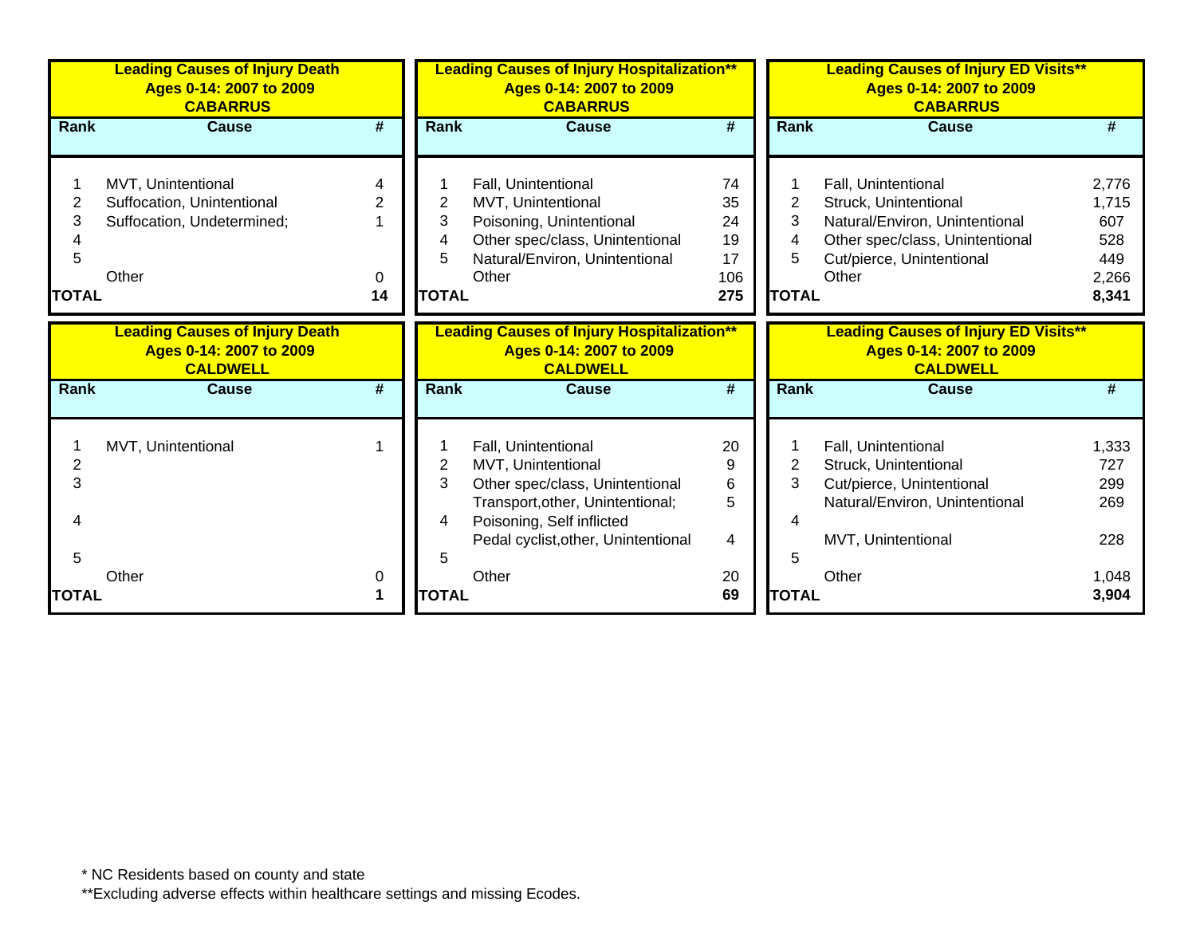**Leading Causes of Injury Death**
**Ages 0-14: 2007 to 2009**
**CABARRUS**

| Rank | Cause | # |
|---|---|---|
| 1 | MVT, Unintentional | 4 |
| 2 | Suffocation, Unintentional | 2 |
| 3 | Suffocation, Undetermined; | 1 |
| 4 | | |
| 5 | | |
| | Other | 0 |
| **TOTAL** | | **14** |

**Leading Causes of Injury Hospitalization\*\***
**Ages 0-14: 2007 to 2009**
**CABARRUS**

| Rank | Cause | # |
|---|---|---|
| 1 | Fall, Unintentional | 74 |
| 2 | MVT, Unintentional | 35 |
| 3 | Poisoning, Unintentional | 24 |
| 4 | Other spec/class, Unintentional | 19 |
| 5 | Natural/Environ, Unintentional | 17 |
| | Other | 106 |
| **TOTAL** | | **275** |

**Leading Causes of Injury ED Visits\*\***
**Ages 0-14: 2007 to 2009**
**CABARRUS**

| Rank | Cause | # |
|---|---|---|
| 1 | Fall, Unintentional | 2,776 |
| 2 | Struck, Unintentional | 1,715 |
| 3 | Natural/Environ, Unintentional | 607 |
| 4 | Other spec/class, Unintentional | 528 |
| 5 | Cut/pierce, Unintentional | 449 |
| | Other | 2,266 |
| **TOTAL** | | **8,341** |

**Leading Causes of Injury Death**
**Ages 0-14: 2007 to 2009**
**CALDWELL**

| Rank | Cause | # |
|---|---|---|
| 1 | MVT, Unintentional | 1 |
| 2 | | |
| 3 | | |
| 4 | | |
| 5 | | |
| | Other | 0 |
| **TOTAL** | | **1** |

**Leading Causes of Injury Hospitalization\*\***
**Ages 0-14: 2007 to 2009**
**CALDWELL**

| Rank | Cause | # |
|---|---|---|
| 1 | Fall, Unintentional | 20 |
| 2 | MVT, Unintentional | 9 |
| 3 | Other spec/class, Unintentional | 6 |
| | Transport,other, Unintentional; | 5 |
| 4 | Poisoning, Self inflicted | |
| | Pedal cyclist,other, Unintentional | 4 |
| 5 | | |
| | Other | 20 |
| **TOTAL** | | **69** |

**Leading Causes of Injury ED Visits\*\***
**Ages 0-14: 2007 to 2009**
**CALDWELL**

| Rank | Cause | # |
|---|---|---|
| 1 | Fall, Unintentional | 1,333 |
| 2 | Struck, Unintentional | 727 |
| 3 | Cut/pierce, Unintentional | 299 |
| | Natural/Environ, Unintentional | 269 |
| 4 | | |
| | MVT, Unintentional | 228 |
| 5 | | |
| | Other | 1,048 |
| **TOTAL** | | **3,904** |

\* NC Residents based on county and state
\*\*Excluding adverse effects within healthcare settings and missing Ecodes.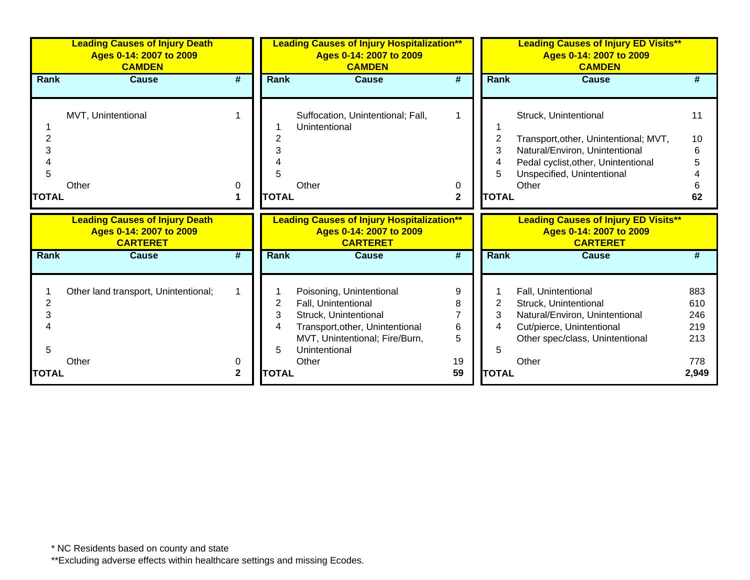**Leading Causes of Injury Death**
**Ages 0-14: 2007 to 2009**
**CAMDEN**

| Rank | Cause | # |
|---|---|---|
| 1 | MVT, Unintentional | 1 |
| 2 | | |
| 3 | | |
| 4 | | |
| 5 | | |
| | Other | 0 |
| **TOTAL** | | **1** |

**Leading Causes of Injury Hospitalization****
**Ages 0-14: 2007 to 2009**
**CAMDEN**

| Rank | Cause | # |
|---|---|---|
| 1 | Suffocation, Unintentional; Fall, Unintentional | 1 |
| 2 | | |
| 3 | | |
| 4 | | |
| 5 | | |
| | Other | 0 |
| **TOTAL** | | **2** |

**Leading Causes of Injury ED Visits****
**Ages 0-14: 2007 to 2009**
**CAMDEN**

| Rank | Cause | # |
|---|---|---|
| 1 | Struck, Unintentional | 11 |
| 2 | Transport,other, Unintentional; MVT, | 10 |
| 3 | Natural/Environ, Unintentional | 6 |
| 4 | Pedal cyclist,other, Unintentional | 5 |
| 5 | Unspecified, Unintentional | 4 |
| | Other | 6 |
| **TOTAL** | | **62** |

**Leading Causes of Injury Death**
**Ages 0-14: 2007 to 2009**
**CARTERET**

| Rank | Cause | # |
|---|---|---|
| 1 | Other land transport, Unintentional; | 1 |
| 2 | | |
| 3 | | |
| 4 | | |
| 5 | | |
| | Other | 0 |
| **TOTAL** | | **2** |

**Leading Causes of Injury Hospitalization****
**Ages 0-14: 2007 to 2009**
**CARTERET**

| Rank | Cause | # |
|---|---|---|
| 1 | Poisoning, Unintentional | 9 |
| 2 | Fall, Unintentional | 8 |
| 3 | Struck, Unintentional | 7 |
| 4 | Transport,other, Unintentional | 6 |
| 5 | MVT, Unintentional; Fire/Burn, Unintentional | 5 |
| | Other | 19 |
| **TOTAL** | | **59** |

**Leading Causes of Injury ED Visits****
**Ages 0-14: 2007 to 2009**
**CARTERET**

| Rank | Cause | # |
|---|---|---|
| 1 | Fall, Unintentional | 883 |
| 2 | Struck, Unintentional | 610 |
| 3 | Natural/Environ, Unintentional | 246 |
| 4 | Cut/pierce, Unintentional | 219 |
| 5 | Other spec/class, Unintentional | 213 |
| | Other | 778 |
| **TOTAL** | | **2,949** |

* NC Residents based on county and state

**Excluding adverse effects within healthcare settings and missing Ecodes.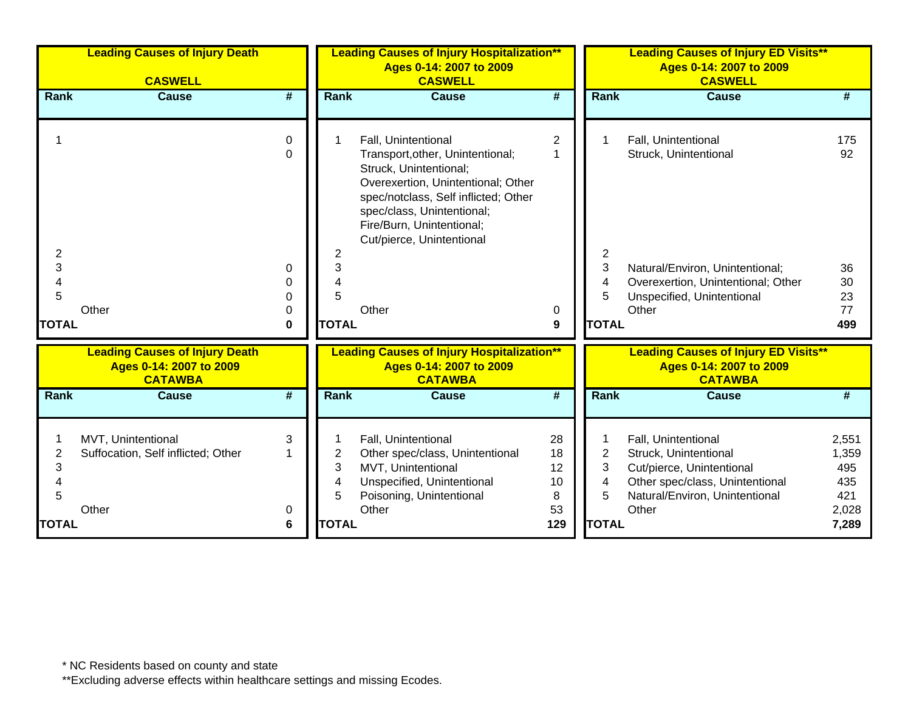### Leading Causes of Injury Death

CASWELL

| Rank | Cause | # |
|---|---|---|
| 1 | | 0 |
| | | 0 |
| 2 | | |
| 3 | | 0 |
| 4 | | 0 |
| 5 | | 0 |
| | Other | 0 |
| **TOTAL** | | **0** |

### Leading Causes of Injury Hospitalization**
Ages 0-14: 2007 to 2009
CASWELL

| Rank | Cause | # |
|---|---|---|
| 1 | Fall, Unintentional | 2 |
| | Transport,other, Unintentional; Struck, Unintentional; Overexertion, Unintentional; Other spec/notclass, Self inflicted; Other spec/class, Unintentional; Fire/Burn, Unintentional; Cut/pierce, Unintentional | 1 |
| 2 | | |
| 3 | | |
| 4 | | |
| 5 | | |
| | Other | 0 |
| **TOTAL** | | **9** |

### Leading Causes of Injury ED Visits**
Ages 0-14: 2007 to 2009
CASWELL

| Rank | Cause | # |
|---|---|---|
| 1 | Fall, Unintentional | 175 |
| | Struck, Unintentional | 92 |
| 2 | | |
| 3 | Natural/Environ, Unintentional; | 36 |
| 4 | Overexertion, Unintentional; Other | 30 |
| 5 | Unspecified, Unintentional | 23 |
| | Other | 77 |
| **TOTAL** | | **499** |

### Leading Causes of Injury Death
Ages 0-14: 2007 to 2009
CATAWBA

| Rank | Cause | # |
|---|---|---|
| 1 | MVT, Unintentional | 3 |
| 2 | Suffocation, Self inflicted; Other | 1 |
| 3 | | |
| 4 | | |
| 5 | | |
| | Other | 0 |
| **TOTAL** | | **6** |

### Leading Causes of Injury Hospitalization**
Ages 0-14: 2007 to 2009
CATAWBA

| Rank | Cause | # |
|---|---|---|
| 1 | Fall, Unintentional | 28 |
| 2 | Other spec/class, Unintentional | 18 |
| 3 | MVT, Unintentional | 12 |
| 4 | Unspecified, Unintentional | 10 |
| 5 | Poisoning, Unintentional | 8 |
| | Other | 53 |
| **TOTAL** | | **129** |

### Leading Causes of Injury ED Visits**
Ages 0-14: 2007 to 2009
CATAWBA

| Rank | Cause | # |
|---|---|---|
| 1 | Fall, Unintentional | 2,551 |
| 2 | Struck, Unintentional | 1,359 |
| 3 | Cut/pierce, Unintentional | 495 |
| 4 | Other spec/class, Unintentional | 435 |
| 5 | Natural/Environ, Unintentional | 421 |
| | Other | 2,028 |
| **TOTAL** | | **7,289** |

* NC Residents based on county and state

**Excluding adverse effects within healthcare settings and missing Ecodes.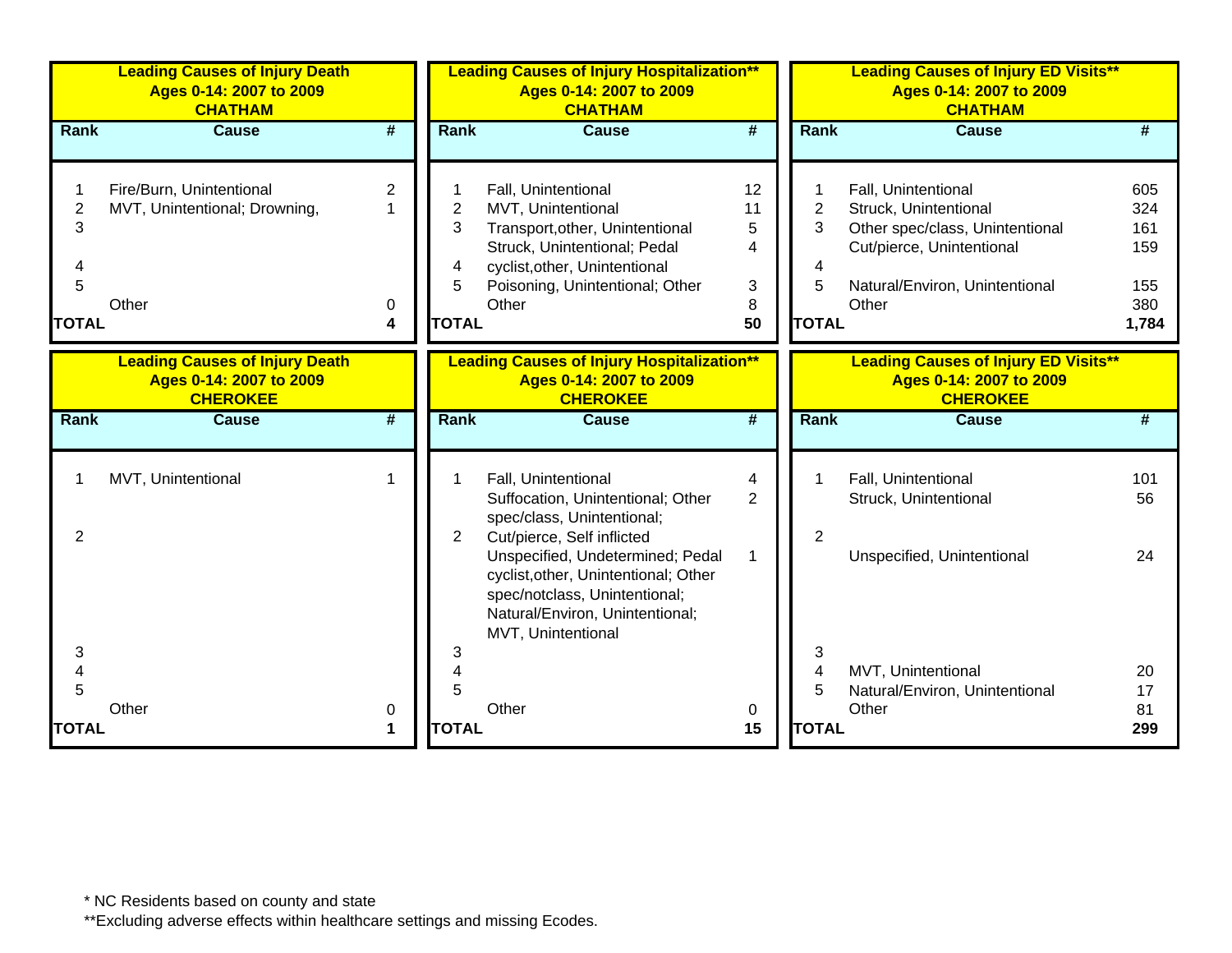**Leading Causes of Injury Death**
**Ages 0-14: 2007 to 2009**
**CHATHAM**

| Rank | Cause | # |
|---|---|---|
| 1 | Fire/Burn, Unintentional | 2 |
| 2 | MVT, Unintentional; Drowning, | 1 |
| 3 | | |
| 4 | | |
| 5 | | |
| | Other | 0 |
| **TOTAL** | | **4** |

**Leading Causes of Injury Hospitalization****
**Ages 0-14: 2007 to 2009**
**CHATHAM**

| Rank | Cause | # |
|---|---|---|
| 1 | Fall, Unintentional | 12 |
| 2 | MVT, Unintentional | 11 |
| 3 | Transport,other, Unintentional | 5 |
| 4 | Struck, Unintentional; Pedal cyclist,other, Unintentional | 4 |
| 5 | Poisoning, Unintentional; Other | 3 |
| | Other | 8 |
| **TOTAL** | | **50** |

**Leading Causes of Injury ED Visits****
**Ages 0-14: 2007 to 2009**
**CHATHAM**

| Rank | Cause | # |
|---|---|---|
| 1 | Fall, Unintentional | 605 |
| 2 | Struck, Unintentional | 324 |
| 3 | Other spec/class, Unintentional | 161 |
| 4 | Cut/pierce, Unintentional | 159 |
| 5 | Natural/Environ, Unintentional | 155 |
| | Other | 380 |
| **TOTAL** | | **1,784** |

**Leading Causes of Injury Death**
**Ages 0-14: 2007 to 2009**
**CHEROKEE**

| Rank | Cause | # |
|---|---|---|
| 1 | MVT, Unintentional | 1 |
| 2 | | |
| 3 | | |
| 4 | | |
| 5 | | |
| | Other | 0 |
| **TOTAL** | | **1** |

**Leading Causes of Injury Hospitalization****
**Ages 0-14: 2007 to 2009**
**CHEROKEE**

| Rank | Cause | # |
|---|---|---|
| 1 | Fall, Unintentional | 4 |
| 2 | Suffocation, Unintentional; Other spec/class, Unintentional; Cut/pierce, Self inflicted | 2 |
| | Unspecified, Undetermined; Pedal cyclist,other, Unintentional; Other spec/notclass, Unintentional; Natural/Environ, Unintentional; MVT, Unintentional | 1 |
| 3 | | |
| 4 | | |
| 5 | | |
| | Other | 0 |
| **TOTAL** | | **15** |

**Leading Causes of Injury ED Visits****
**Ages 0-14: 2007 to 2009**
**CHEROKEE**

| Rank | Cause | # |
|---|---|---|
| 1 | Fall, Unintentional | 101 |
| 2 | Struck, Unintentional | 56 |
| 3 | Unspecified, Unintentional | 24 |
| 4 | MVT, Unintentional | 20 |
| 5 | Natural/Environ, Unintentional | 17 |
| | Other | 81 |
| **TOTAL** | | **299** |

* NC Residents based on county and state
**Excluding adverse effects within healthcare settings and missing Ecodes.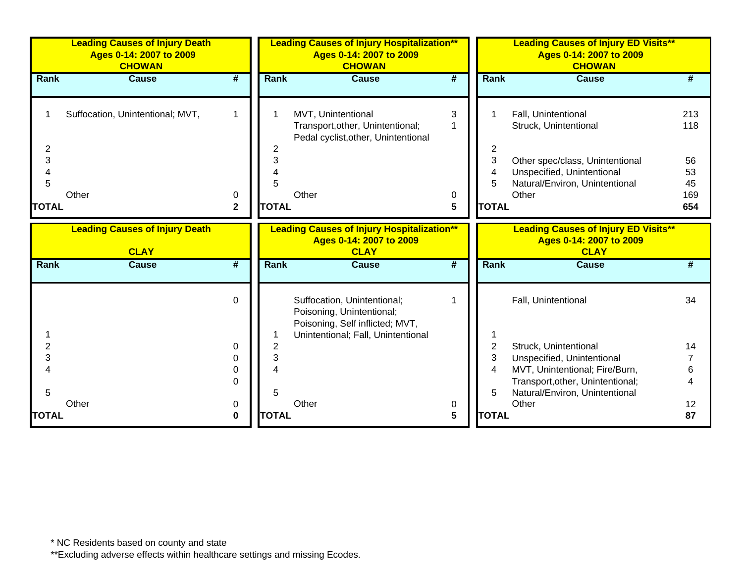## Leading Causes of Injury Death — Ages 0-14: 2007 to 2009 — CHOWAN

| Rank | Cause | # |
|---|---|---|
| 1 | Suffocation, Unintentional; MVT, | 1 |
| 2 | | |
| 3 | | |
| 4 | | |
| 5 | | |
| | Other | 0 |
| **TOTAL** | | **2** |

## Leading Causes of Injury Hospitalization** — Ages 0-14: 2007 to 2009 — CHOWAN

| Rank | Cause | # |
|---|---|---|
| 1 | MVT, Unintentional | 3 |
| | Transport,other, Unintentional; Pedal cyclist,other, Unintentional | 1 |
| 2 | | |
| 3 | | |
| 4 | | |
| 5 | | |
| | Other | 0 |
| **TOTAL** | | **5** |

## Leading Causes of Injury ED Visits** — Ages 0-14: 2007 to 2009 — CHOWAN

| Rank | Cause | # |
|---|---|---|
| 1 | Fall, Unintentional | 213 |
| | Struck, Unintentional | 118 |
| 2 | | |
| 3 | Other spec/class, Unintentional | 56 |
| 4 | Unspecified, Unintentional | 53 |
| 5 | Natural/Environ, Unintentional | 45 |
| | Other | 169 |
| **TOTAL** | | **654** |

## Leading Causes of Injury Death — CLAY

| Rank | Cause | # |
|---|---|---|
| | | 0 |
| 1 | | |
| 2 | | 0 |
| 3 | | 0 |
| 4 | | 0 |
| | | 0 |
| 5 | | |
| | Other | 0 |
| **TOTAL** | | **0** |

## Leading Causes of Injury Hospitalization** — Ages 0-14: 2007 to 2009 — CLAY

| Rank | Cause | # |
|---|---|---|
| | Suffocation, Unintentional; Poisoning, Unintentional; Poisoning, Self inflicted; MVT, | 1 |
| 1 | Unintentional; Fall, Unintentional | |
| 2 | | |
| 3 | | |
| 4 | | |
| 5 | | |
| | Other | 0 |
| **TOTAL** | | **5** |

## Leading Causes of Injury ED Visits** — Ages 0-14: 2007 to 2009 — CLAY

| Rank | Cause | # |
|---|---|---|
| | Fall, Unintentional | 34 |
| 1 | | |
| 2 | Struck, Unintentional | 14 |
| 3 | Unspecified, Unintentional | 7 |
| 4 | MVT, Unintentional; Fire/Burn, | 6 |
| | Transport,other, Unintentional; | 4 |
| 5 | Natural/Environ, Unintentional | |
| | Other | 12 |
| **TOTAL** | | **87** |

\* NC Residents based on county and state

**Excluding adverse effects within healthcare settings and missing Ecodes.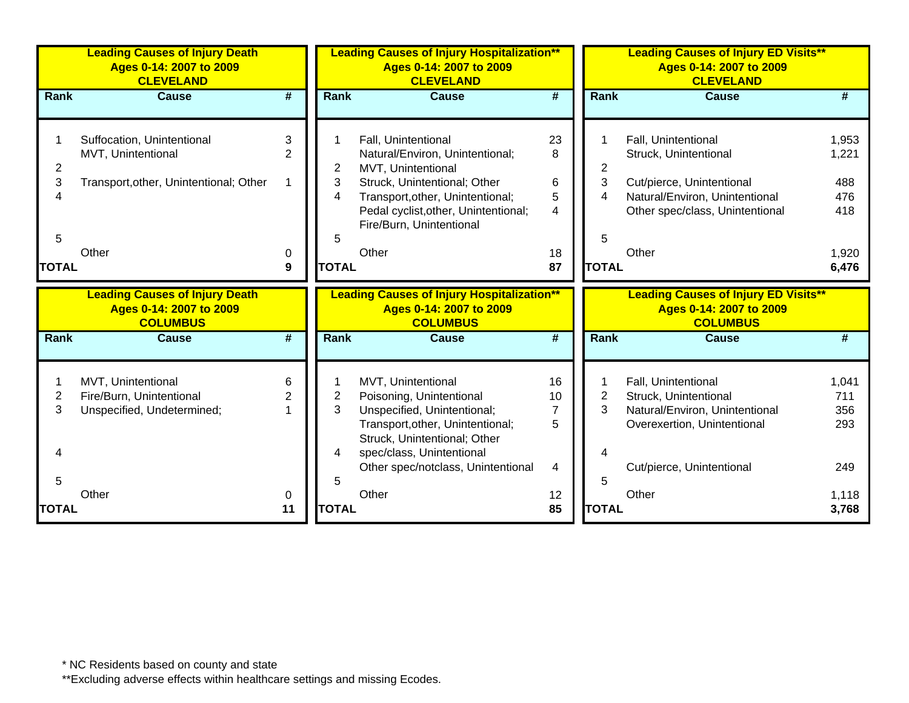**Leading Causes of Injury Death**
**Ages 0-14: 2007 to 2009**
**CLEVELAND**

| Rank | Cause | # |
|---|---|---|
| 1 | Suffocation, Unintentional | 3 |
| | MVT, Unintentional | 2 |
| 2 | | |
| 3 | Transport,other, Unintentional; Other | 1 |
| 4 | | |
| 5 | | |
| | Other | 0 |
| **TOTAL** | | **9** |

**Leading Causes of Injury Hospitalization****
**Ages 0-14: 2007 to 2009**
**CLEVELAND**

| Rank | Cause | # |
|---|---|---|
| 1 | Fall, Unintentional | 23 |
| | Natural/Environ, Unintentional; | 8 |
| 2 | MVT, Unintentional | |
| 3 | Struck, Unintentional; Other | 6 |
| 4 | Transport,other, Unintentional; | 5 |
| | Pedal cyclist,other, Unintentional; | 4 |
| | Fire/Burn, Unintentional | |
| 5 | | |
| | Other | 18 |
| **TOTAL** | | **87** |

**Leading Causes of Injury ED Visits****
**Ages 0-14: 2007 to 2009**
**CLEVELAND**

| Rank | Cause | # |
|---|---|---|
| 1 | Fall, Unintentional | 1,953 |
| | Struck, Unintentional | 1,221 |
| 2 | | |
| 3 | Cut/pierce, Unintentional | 488 |
| 4 | Natural/Environ, Unintentional | 476 |
| | Other spec/class, Unintentional | 418 |
| 5 | | |
| | Other | 1,920 |
| **TOTAL** | | **6,476** |

**Leading Causes of Injury Death**
**Ages 0-14: 2007 to 2009**
**COLUMBUS**

| Rank | Cause | # |
|---|---|---|
| 1 | MVT, Unintentional | 6 |
| 2 | Fire/Burn, Unintentional | 2 |
| 3 | Unspecified, Undetermined; | 1 |
| 4 | | |
| 5 | | |
| | Other | 0 |
| **TOTAL** | | **11** |

**Leading Causes of Injury Hospitalization****
**Ages 0-14: 2007 to 2009**
**COLUMBUS**

| Rank | Cause | # |
|---|---|---|
| 1 | MVT, Unintentional | 16 |
| 2 | Poisoning, Unintentional | 10 |
| 3 | Unspecified, Unintentional; | 7 |
| | Transport,other, Unintentional; | 5 |
| | Struck, Unintentional; Other | |
| 4 | spec/class, Unintentional | |
| | Other spec/notclass, Unintentional | 4 |
| 5 | | |
| | Other | 12 |
| **TOTAL** | | **85** |

**Leading Causes of Injury ED Visits****
**Ages 0-14: 2007 to 2009**
**COLUMBUS**

| Rank | Cause | # |
|---|---|---|
| 1 | Fall, Unintentional | 1,041 |
| 2 | Struck, Unintentional | 711 |
| 3 | Natural/Environ, Unintentional | 356 |
| | Overexertion, Unintentional | 293 |
| 4 | | |
| | Cut/pierce, Unintentional | 249 |
| 5 | | |
| | Other | 1,118 |
| **TOTAL** | | **3,768** |

* NC Residents based on county and state

**Excluding adverse effects within healthcare settings and missing Ecodes.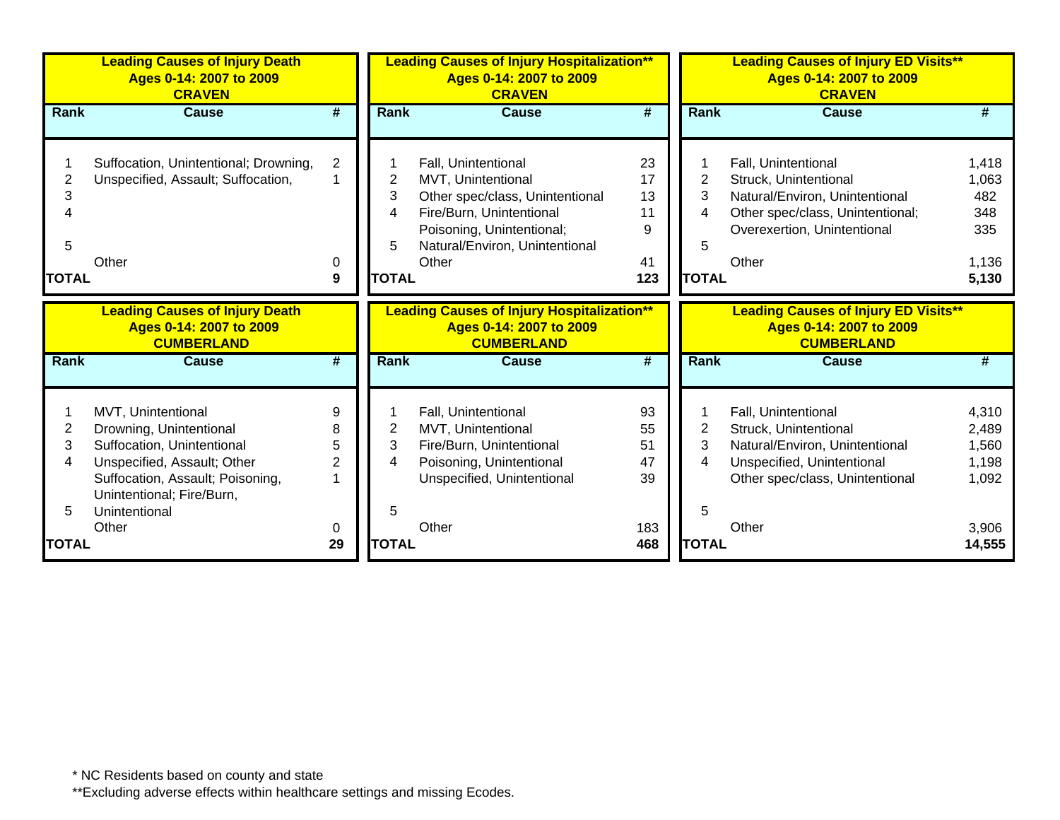### Leading Causes of Injury Death Ages 0-14: 2007 to 2009 CRAVEN

| Rank | Cause | # |
|---|---|---|
| 1 | Suffocation, Unintentional; Drowning, | 2 |
| 2 | Unspecified, Assault; Suffocation, | 1 |
| 3 | | |
| 4 | | |
| 5 | | |
| | Other | 0 |
| **TOTAL** | | **9** |

### Leading Causes of Injury Hospitalization** Ages 0-14: 2007 to 2009 CRAVEN

| Rank | Cause | # |
|---|---|---|
| 1 | Fall, Unintentional | 23 |
| 2 | MVT, Unintentional | 17 |
| 3 | Other spec/class, Unintentional | 13 |
| 4 | Fire/Burn, Unintentional | 11 |
| | Poisoning, Unintentional; | 9 |
| 5 | Natural/Environ, Unintentional | |
| | Other | 41 |
| **TOTAL** | | **123** |

### Leading Causes of Injury ED Visits** Ages 0-14: 2007 to 2009 CRAVEN

| Rank | Cause | # |
|---|---|---|
| 1 | Fall, Unintentional | 1,418 |
| 2 | Struck, Unintentional | 1,063 |
| 3 | Natural/Environ, Unintentional | 482 |
| 4 | Other spec/class, Unintentional; | 348 |
| | Overexertion, Unintentional | 335 |
| 5 | | |
| | Other | 1,136 |
| **TOTAL** | | **5,130** |

### Leading Causes of Injury Death Ages 0-14: 2007 to 2009 CUMBERLAND

| Rank | Cause | # |
|---|---|---|
| 1 | MVT, Unintentional | 9 |
| 2 | Drowning, Unintentional | 8 |
| 3 | Suffocation, Unintentional | 5 |
| 4 | Unspecified, Assault; Other | 2 |
| | Suffocation, Assault; Poisoning, Unintentional; Fire/Burn, | 1 |
| 5 | Unintentional | |
| | Other | 0 |
| **TOTAL** | | **29** |

### Leading Causes of Injury Hospitalization** Ages 0-14: 2007 to 2009 CUMBERLAND

| Rank | Cause | # |
|---|---|---|
| 1 | Fall, Unintentional | 93 |
| 2 | MVT, Unintentional | 55 |
| 3 | Fire/Burn, Unintentional | 51 |
| 4 | Poisoning, Unintentional | 47 |
| | Unspecified, Unintentional | 39 |
| 5 | | |
| | Other | 183 |
| **TOTAL** | | **468** |

### Leading Causes of Injury ED Visits** Ages 0-14: 2007 to 2009 CUMBERLAND

| Rank | Cause | # |
|---|---|---|
| 1 | Fall, Unintentional | 4,310 |
| 2 | Struck, Unintentional | 2,489 |
| 3 | Natural/Environ, Unintentional | 1,560 |
| 4 | Unspecified, Unintentional | 1,198 |
| | Other spec/class, Unintentional | 1,092 |
| 5 | | |
| | Other | 3,906 |
| **TOTAL** | | **14,555** |

* NC Residents based on county and state

**Excluding adverse effects within healthcare settings and missing Ecodes.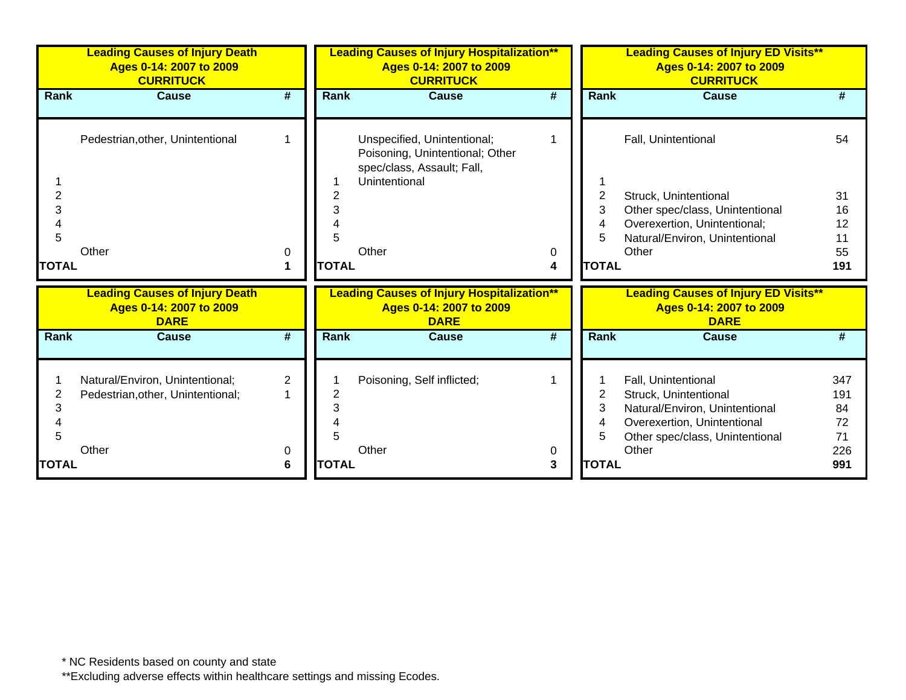### Leading Causes of Injury Death
### Ages 0-14: 2007 to 2009
### CURRITUCK

| Rank | Cause | # |
|---|---|---|
| 1 | Pedestrian,other, Unintentional | 1 |
| 2 | | |
| 3 | | |
| 4 | | |
| 5 | | |
| | Other | 0 |
| **TOTAL** | | **1** |

### Leading Causes of Injury Hospitalization**
### Ages 0-14: 2007 to 2009
### CURRITUCK

| Rank | Cause | # |
|---|---|---|
| 1 | Unspecified, Unintentional; Poisoning, Unintentional; Other spec/class, Assault; Fall, Unintentional | 1 |
| 2 | | |
| 3 | | |
| 4 | | |
| 5 | | |
| | Other | 0 |
| **TOTAL** | | **4** |

### Leading Causes of Injury ED Visits**
### Ages 0-14: 2007 to 2009
### CURRITUCK

| Rank | Cause | # |
|---|---|---|
| 1 | Fall, Unintentional | 54 |
| 2 | Struck, Unintentional | 31 |
| 3 | Other spec/class, Unintentional | 16 |
| 4 | Overexertion, Unintentional; | 12 |
| 5 | Natural/Environ, Unintentional | 11 |
| | Other | 55 |
| **TOTAL** | | **191** |

### Leading Causes of Injury Death
### Ages 0-14: 2007 to 2009
### DARE

| Rank | Cause | # |
|---|---|---|
| 1 | Natural/Environ, Unintentional; | 2 |
| 2 | Pedestrian,other, Unintentional; | 1 |
| 3 | | |
| 4 | | |
| 5 | | |
| | Other | 0 |
| **TOTAL** | | **6** |

### Leading Causes of Injury Hospitalization**
### Ages 0-14: 2007 to 2009
### DARE

| Rank | Cause | # |
|---|---|---|
| 1 | Poisoning, Self inflicted; | 1 |
| 2 | | |
| 3 | | |
| 4 | | |
| 5 | | |
| | Other | 0 |
| **TOTAL** | | **3** |

### Leading Causes of Injury ED Visits**
### Ages 0-14: 2007 to 2009
### DARE

| Rank | Cause | # |
|---|---|---|
| 1 | Fall, Unintentional | 347 |
| 2 | Struck, Unintentional | 191 |
| 3 | Natural/Environ, Unintentional | 84 |
| 4 | Overexertion, Unintentional | 72 |
| 5 | Other spec/class, Unintentional | 71 |
| | Other | 226 |
| **TOTAL** | | **991** |

* NC Residents based on county and state

**Excluding adverse effects within healthcare settings and missing Ecodes.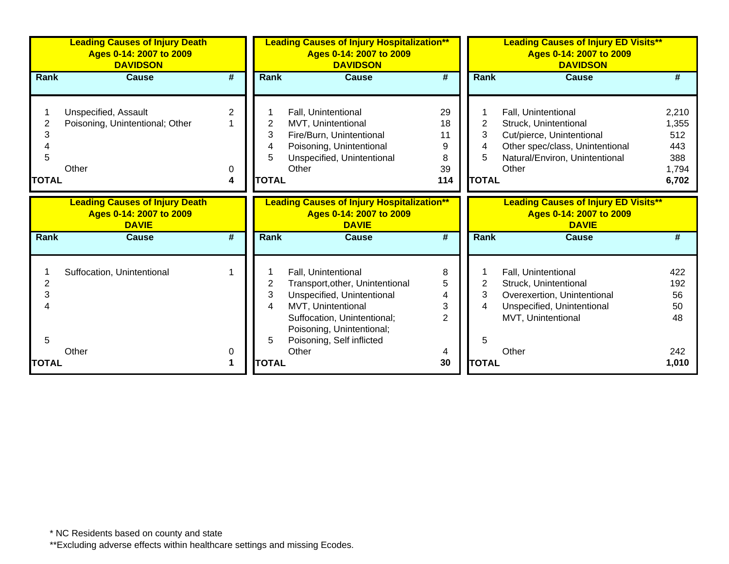### Leading Causes of Injury Death
### Ages 0-14: 2007 to 2009
### DAVIDSON

| Rank | Cause | # |
|---|---|---|
| 1 | Unspecified, Assault | 2 |
| 2 | Poisoning, Unintentional; Other | 1 |
| 3 | | |
| 4 | | |
| 5 | | |
| | Other | 0 |
| **TOTAL** | | **4** |

### Leading Causes of Injury Hospitalization**
### Ages 0-14: 2007 to 2009
### DAVIDSON

| Rank | Cause | # |
|---|---|---|
| 1 | Fall, Unintentional | 29 |
| 2 | MVT, Unintentional | 18 |
| 3 | Fire/Burn, Unintentional | 11 |
| 4 | Poisoning, Unintentional | 9 |
| 5 | Unspecified, Unintentional | 8 |
| | Other | 39 |
| **TOTAL** | | **114** |

### Leading Causes of Injury ED Visits**
### Ages 0-14: 2007 to 2009
### DAVIDSON

| Rank | Cause | # |
|---|---|---|
| 1 | Fall, Unintentional | 2,210 |
| 2 | Struck, Unintentional | 1,355 |
| 3 | Cut/pierce, Unintentional | 512 |
| 4 | Other spec/class, Unintentional | 443 |
| 5 | Natural/Environ, Unintentional | 388 |
| | Other | 1,794 |
| **TOTAL** | | **6,702** |

### Leading Causes of Injury Death
### Ages 0-14: 2007 to 2009
### DAVIE

| Rank | Cause | # |
|---|---|---|
| 1 | Suffocation, Unintentional | 1 |
| 2 | | |
| 3 | | |
| 4 | | |
| 5 | | |
| | Other | 0 |
| **TOTAL** | | **1** |

### Leading Causes of Injury Hospitalization**
### Ages 0-14: 2007 to 2009
### DAVIE

| Rank | Cause | # |
|---|---|---|
| 1 | Fall, Unintentional | 8 |
| 2 | Transport,other, Unintentional | 5 |
| 3 | Unspecified, Unintentional | 4 |
| 4 | MVT, Unintentional | 3 |
| 5 | Suffocation, Unintentional; Poisoning, Unintentional; Poisoning, Self inflicted | 2 |
| | Other | 4 |
| **TOTAL** | | **30** |

### Leading Causes of Injury ED Visits**
### Ages 0-14: 2007 to 2009
### DAVIE

| Rank | Cause | # |
|---|---|---|
| 1 | Fall, Unintentional | 422 |
| 2 | Struck, Unintentional | 192 |
| 3 | Overexertion, Unintentional | 56 |
| 4 | Unspecified, Unintentional | 50 |
| | MVT, Unintentional | 48 |
| 5 | | |
| | Other | 242 |
| **TOTAL** | | **1,010** |

* NC Residents based on county and state

**Excluding adverse effects within healthcare settings and missing Ecodes.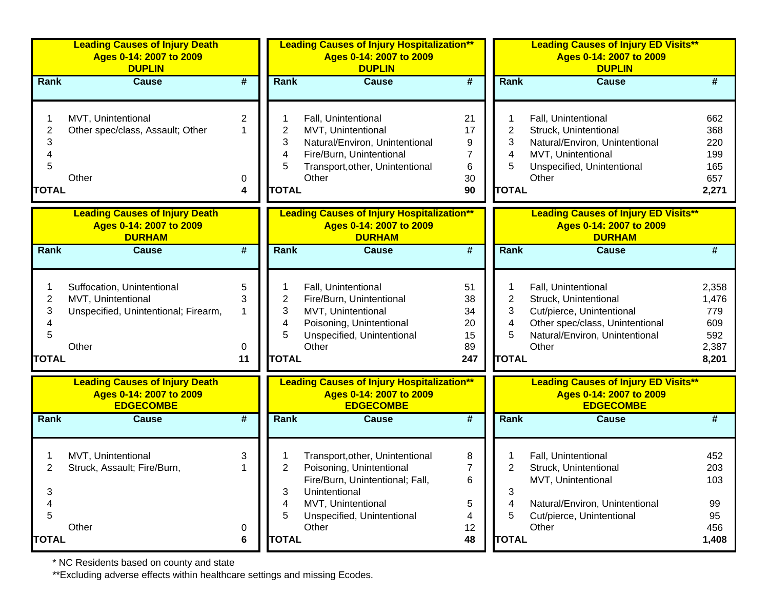### Leading Causes of Injury Death
### Ages 0-14: 2007 to 2009
### DUPLIN

| Rank | Cause | # |
|---|---|---|
| 1 | MVT, Unintentional | 2 |
| 2 | Other spec/class, Assault; Other | 1 |
| 3 | | |
| 4 | | |
| 5 | | |
| | Other | 0 |
| **TOTAL** | | **4** |

### Leading Causes of Injury Hospitalization**
### Ages 0-14: 2007 to 2009
### DUPLIN

| Rank | Cause | # |
|---|---|---|
| 1 | Fall, Unintentional | 21 |
| 2 | MVT, Unintentional | 17 |
| 3 | Natural/Environ, Unintentional | 9 |
| 4 | Fire/Burn, Unintentional | 7 |
| 5 | Transport,other, Unintentional | 6 |
| | Other | 30 |
| **TOTAL** | | **90** |

### Leading Causes of Injury ED Visits**
### Ages 0-14: 2007 to 2009
### DUPLIN

| Rank | Cause | # |
|---|---|---|
| 1 | Fall, Unintentional | 662 |
| 2 | Struck, Unintentional | 368 |
| 3 | Natural/Environ, Unintentional | 220 |
| 4 | MVT, Unintentional | 199 |
| 5 | Unspecified, Unintentional | 165 |
| | Other | 657 |
| **TOTAL** | | **2,271** |

### Leading Causes of Injury Death
### Ages 0-14: 2007 to 2009
### DURHAM

| Rank | Cause | # |
|---|---|---|
| 1 | Suffocation, Unintentional | 5 |
| 2 | MVT, Unintentional | 3 |
| 3 | Unspecified, Unintentional; Firearm, | 1 |
| 4 | | |
| 5 | | |
| | Other | 0 |
| **TOTAL** | | **11** |

### Leading Causes of Injury Hospitalization**
### Ages 0-14: 2007 to 2009
### DURHAM

| Rank | Cause | # |
|---|---|---|
| 1 | Fall, Unintentional | 51 |
| 2 | Fire/Burn, Unintentional | 38 |
| 3 | MVT, Unintentional | 34 |
| 4 | Poisoning, Unintentional | 20 |
| 5 | Unspecified, Unintentional | 15 |
| | Other | 89 |
| **TOTAL** | | **247** |

### Leading Causes of Injury ED Visits**
### Ages 0-14: 2007 to 2009
### DURHAM

| Rank | Cause | # |
|---|---|---|
| 1 | Fall, Unintentional | 2,358 |
| 2 | Struck, Unintentional | 1,476 |
| 3 | Cut/pierce, Unintentional | 779 |
| 4 | Other spec/class, Unintentional | 609 |
| 5 | Natural/Environ, Unintentional | 592 |
| | Other | 2,387 |
| **TOTAL** | | **8,201** |

### Leading Causes of Injury Death
### Ages 0-14: 2007 to 2009
### EDGECOMBE

| Rank | Cause | # |
|---|---|---|
| 1 | MVT, Unintentional | 3 |
| 2 | Struck, Assault; Fire/Burn, | 1 |
| 3 | | |
| 4 | | |
| 5 | | |
| | Other | 0 |
| **TOTAL** | | **6** |

### Leading Causes of Injury Hospitalization**
### Ages 0-14: 2007 to 2009
### EDGECOMBE

| Rank | Cause | # |
|---|---|---|
| 1 | Transport,other, Unintentional | 8 |
| 2 | Poisoning, Unintentional | 7 |
| 3 | Fire/Burn, Unintentional; Fall, Unintentional | 6 |
| 4 | MVT, Unintentional | 5 |
| 5 | Unspecified, Unintentional | 4 |
| | Other | 12 |
| **TOTAL** | | **48** |

### Leading Causes of Injury ED Visits**
### Ages 0-14: 2007 to 2009
### EDGECOMBE

| Rank | Cause | # |
|---|---|---|
| 1 | Fall, Unintentional | 452 |
| 2 | Struck, Unintentional | 203 |
| | MVT, Unintentional | 103 |
| 3 | | |
| 4 | Natural/Environ, Unintentional | 99 |
| 5 | Cut/pierce, Unintentional | 95 |
| | Other | 456 |
| **TOTAL** | | **1,408** |

\* NC Residents based on county and state

**Excluding adverse effects within healthcare settings and missing Ecodes.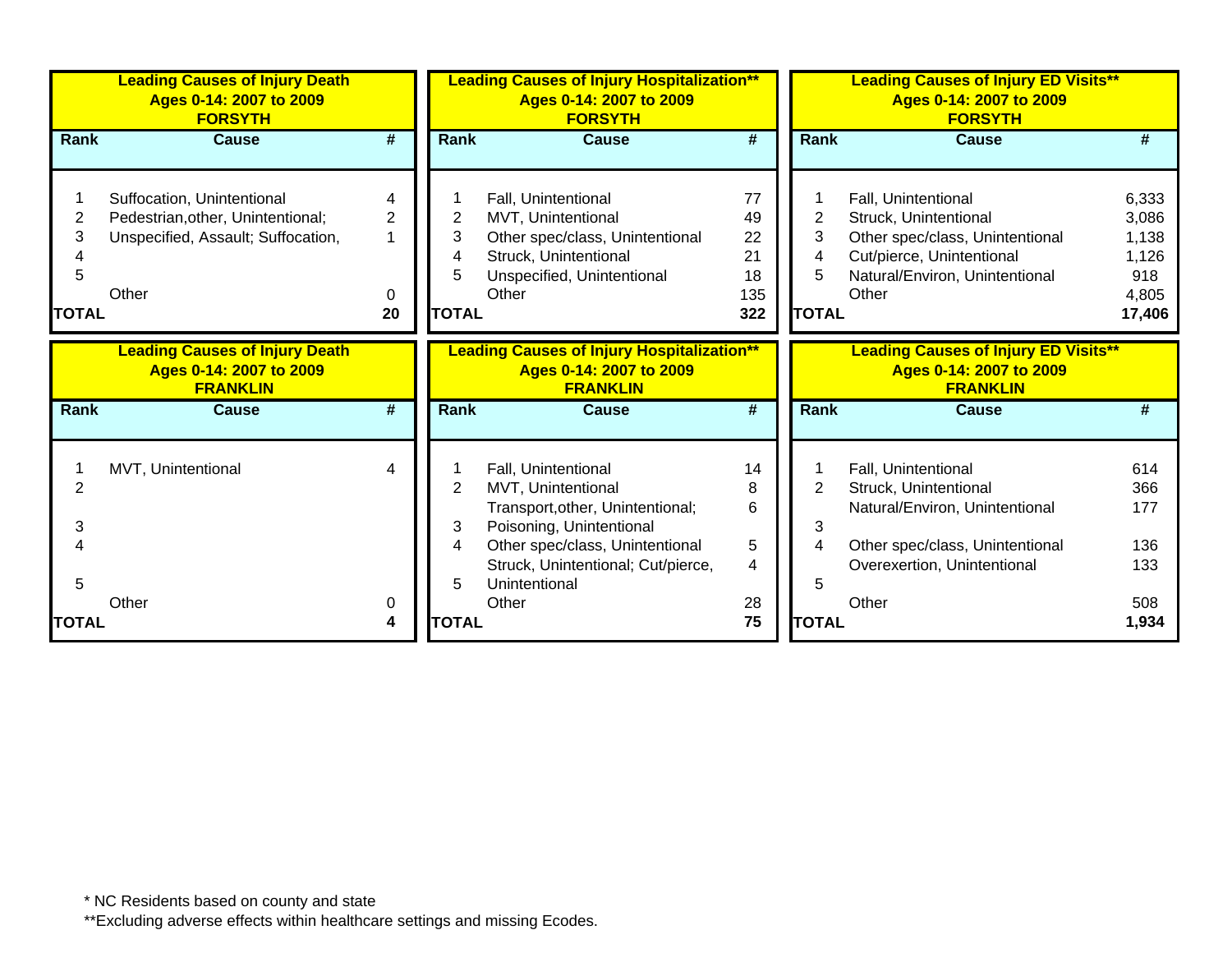**Leading Causes of Injury Death**
**Ages 0-14: 2007 to 2009**
**FORSYTH**

| Rank | Cause | # |
|---|---|---|
| 1 | Suffocation, Unintentional | 4 |
| 2 | Pedestrian,other, Unintentional; | 2 |
| 3 | Unspecified, Assault; Suffocation, | 1 |
| 4 | | |
| 5 | | |
| | Other | 0 |
| **TOTAL** | | **20** |

**Leading Causes of Injury Hospitalization****
**Ages 0-14: 2007 to 2009**
**FORSYTH**

| Rank | Cause | # |
|---|---|---|
| 1 | Fall, Unintentional | 77 |
| 2 | MVT, Unintentional | 49 |
| 3 | Other spec/class, Unintentional | 22 |
| 4 | Struck, Unintentional | 21 |
| 5 | Unspecified, Unintentional | 18 |
| | Other | 135 |
| **TOTAL** | | **322** |

**Leading Causes of Injury ED Visits****
**Ages 0-14: 2007 to 2009**
**FORSYTH**

| Rank | Cause | # |
|---|---|---|
| 1 | Fall, Unintentional | 6,333 |
| 2 | Struck, Unintentional | 3,086 |
| 3 | Other spec/class, Unintentional | 1,138 |
| 4 | Cut/pierce, Unintentional | 1,126 |
| 5 | Natural/Environ, Unintentional | 918 |
| | Other | 4,805 |
| **TOTAL** | | **17,406** |

**Leading Causes of Injury Death**
**Ages 0-14: 2007 to 2009**
**FRANKLIN**

| Rank | Cause | # |
|---|---|---|
| 1 | MVT, Unintentional | 4 |
| 2 | | |
| 3 | | |
| 4 | | |
| 5 | | |
| | Other | 0 |
| **TOTAL** | | **4** |

**Leading Causes of Injury Hospitalization****
**Ages 0-14: 2007 to 2009**
**FRANKLIN**

| Rank | Cause | # |
|---|---|---|
| 1 | Fall, Unintentional | 14 |
| 2 | MVT, Unintentional | 8 |
| | Transport,other, Unintentional; | 6 |
| 3 | Poisoning, Unintentional | |
| 4 | Other spec/class, Unintentional | 5 |
| | Struck, Unintentional; Cut/pierce, | 4 |
| 5 | Unintentional | |
| | Other | 28 |
| **TOTAL** | | **75** |

**Leading Causes of Injury ED Visits****
**Ages 0-14: 2007 to 2009**
**FRANKLIN**

| Rank | Cause | # |
|---|---|---|
| 1 | Fall, Unintentional | 614 |
| 2 | Struck, Unintentional | 366 |
| | Natural/Environ, Unintentional | 177 |
| 3 | | |
| 4 | Other spec/class, Unintentional | 136 |
| | Overexertion, Unintentional | 133 |
| 5 | | |
| | Other | 508 |
| **TOTAL** | | **1,934** |

* NC Residents based on county and state

**Excluding adverse effects within healthcare settings and missing Ecodes.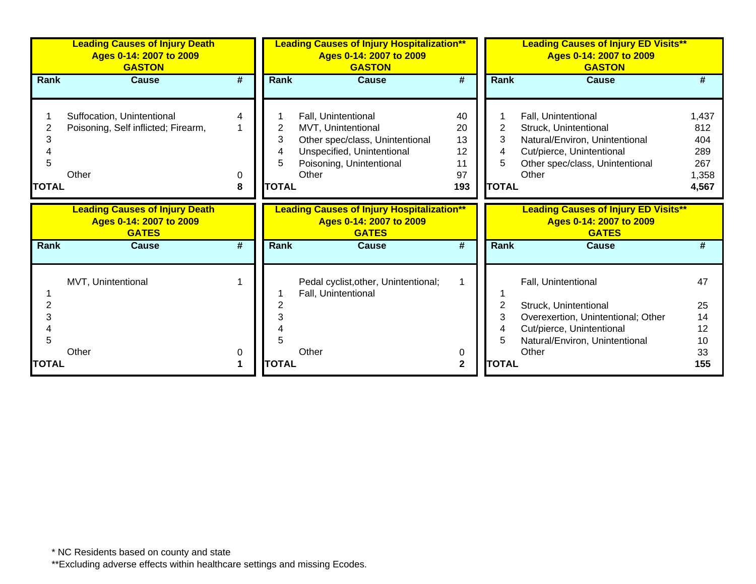| Leading Causes of Injury Death<br>Ages 0-14: 2007 to 2009<br>GASTON | | |
|---|---|---|
| Rank | Cause | # |
| 1 | Suffocation, Unintentional | 4 |
| 2 | Poisoning, Self inflicted; Firearm, | 1 |
| 3 | | |
| 4 | | |
| 5 | | |
| | Other | 0 |
| TOTAL | | 8 |

| Leading Causes of Injury Hospitalization**<br>Ages 0-14: 2007 to 2009<br>GASTON | | |
|---|---|---|
| Rank | Cause | # |
| 1 | Fall, Unintentional | 40 |
| 2 | MVT, Unintentional | 20 |
| 3 | Other spec/class, Unintentional | 13 |
| 4 | Unspecified, Unintentional | 12 |
| 5 | Poisoning, Unintentional | 11 |
| | Other | 97 |
| TOTAL | | 193 |

| Leading Causes of Injury ED Visits**<br>Ages 0-14: 2007 to 2009<br>GASTON | | |
|---|---|---|
| Rank | Cause | # |
| 1 | Fall, Unintentional | 1,437 |
| 2 | Struck, Unintentional | 812 |
| 3 | Natural/Environ, Unintentional | 404 |
| 4 | Cut/pierce, Unintentional | 289 |
| 5 | Other spec/class, Unintentional | 267 |
| | Other | 1,358 |
| TOTAL | | 4,567 |

| Leading Causes of Injury Death<br>Ages 0-14: 2007 to 2009<br>GATES | | |
|---|---|---|
| Rank | Cause | # |
| | MVT, Unintentional | 1 |
| 1 | | |
| 2 | | |
| 3 | | |
| 4 | | |
| 5 | | |
| | Other | 0 |
| TOTAL | | 1 |

| Leading Causes of Injury Hospitalization**<br>Ages 0-14: 2007 to 2009<br>GATES | | |
|---|---|---|
| Rank | Cause | # |
| | Pedal cyclist,other, Unintentional; | 1 |
| 1 | Fall, Unintentional | |
| 2 | | |
| 3 | | |
| 4 | | |
| 5 | | |
| | Other | 0 |
| TOTAL | | 2 |

| Leading Causes of Injury ED Visits**<br>Ages 0-14: 2007 to 2009<br>GATES | | |
|---|---|---|
| Rank | Cause | # |
| | Fall, Unintentional | 47 |
| 1 | | |
| 2 | Struck, Unintentional | 25 |
| 3 | Overexertion, Unintentional; Other | 14 |
| 4 | Cut/pierce, Unintentional | 12 |
| 5 | Natural/Environ, Unintentional | 10 |
| | Other | 33 |
| TOTAL | | 155 |

* NC Residents based on county and state

**Excluding adverse effects within healthcare settings and missing Ecodes.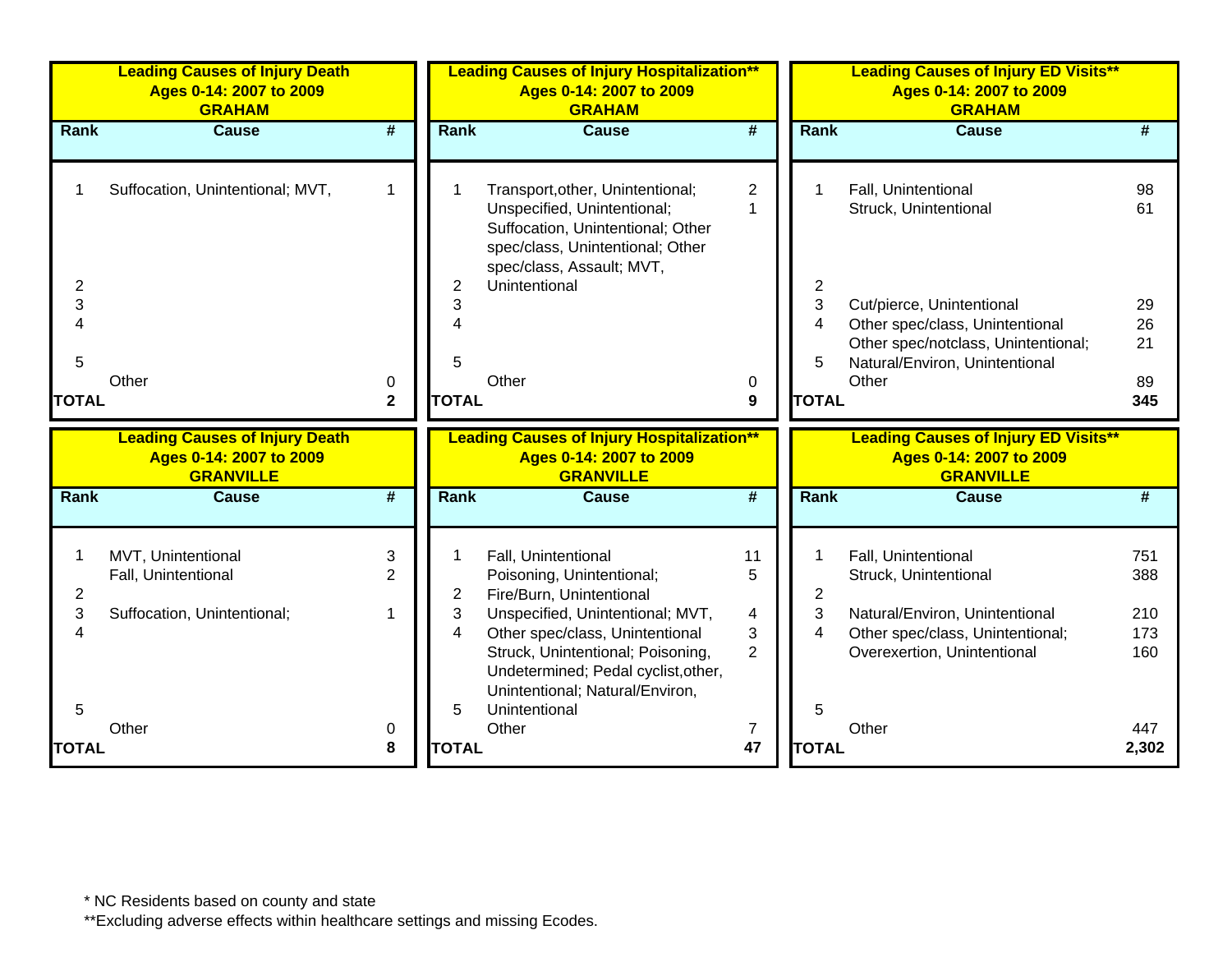### Leading Causes of Injury Death Ages 0-14: 2007 to 2009 GRAHAM

| Rank | Cause | # |
|---|---|---|
| 1 | Suffocation, Unintentional; MVT, | 1 |
| 2 | | |
| 3 | | |
| 4 | | |
| 5 | | |
| | Other | 0 |
| TOTAL | | 2 |

### Leading Causes of Injury Hospitalization** Ages 0-14: 2007 to 2009 GRAHAM

| Rank | Cause | # |
|---|---|---|
| 1 | Transport,other, Unintentional; | 2 |
| | Unspecified, Unintentional; Suffocation, Unintentional; Other spec/class, Unintentional; Other spec/class, Assault; MVT, Unintentional | 1 |
| 2 | | |
| 3 | | |
| 4 | | |
| 5 | | |
| | Other | 0 |
| TOTAL | | 9 |

### Leading Causes of Injury ED Visits** Ages 0-14: 2007 to 2009 GRAHAM

| Rank | Cause | # |
|---|---|---|
| 1 | Fall, Unintentional | 98 |
| | Struck, Unintentional | 61 |
| 2 | | |
| 3 | Cut/pierce, Unintentional | 29 |
| 4 | Other spec/class, Unintentional | 26 |
| | Other spec/notclass, Unintentional; | 21 |
| 5 | Natural/Environ, Unintentional | |
| | Other | 89 |
| TOTAL | | 345 |

### Leading Causes of Injury Death Ages 0-14: 2007 to 2009 GRANVILLE

| Rank | Cause | # |
|---|---|---|
| 1 | MVT, Unintentional | 3 |
| | Fall, Unintentional | 2 |
| 2 | | |
| 3 | Suffocation, Unintentional; | 1 |
| 4 | | |
| 5 | | |
| | Other | 0 |
| TOTAL | | 8 |

### Leading Causes of Injury Hospitalization** Ages 0-14: 2007 to 2009 GRANVILLE

| Rank | Cause | # |
|---|---|---|
| 1 | Fall, Unintentional | 11 |
| | Poisoning, Unintentional; | 5 |
| 2 | Fire/Burn, Unintentional | |
| 3 | Unspecified, Unintentional; MVT, | 4 |
| 4 | Other spec/class, Unintentional | 3 |
| | Struck, Unintentional; Poisoning, Undetermined; Pedal cyclist,other, Unintentional; Natural/Environ, | 2 |
| 5 | Unintentional | |
| | Other | 7 |
| TOTAL | | 47 |

### Leading Causes of Injury ED Visits** Ages 0-14: 2007 to 2009 GRANVILLE

| Rank | Cause | # |
|---|---|---|
| 1 | Fall, Unintentional | 751 |
| | Struck, Unintentional | 388 |
| 2 | | |
| 3 | Natural/Environ, Unintentional | 210 |
| 4 | Other spec/class, Unintentional; | 173 |
| | Overexertion, Unintentional | 160 |
| 5 | | |
| | Other | 447 |
| TOTAL | | 2,302 |

* NC Residents based on county and state

**Excluding adverse effects within healthcare settings and missing Ecodes.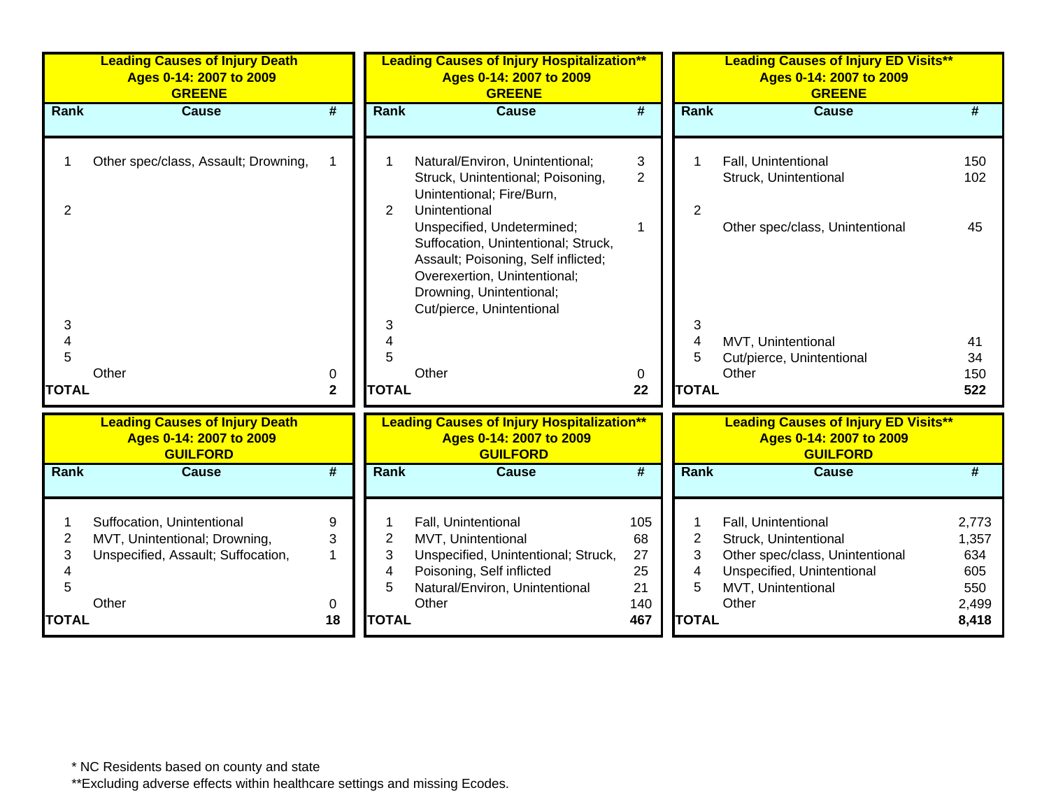| Leading Causes of Injury Death<br>Ages 0-14: 2007 to 2009<br>GREENE | | |
|---|---|---|
| **Rank** | **Cause** | **#** |
| 1 | Other spec/class, Assault; Drowning, | 1 |
| 2 | | |
| 3 | | |
| 4 | | |
| 5 | | |
| | Other | 0 |
| **TOTAL** | | **2** |

| Leading Causes of Injury Hospitalization**<br>Ages 0-14: 2007 to 2009<br>GREENE | | |
|---|---|---|
| **Rank** | **Cause** | **#** |
| 1 | Natural/Environ, Unintentional; | 3 |
| 2 | Struck, Unintentional; Poisoning, Unintentional; Fire/Burn, Unintentional | 2 |
| | Unspecified, Undetermined; Suffocation, Unintentional; Struck, Assault; Poisoning, Self inflicted; Overexertion, Unintentional; Drowning, Unintentional; Cut/pierce, Unintentional | 1 |
| 3 | | |
| 4 | | |
| 5 | | |
| | Other | 0 |
| **TOTAL** | | **22** |

| Leading Causes of Injury ED Visits**<br>Ages 0-14: 2007 to 2009<br>GREENE | | |
|---|---|---|
| **Rank** | **Cause** | **#** |
| 1 | Fall, Unintentional | 150 |
| | Struck, Unintentional | 102 |
| 2 | Other spec/class, Unintentional | 45 |
| 3 | | |
| 4 | MVT, Unintentional | 41 |
| 5 | Cut/pierce, Unintentional | 34 |
| | Other | 150 |
| **TOTAL** | | **522** |

| Leading Causes of Injury Death<br>Ages 0-14: 2007 to 2009<br>GUILFORD | | |
|---|---|---|
| **Rank** | **Cause** | **#** |
| 1 | Suffocation, Unintentional | 9 |
| 2 | MVT, Unintentional; Drowning, | 3 |
| 3 | Unspecified, Assault; Suffocation, | 1 |
| 4 | | |
| 5 | | |
| | Other | 0 |
| **TOTAL** | | **18** |

| Leading Causes of Injury Hospitalization**<br>Ages 0-14: 2007 to 2009<br>GUILFORD | | |
|---|---|---|
| **Rank** | **Cause** | **#** |
| 1 | Fall, Unintentional | 105 |
| 2 | MVT, Unintentional | 68 |
| 3 | Unspecified, Unintentional; Struck, | 27 |
| 4 | Poisoning, Self inflicted | 25 |
| 5 | Natural/Environ, Unintentional | 21 |
| | Other | 140 |
| **TOTAL** | | **467** |

| Leading Causes of Injury ED Visits**<br>Ages 0-14: 2007 to 2009<br>GUILFORD | | |
|---|---|---|
| **Rank** | **Cause** | **#** |
| 1 | Fall, Unintentional | 2,773 |
| 2 | Struck, Unintentional | 1,357 |
| 3 | Other spec/class, Unintentional | 634 |
| 4 | Unspecified, Unintentional | 605 |
| 5 | MVT, Unintentional | 550 |
| | Other | 2,499 |
| **TOTAL** | | **8,418** |

* NC Residents based on county and state

**Excluding adverse effects within healthcare settings and missing Ecodes.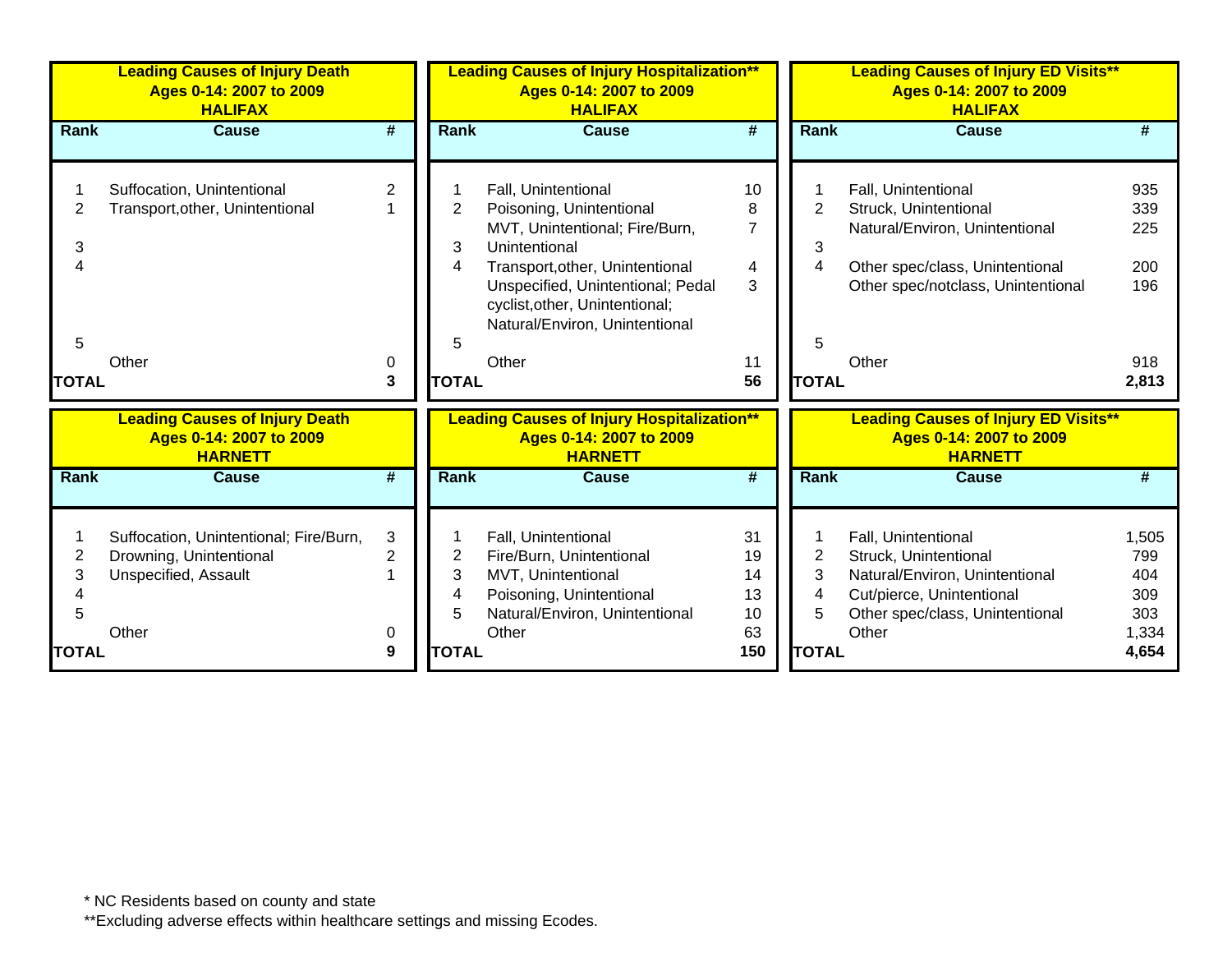### Leading Causes of Injury Death
### Ages 0-14: 2007 to 2009
### HALIFAX

| Rank | Cause | # |
|---|---|---|
| 1 | Suffocation, Unintentional | 2 |
| 2 | Transport,other, Unintentional | 1 |
| 3 | | |
| 4 | | |
| 5 | | |
| | Other | 0 |
| **TOTAL** | | **3** |

### Leading Causes of Injury Hospitalization**
### Ages 0-14: 2007 to 2009
### HALIFAX

| Rank | Cause | # |
|---|---|---|
| 1 | Fall, Unintentional | 10 |
| 2 | Poisoning, Unintentional | 8 |
| 3 | MVT, Unintentional; Fire/Burn, Unintentional | 7 |
| 4 | Transport,other, Unintentional | 4 |
| 5 | Unspecified, Unintentional; Pedal cyclist,other, Unintentional; Natural/Environ, Unintentional | 3 |
| | Other | 11 |
| **TOTAL** | | **56** |

### Leading Causes of Injury ED Visits**
### Ages 0-14: 2007 to 2009
### HALIFAX

| Rank | Cause | # |
|---|---|---|
| 1 | Fall, Unintentional | 935 |
| 2 | Struck, Unintentional | 339 |
| 3 | Natural/Environ, Unintentional | 225 |
| 4 | Other spec/class, Unintentional | 200 |
| 5 | Other spec/notclass, Unintentional | 196 |
| | Other | 918 |
| **TOTAL** | | **2,813** |

### Leading Causes of Injury Death
### Ages 0-14: 2007 to 2009
### HARNETT

| Rank | Cause | # |
|---|---|---|
| 1 | Suffocation, Unintentional; Fire/Burn, | 3 |
| 2 | Drowning, Unintentional | 2 |
| 3 | Unspecified, Assault | 1 |
| 4 | | |
| 5 | | |
| | Other | 0 |
| **TOTAL** | | **9** |

### Leading Causes of Injury Hospitalization**
### Ages 0-14: 2007 to 2009
### HARNETT

| Rank | Cause | # |
|---|---|---|
| 1 | Fall, Unintentional | 31 |
| 2 | Fire/Burn, Unintentional | 19 |
| 3 | MVT, Unintentional | 14 |
| 4 | Poisoning, Unintentional | 13 |
| 5 | Natural/Environ, Unintentional | 10 |
| | Other | 63 |
| **TOTAL** | | **150** |

### Leading Causes of Injury ED Visits**
### Ages 0-14: 2007 to 2009
### HARNETT

| Rank | Cause | # |
|---|---|---|
| 1 | Fall, Unintentional | 1,505 |
| 2 | Struck, Unintentional | 799 |
| 3 | Natural/Environ, Unintentional | 404 |
| 4 | Cut/pierce, Unintentional | 309 |
| 5 | Other spec/class, Unintentional | 303 |
| | Other | 1,334 |
| **TOTAL** | | **4,654** |

* NC Residents based on county and state

**Excluding adverse effects within healthcare settings and missing Ecodes.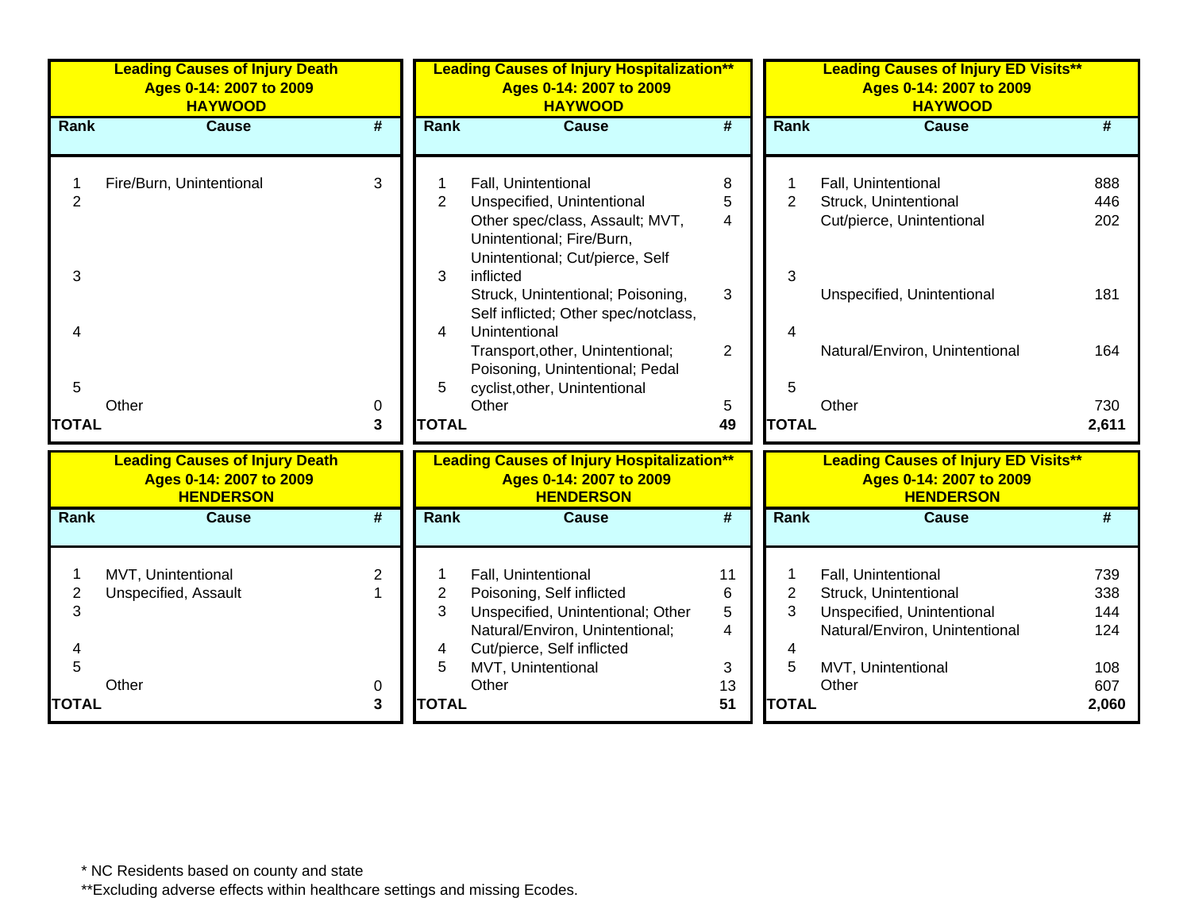**Leading Causes of Injury Death**
**Ages 0-14: 2007 to 2009**
**HAYWOOD**

| Rank | Cause | # |
|---|---|---|
| 1 | Fire/Burn, Unintentional | 3 |
| 2 | | |
| 3 | | |
| 4 | | |
| 5 | | |
| | Other | 0 |
| **TOTAL** | | **3** |

**Leading Causes of Injury Hospitalization****
**Ages 0-14: 2007 to 2009**
**HAYWOOD**

| Rank | Cause | # |
|---|---|---|
| 1 | Fall, Unintentional | 8 |
| 2 | Unspecified, Unintentional | 5 |
| 3 | Other spec/class, Assault; MVT, Unintentional; Fire/Burn, Unintentional; Cut/pierce, Self inflicted | 4 |
| 4 | Struck, Unintentional; Poisoning, Self inflicted; Other spec/notclass, Unintentional | 3 |
| 5 | Transport,other, Unintentional; Poisoning, Unintentional; Pedal cyclist,other, Unintentional | 2 |
| | Other | 5 |
| **TOTAL** | | **49** |

**Leading Causes of Injury ED Visits****
**Ages 0-14: 2007 to 2009**
**HAYWOOD**

| Rank | Cause | # |
|---|---|---|
| 1 | Fall, Unintentional | 888 |
| 2 | Struck, Unintentional | 446 |
| | Cut/pierce, Unintentional | 202 |
| 3 | Unspecified, Unintentional | 181 |
| 4 | Natural/Environ, Unintentional | 164 |
| 5 | | |
| | Other | 730 |
| **TOTAL** | | **2,611** |

**Leading Causes of Injury Death**
**Ages 0-14: 2007 to 2009**
**HENDERSON**

| Rank | Cause | # |
|---|---|---|
| 1 | MVT, Unintentional | 2 |
| 2 | Unspecified, Assault | 1 |
| 3 | | |
| 4 | | |
| 5 | | |
| | Other | 0 |
| **TOTAL** | | **3** |

**Leading Causes of Injury Hospitalization****
**Ages 0-14: 2007 to 2009**
**HENDERSON**

| Rank | Cause | # |
|---|---|---|
| 1 | Fall, Unintentional | 11 |
| 2 | Poisoning, Self inflicted | 6 |
| 3 | Unspecified, Unintentional; Other | 5 |
| 4 | Natural/Environ, Unintentional; Cut/pierce, Self inflicted | 4 |
| 5 | MVT, Unintentional | 3 |
| | Other | 13 |
| **TOTAL** | | **51** |

**Leading Causes of Injury ED Visits****
**Ages 0-14: 2007 to 2009**
**HENDERSON**

| Rank | Cause | # |
|---|---|---|
| 1 | Fall, Unintentional | 739 |
| 2 | Struck, Unintentional | 338 |
| 3 | Unspecified, Unintentional | 144 |
| 4 | Natural/Environ, Unintentional | 124 |
| 5 | MVT, Unintentional | 108 |
| | Other | 607 |
| **TOTAL** | | **2,060** |

* NC Residents based on county and state
**Excluding adverse effects within healthcare settings and missing Ecodes.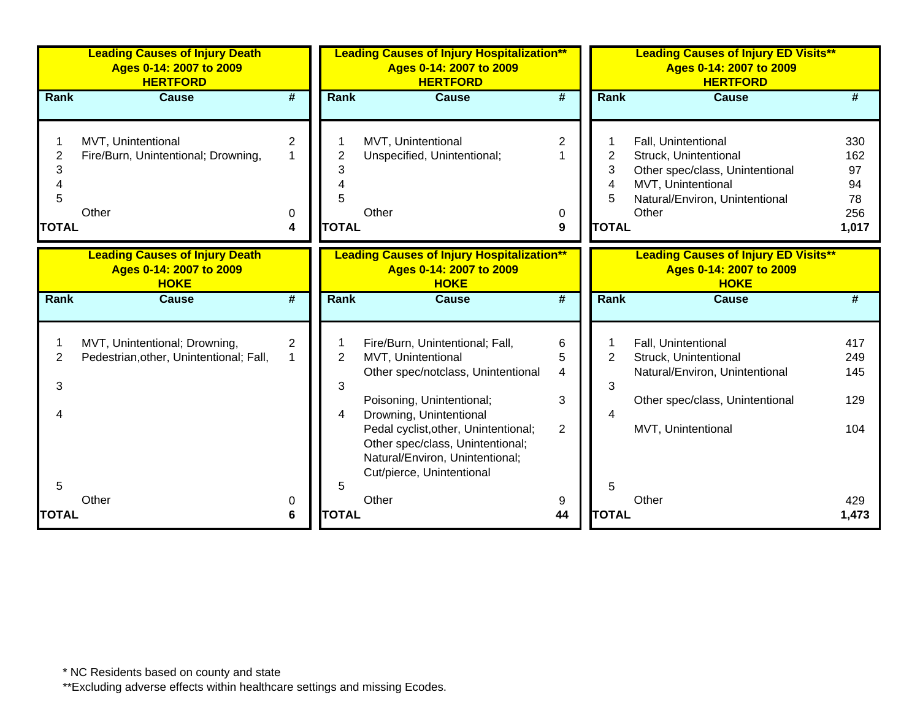**Leading Causes of Injury Death**
**Ages 0-14: 2007 to 2009**
**HERTFORD**

| Rank | Cause | # |
|---|---|---|
| 1 | MVT, Unintentional | 2 |
| 2 | Fire/Burn, Unintentional; Drowning, | 1 |
| 3 | | |
| 4 | | |
| 5 | | |
| | Other | 0 |
| **TOTAL** | | **4** |

**Leading Causes of Injury Hospitalization****
**Ages 0-14: 2007 to 2009**
**HERTFORD**

| Rank | Cause | # |
|---|---|---|
| 1 | MVT, Unintentional | 2 |
| 2 | Unspecified, Unintentional; | 1 |
| 3 | | |
| 4 | | |
| 5 | | |
| | Other | 0 |
| **TOTAL** | | **9** |

**Leading Causes of Injury ED Visits****
**Ages 0-14: 2007 to 2009**
**HERTFORD**

| Rank | Cause | # |
|---|---|---|
| 1 | Fall, Unintentional | 330 |
| 2 | Struck, Unintentional | 162 |
| 3 | Other spec/class, Unintentional | 97 |
| 4 | MVT, Unintentional | 94 |
| 5 | Natural/Environ, Unintentional | 78 |
| | Other | 256 |
| **TOTAL** | | **1,017** |

**Leading Causes of Injury Death**
**Ages 0-14: 2007 to 2009**
**HOKE**

| Rank | Cause | # |
|---|---|---|
| 1 | MVT, Unintentional; Drowning, | 2 |
| 2 | Pedestrian,other, Unintentional; Fall, | 1 |
| 3 | | |
| 4 | | |
| 5 | | |
| | Other | 0 |
| **TOTAL** | | **6** |

**Leading Causes of Injury Hospitalization****
**Ages 0-14: 2007 to 2009**
**HOKE**

| Rank | Cause | # |
|---|---|---|
| 1 | Fire/Burn, Unintentional; Fall, | 6 |
| 2 | MVT, Unintentional | 5 |
| | Other spec/notclass, Unintentional | 4 |
| 3 | Poisoning, Unintentional; | 3 |
| 4 | Drowning, Unintentional | |
| | Pedal cyclist,other, Unintentional; Other spec/class, Unintentional; Natural/Environ, Unintentional; Cut/pierce, Unintentional | 2 |
| 5 | | |
| | Other | 9 |
| **TOTAL** | | **44** |

**Leading Causes of Injury ED Visits****
**Ages 0-14: 2007 to 2009**
**HOKE**

| Rank | Cause | # |
|---|---|---|
| 1 | Fall, Unintentional | 417 |
| 2 | Struck, Unintentional | 249 |
| | Natural/Environ, Unintentional | 145 |
| 3 | Other spec/class, Unintentional | 129 |
| 4 | MVT, Unintentional | 104 |
| 5 | | |
| | Other | 429 |
| **TOTAL** | | **1,473** |

* NC Residents based on county and state

**Excluding adverse effects within healthcare settings and missing Ecodes.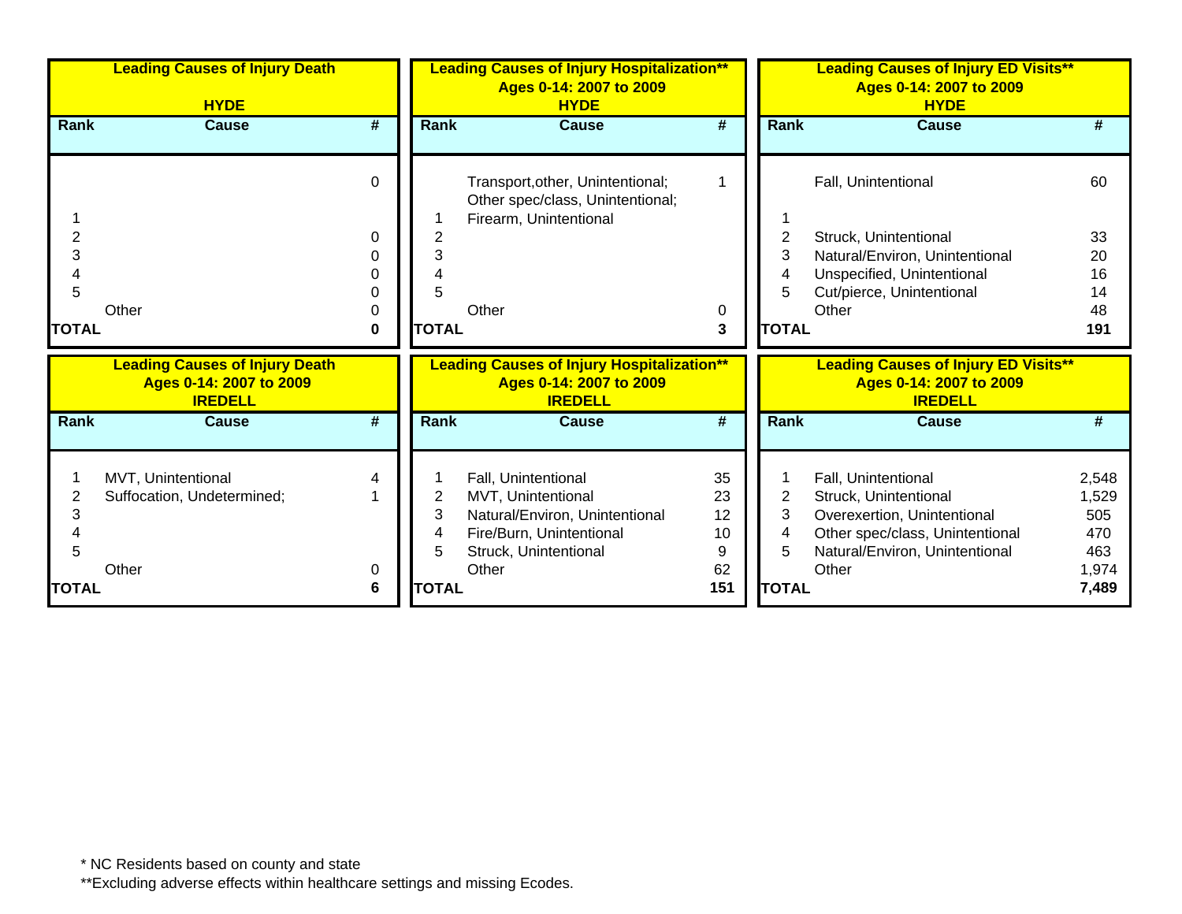| Leading Causes of Injury Death<br>HYDE | | |
|---|---|---|
| Rank | Cause | # |
| | | 0 |
| 1 | | |
| 2 | | 0 |
| 3 | | 0 |
| 4 | | 0 |
| 5 | | 0 |
| | Other | 0 |
| **TOTAL** | | **0** |

| Leading Causes of Injury Hospitalization**<br>Ages 0-14: 2007 to 2009<br>HYDE | | |
|---|---|---|
| Rank | Cause | # |
| 1 | Transport,other, Unintentional; Other spec/class, Unintentional; Firearm, Unintentional | 1 |
| 2 | | |
| 3 | | |
| 4 | | |
| 5 | | |
| | Other | 0 |
| **TOTAL** | | **3** |

| Leading Causes of Injury ED Visits**<br>Ages 0-14: 2007 to 2009<br>HYDE | | |
|---|---|---|
| Rank | Cause | # |
| 1 | Fall, Unintentional | 60 |
| 2 | Struck, Unintentional | 33 |
| 3 | Natural/Environ, Unintentional | 20 |
| 4 | Unspecified, Unintentional | 16 |
| 5 | Cut/pierce, Unintentional | 14 |
| | Other | 48 |
| **TOTAL** | | **191** |

| Leading Causes of Injury Death<br>Ages 0-14: 2007 to 2009<br>IREDELL | | |
|---|---|---|
| Rank | Cause | # |
| 1 | MVT, Unintentional | 4 |
| 2 | Suffocation, Undetermined; | 1 |
| 3 | | |
| 4 | | |
| 5 | | |
| | Other | 0 |
| **TOTAL** | | **6** |

| Leading Causes of Injury Hospitalization**<br>Ages 0-14: 2007 to 2009<br>IREDELL | | |
|---|---|---|
| Rank | Cause | # |
| 1 | Fall, Unintentional | 35 |
| 2 | MVT, Unintentional | 23 |
| 3 | Natural/Environ, Unintentional | 12 |
| 4 | Fire/Burn, Unintentional | 10 |
| 5 | Struck, Unintentional | 9 |
| | Other | 62 |
| **TOTAL** | | **151** |

| Leading Causes of Injury ED Visits**<br>Ages 0-14: 2007 to 2009<br>IREDELL | | |
|---|---|---|
| Rank | Cause | # |
| 1 | Fall, Unintentional | 2,548 |
| 2 | Struck, Unintentional | 1,529 |
| 3 | Overexertion, Unintentional | 505 |
| 4 | Other spec/class, Unintentional | 470 |
| 5 | Natural/Environ, Unintentional | 463 |
| | Other | 1,974 |
| **TOTAL** | | **7,489** |

\* NC Residents based on county and state

**Excluding adverse effects within healthcare settings and missing Ecodes.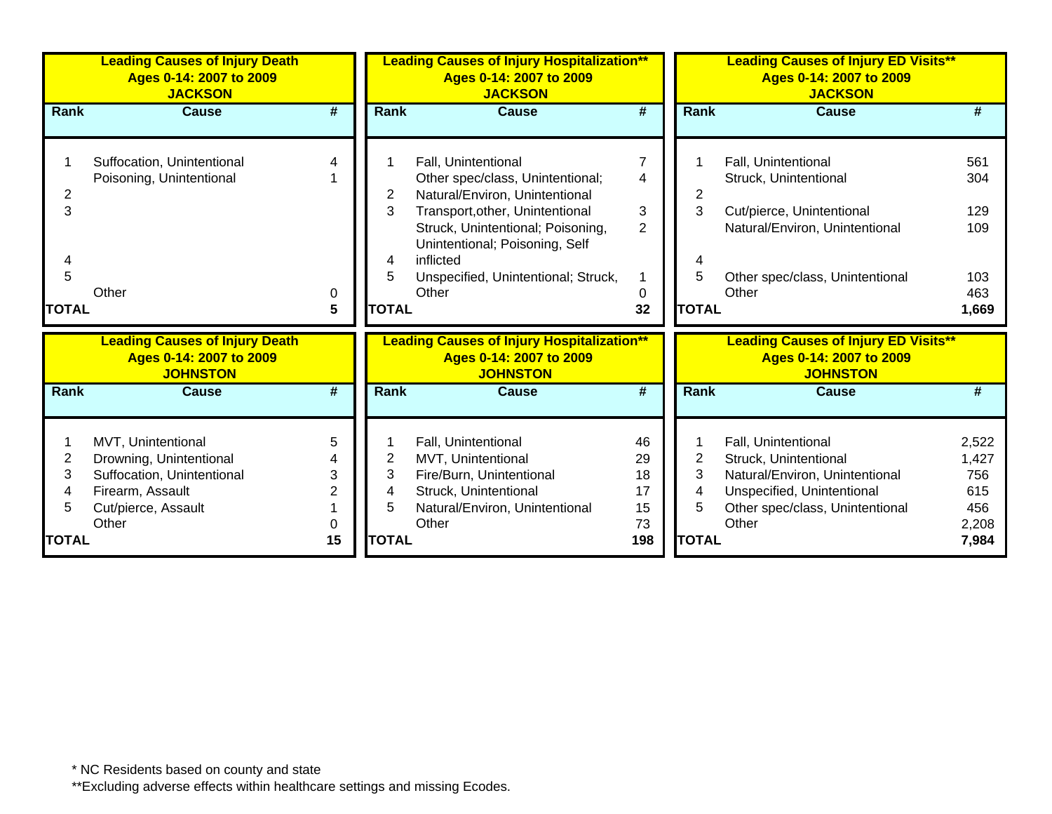| Rank | Cause | # |
|---|---|---|
| **Leading Causes of Injury Death** | **Ages 0-14: 2007 to 2009** | **JACKSON** |
| 1 | Suffocation, Unintentional | 4 |
| 2 | Poisoning, Unintentional | 1 |
| 3 | | |
| 4 | | |
| 5 | | |
| | Other | 0 |
| **TOTAL** | | **5** |

| Rank | Cause | # |
|---|---|---|
| **Leading Causes of Injury Hospitalization**** | **Ages 0-14: 2007 to 2009** | **JACKSON** |
| 1 | Fall, Unintentional | 7 |
| 2 | Other spec/class, Unintentional; Natural/Environ, Unintentional | 4 |
| 3 | Transport,other, Unintentional | 3 |
| 4 | Struck, Unintentional; Poisoning, Unintentional; Poisoning, Self inflicted | 2 |
| 5 | Unspecified, Unintentional; Struck, | 1 |
| | Other | 0 |
| **TOTAL** | | **32** |

| Rank | Cause | # |
|---|---|---|
| **Leading Causes of Injury ED Visits**** | **Ages 0-14: 2007 to 2009** | **JACKSON** |
| 1 | Fall, Unintentional | 561 |
| 2 | Struck, Unintentional | 304 |
| 3 | Cut/pierce, Unintentional | 129 |
| 4 | Natural/Environ, Unintentional | 109 |
| 5 | Other spec/class, Unintentional | 103 |
| | Other | 463 |
| **TOTAL** | | **1,669** |

| Rank | Cause | # |
|---|---|---|
| **Leading Causes of Injury Death** | **Ages 0-14: 2007 to 2009** | **JOHNSTON** |
| 1 | MVT, Unintentional | 5 |
| 2 | Drowning, Unintentional | 4 |
| 3 | Suffocation, Unintentional | 3 |
| 4 | Firearm, Assault | 2 |
| 5 | Cut/pierce, Assault | 1 |
| | Other | 0 |
| **TOTAL** | | **15** |

| Rank | Cause | # |
|---|---|---|
| **Leading Causes of Injury Hospitalization**** | **Ages 0-14: 2007 to 2009** | **JOHNSTON** |
| 1 | Fall, Unintentional | 46 |
| 2 | MVT, Unintentional | 29 |
| 3 | Fire/Burn, Unintentional | 18 |
| 4 | Struck, Unintentional | 17 |
| 5 | Natural/Environ, Unintentional | 15 |
| | Other | 73 |
| **TOTAL** | | **198** |

| Rank | Cause | # |
|---|---|---|
| **Leading Causes of Injury ED Visits**** | **Ages 0-14: 2007 to 2009** | **JOHNSTON** |
| 1 | Fall, Unintentional | 2,522 |
| 2 | Struck, Unintentional | 1,427 |
| 3 | Natural/Environ, Unintentional | 756 |
| 4 | Unspecified, Unintentional | 615 |
| 5 | Other spec/class, Unintentional | 456 |
| | Other | 2,208 |
| **TOTAL** | | **7,984** |

* NC Residents based on county and state

**Excluding adverse effects within healthcare settings and missing Ecodes.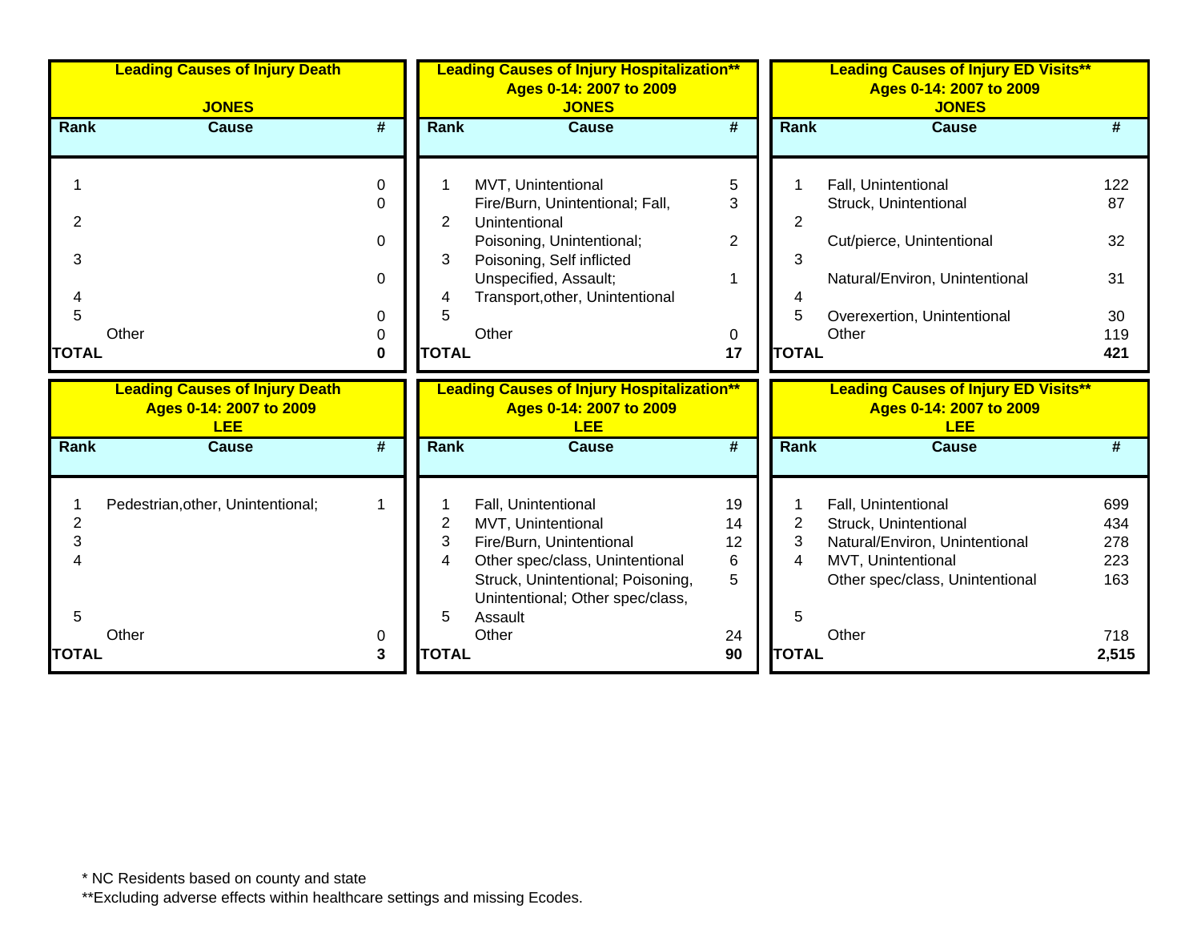**Leading Causes of Injury Death**

**JONES**

| Rank | Cause | # |
|---|---|---|
| 1 | | 0 |
| | | 0 |
| 2 | | |
| | | 0 |
| 3 | | |
| | | 0 |
| 4 | | |
| 5 | | 0 |
| | Other | 0 |
| **TOTAL** | | **0** |

**Leading Causes of Injury Hospitalization****
**Ages 0-14: 2007 to 2009**
**JONES**

| Rank | Cause | # |
|---|---|---|
| 1 | MVT, Unintentional | 5 |
| 2 | Fire/Burn, Unintentional; Fall, Unintentional | 3 |
| 3 | Poisoning, Unintentional; Poisoning, Self inflicted | 2 |
| 4 | Unspecified, Assault; Transport,other, Unintentional | 1 |
| 5 | | |
| | Other | 0 |
| **TOTAL** | | **17** |

**Leading Causes of Injury ED Visits****
**Ages 0-14: 2007 to 2009**
**JONES**

| Rank | Cause | # |
|---|---|---|
| 1 | Fall, Unintentional | 122 |
| 2 | Struck, Unintentional | 87 |
| 3 | Cut/pierce, Unintentional | 32 |
| 4 | Natural/Environ, Unintentional | 31 |
| 5 | Overexertion, Unintentional | 30 |
| | Other | 119 |
| **TOTAL** | | **421** |

**Leading Causes of Injury Death**
**Ages 0-14: 2007 to 2009**
**LEE**

| Rank | Cause | # |
|---|---|---|
| 1 | Pedestrian,other, Unintentional; | 1 |
| 2 | | |
| 3 | | |
| 4 | | |
| 5 | | |
| | Other | 0 |
| **TOTAL** | | **3** |

**Leading Causes of Injury Hospitalization****
**Ages 0-14: 2007 to 2009**
**LEE**

| Rank | Cause | # |
|---|---|---|
| 1 | Fall, Unintentional | 19 |
| 2 | MVT, Unintentional | 14 |
| 3 | Fire/Burn, Unintentional | 12 |
| 4 | Other spec/class, Unintentional | 6 |
| 5 | Struck, Unintentional; Poisoning, Unintentional; Other spec/class, Assault | 5 |
| | Other | 24 |
| **TOTAL** | | **90** |

**Leading Causes of Injury ED Visits****
**Ages 0-14: 2007 to 2009**
**LEE**

| Rank | Cause | # |
|---|---|---|
| 1 | Fall, Unintentional | 699 |
| 2 | Struck, Unintentional | 434 |
| 3 | Natural/Environ, Unintentional | 278 |
| 4 | MVT, Unintentional | 223 |
| 5 | Other spec/class, Unintentional | 163 |
| | Other | 718 |
| **TOTAL** | | **2,515** |

* NC Residents based on county and state

**Excluding adverse effects within healthcare settings and missing Ecodes.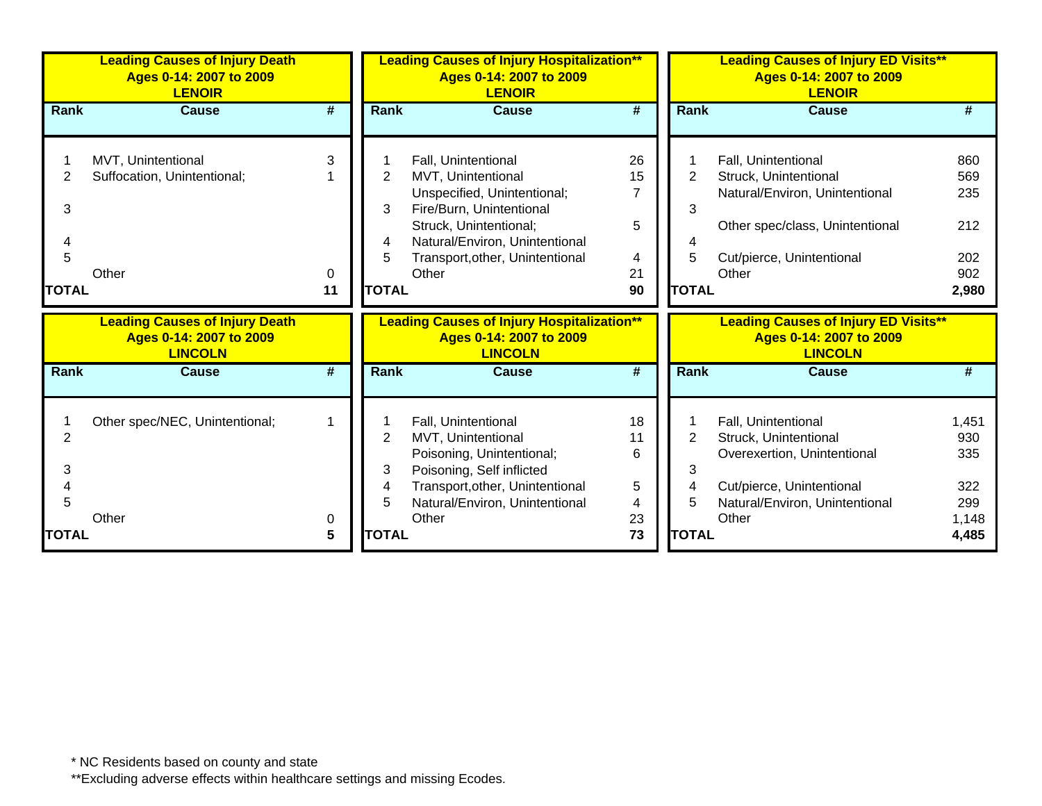**Leading Causes of Injury Death**
**Ages 0-14: 2007 to 2009**
**LENOIR**

| Rank | Cause | # |
|---|---|---|
| 1 | MVT, Unintentional | 3 |
| 2 | Suffocation, Unintentional; | 1 |
| 3 | | |
| 4 | | |
| 5 | | |
| | Other | 0 |
| **TOTAL** | | **11** |

**Leading Causes of Injury Hospitalization****
**Ages 0-14: 2007 to 2009**
**LENOIR**

| Rank | Cause | # |
|---|---|---|
| 1 | Fall, Unintentional | 26 |
| 2 | MVT, Unintentional | 15 |
| | Unspecified, Unintentional; | 7 |
| 3 | Fire/Burn, Unintentional | |
| | Struck, Unintentional; | 5 |
| 4 | Natural/Environ, Unintentional | |
| 5 | Transport,other, Unintentional | 4 |
| | Other | 21 |
| **TOTAL** | | **90** |

**Leading Causes of Injury ED Visits****
**Ages 0-14: 2007 to 2009**
**LENOIR**

| Rank | Cause | # |
|---|---|---|
| 1 | Fall, Unintentional | 860 |
| 2 | Struck, Unintentional | 569 |
| | Natural/Environ, Unintentional | 235 |
| 3 | | |
| | Other spec/class, Unintentional | 212 |
| 4 | | |
| 5 | Cut/pierce, Unintentional | 202 |
| | Other | 902 |
| **TOTAL** | | **2,980** |

**Leading Causes of Injury Death**
**Ages 0-14: 2007 to 2009**
**LINCOLN**

| Rank | Cause | # |
|---|---|---|
| 1 | Other spec/NEC, Unintentional; | 1 |
| 2 | | |
| 3 | | |
| 4 | | |
| 5 | | |
| | Other | 0 |
| **TOTAL** | | **5** |

**Leading Causes of Injury Hospitalization****
**Ages 0-14: 2007 to 2009**
**LINCOLN**

| Rank | Cause | # |
|---|---|---|
| 1 | Fall, Unintentional | 18 |
| 2 | MVT, Unintentional | 11 |
| | Poisoning, Unintentional; | 6 |
| 3 | Poisoning, Self inflicted | |
| 4 | Transport,other, Unintentional | 5 |
| 5 | Natural/Environ, Unintentional | 4 |
| | Other | 23 |
| **TOTAL** | | **73** |

**Leading Causes of Injury ED Visits****
**Ages 0-14: 2007 to 2009**
**LINCOLN**

| Rank | Cause | # |
|---|---|---|
| 1 | Fall, Unintentional | 1,451 |
| 2 | Struck, Unintentional | 930 |
| | Overexertion, Unintentional | 335 |
| 3 | | |
| 4 | Cut/pierce, Unintentional | 322 |
| 5 | Natural/Environ, Unintentional | 299 |
| | Other | 1,148 |
| **TOTAL** | | **4,485** |

* NC Residents based on county and state

**Excluding adverse effects within healthcare settings and missing Ecodes.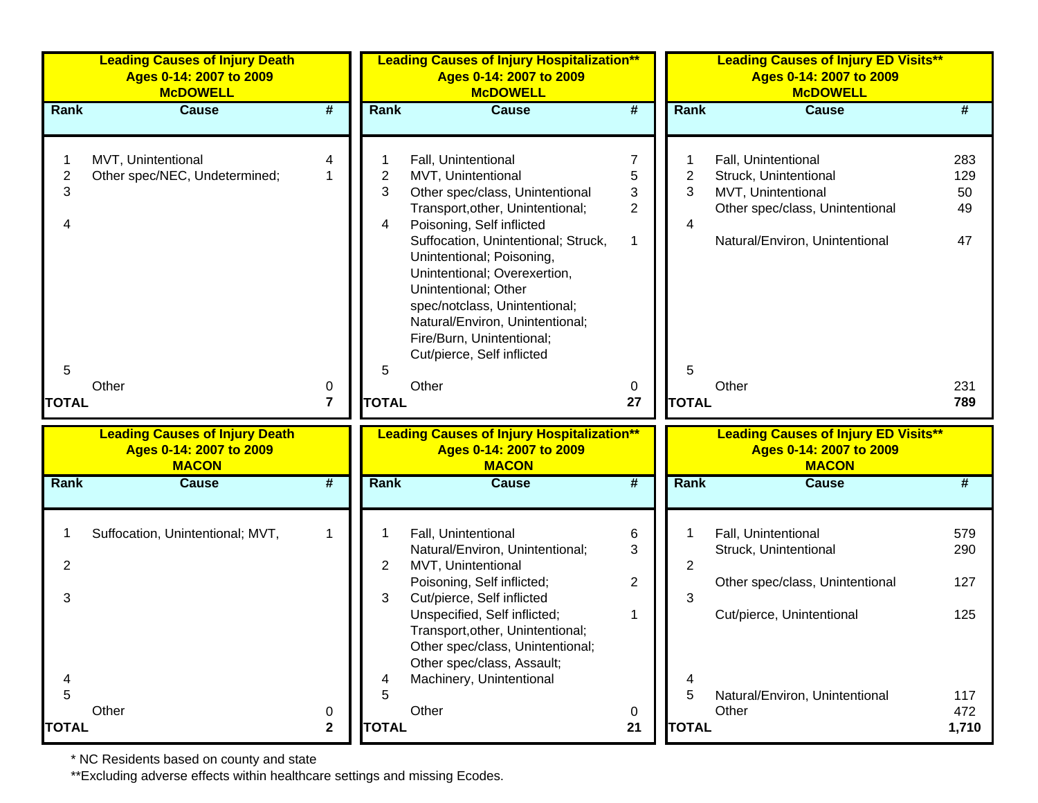**Leading Causes of Injury Death**
**Ages 0-14: 2007 to 2009**
**McDOWELL**

| Rank | Cause | # |
|---|---|---|
| 1 | MVT, Unintentional | 4 |
| 2 | Other spec/NEC, Undetermined; | 1 |
| 3 | | |
| 4 | | |
| 5 | | |
| | Other | 0 |
| **TOTAL** | | **7** |

**Leading Causes of Injury Hospitalization****
**Ages 0-14: 2007 to 2009**
**McDOWELL**

| Rank | Cause | # |
|---|---|---|
| 1 | Fall, Unintentional | 7 |
| 2 | MVT, Unintentional | 5 |
| 3 | Other spec/class, Unintentional | 3 |
| | Transport,other, Unintentional; | 2 |
| 4 | Poisoning, Self inflicted | |
| | Suffocation, Unintentional; Struck, Unintentional; Poisoning, Unintentional; Overexertion, Unintentional; Other spec/notclass, Unintentional; Natural/Environ, Unintentional; Fire/Burn, Unintentional; Cut/pierce, Self inflicted | 1 |
| 5 | | |
| | Other | 0 |
| **TOTAL** | | **27** |

**Leading Causes of Injury ED Visits****
**Ages 0-14: 2007 to 2009**
**McDOWELL**

| Rank | Cause | # |
|---|---|---|
| 1 | Fall, Unintentional | 283 |
| 2 | Struck, Unintentional | 129 |
| 3 | MVT, Unintentional | 50 |
| | Other spec/class, Unintentional | 49 |
| 4 | | |
| | Natural/Environ, Unintentional | 47 |
| 5 | | |
| | Other | 231 |
| **TOTAL** | | **789** |

**Leading Causes of Injury Death**
**Ages 0-14: 2007 to 2009**
**MACON**

| Rank | Cause | # |
|---|---|---|
| 1 | Suffocation, Unintentional; MVT, | 1 |
| 2 | | |
| 3 | | |
| 4 | | |
| 5 | | |
| | Other | 0 |
| **TOTAL** | | **2** |

**Leading Causes of Injury Hospitalization****
**Ages 0-14: 2007 to 2009**
**MACON**

| Rank | Cause | # |
|---|---|---|
| 1 | Fall, Unintentional | 6 |
| | Natural/Environ, Unintentional; | 3 |
| 2 | MVT, Unintentional | |
| | Poisoning, Self inflicted; | 2 |
| 3 | Cut/pierce, Self inflicted | |
| | Unspecified, Self inflicted; Transport,other, Unintentional; Other spec/class, Unintentional; Other spec/class, Assault; | 1 |
| 4 | Machinery, Unintentional | |
| 5 | | |
| | Other | 0 |
| **TOTAL** | | **21** |

**Leading Causes of Injury ED Visits****
**Ages 0-14: 2007 to 2009**
**MACON**

| Rank | Cause | # |
|---|---|---|
| 1 | Fall, Unintentional | 579 |
| | Struck, Unintentional | 290 |
| 2 | | |
| | Other spec/class, Unintentional | 127 |
| 3 | | |
| | Cut/pierce, Unintentional | 125 |
| 4 | | |
| 5 | Natural/Environ, Unintentional | 117 |
| | Other | 472 |
| **TOTAL** | | **1,710** |

* NC Residents based on county and state

**Excluding adverse effects within healthcare settings and missing Ecodes.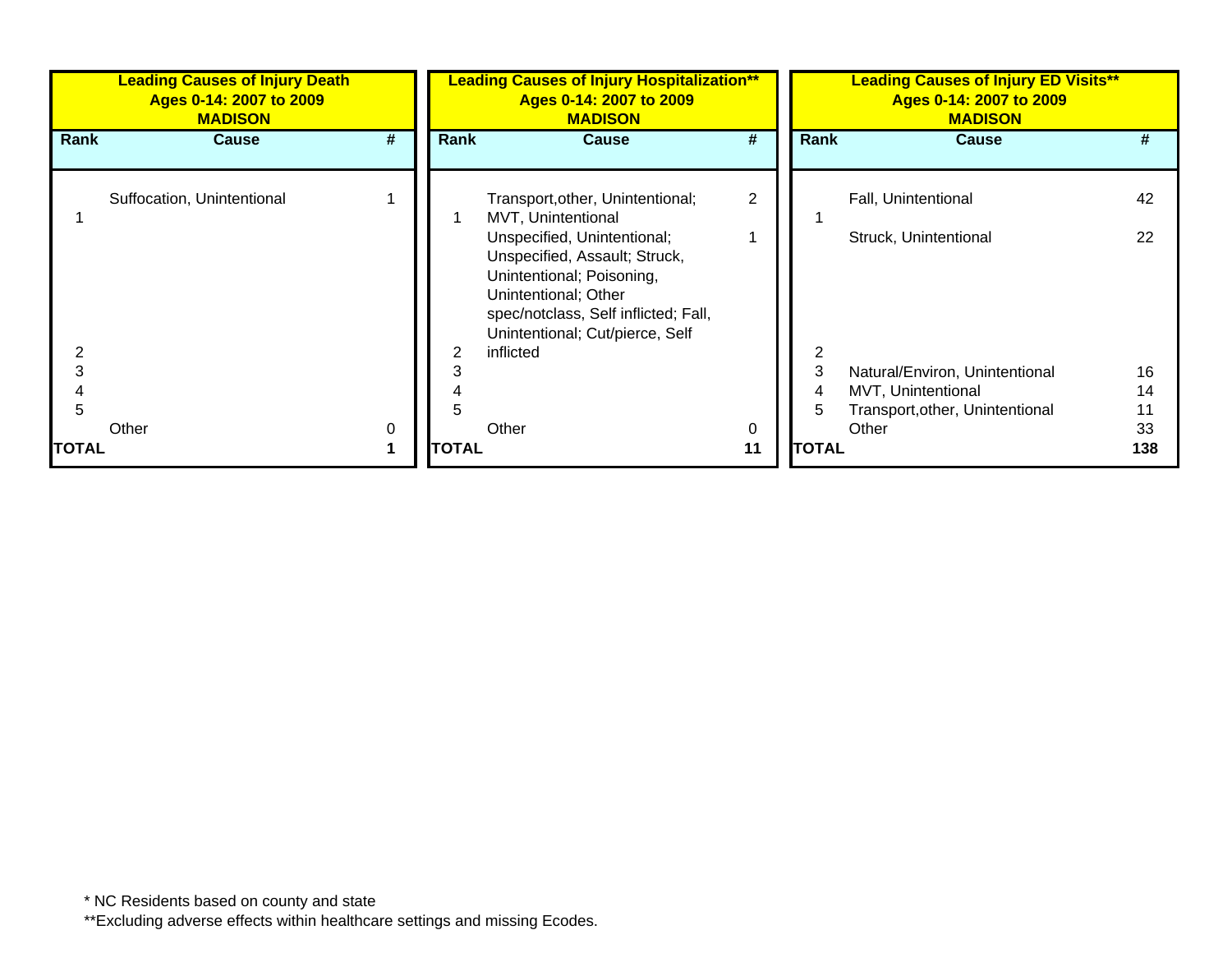**Leading Causes of Injury Death**
**Ages 0-14: 2007 to 2009**
**MADISON**

| Rank | Cause | # |
|---|---|---|
| 1 | Suffocation, Unintentional | 1 |
| 2 | | |
| 3 | | |
| 4 | | |
| 5 | | |
| | Other | 0 |
| **TOTAL** | | **1** |

**Leading Causes of Injury Hospitalization****
**Ages 0-14: 2007 to 2009**
**MADISON**

| Rank | Cause | # |
|---|---|---|
| 1 | Transport,other, Unintentional; MVT, Unintentional | 2 |
| | Unspecified, Unintentional; Unspecified, Assault; Struck, Unintentional; Poisoning, Unintentional; Other spec/notclass, Self inflicted; Fall, Unintentional; Cut/pierce, Self inflicted | 1 |
| 2 | | |
| 3 | | |
| 4 | | |
| 5 | | |
| | Other | 0 |
| **TOTAL** | | **11** |

**Leading Causes of Injury ED Visits****
**Ages 0-14: 2007 to 2009**
**MADISON**

| Rank | Cause | # |
|---|---|---|
| 1 | Fall, Unintentional | 42 |
| | Struck, Unintentional | 22 |
| 2 | | |
| 3 | Natural/Environ, Unintentional | 16 |
| 4 | MVT, Unintentional | 14 |
| 5 | Transport,other, Unintentional | 11 |
| | Other | 33 |
| **TOTAL** | | **138** |

* NC Residents based on county and state
**Excluding adverse effects within healthcare settings and missing Ecodes.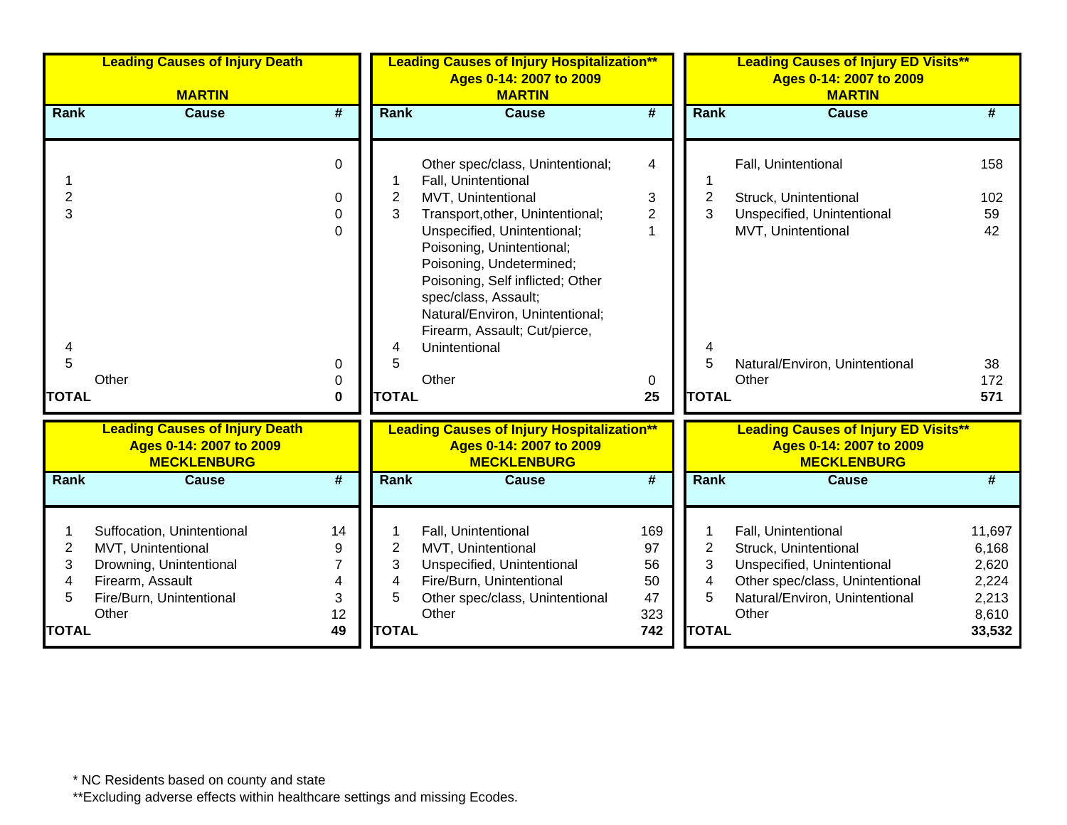| Leading Causes of Injury Death<br><br>MARTIN | | |
|---|---|---|
| Rank | Cause | # |
| | | 0 |
| 1 | | |
| 2 | | 0 |
| 3 | | 0 |
| | | 0 |
| 4 | | |
| 5 | | 0 |
| | Other | 0 |
| **TOTAL** | | **0** |

| Leading Causes of Injury Hospitalization**<br>Ages 0-14: 2007 to 2009<br>MARTIN | | |
|---|---|---|
| Rank | Cause | # |
| | Other spec/class, Unintentional; | 4 |
| 1 | Fall, Unintentional | |
| 2 | MVT, Unintentional | 3 |
| 3 | Transport,other, Unintentional; | 2 |
| | Unspecified, Unintentional; Poisoning, Unintentional; Poisoning, Undetermined; Poisoning, Self inflicted; Other spec/class, Assault; Natural/Environ, Unintentional; Firearm, Assault; Cut/pierce, | 1 |
| 4 | Unintentional | |
| 5 | | |
| | Other | 0 |
| **TOTAL** | | **25** |

| Leading Causes of Injury ED Visits**<br>Ages 0-14: 2007 to 2009<br>MARTIN | | |
|---|---|---|
| Rank | Cause | # |
| | Fall, Unintentional | 158 |
| 1 | | |
| 2 | Struck, Unintentional | 102 |
| 3 | Unspecified, Unintentional | 59 |
| | MVT, Unintentional | 42 |
| 4 | | |
| 5 | Natural/Environ, Unintentional | 38 |
| | Other | 172 |
| **TOTAL** | | **571** |

| Leading Causes of Injury Death<br>Ages 0-14: 2007 to 2009<br>MECKLENBURG | | |
|---|---|---|
| Rank | Cause | # |
| 1 | Suffocation, Unintentional | 14 |
| 2 | MVT, Unintentional | 9 |
| 3 | Drowning, Unintentional | 7 |
| 4 | Firearm, Assault | 4 |
| 5 | Fire/Burn, Unintentional | 3 |
| | Other | 12 |
| **TOTAL** | | **49** |

| Leading Causes of Injury Hospitalization**<br>Ages 0-14: 2007 to 2009<br>MECKLENBURG | | |
|---|---|---|
| Rank | Cause | # |
| 1 | Fall, Unintentional | 169 |
| 2 | MVT, Unintentional | 97 |
| 3 | Unspecified, Unintentional | 56 |
| 4 | Fire/Burn, Unintentional | 50 |
| 5 | Other spec/class, Unintentional | 47 |
| | Other | 323 |
| **TOTAL** | | **742** |

| Leading Causes of Injury ED Visits**<br>Ages 0-14: 2007 to 2009<br>MECKLENBURG | | |
|---|---|---|
| Rank | Cause | # |
| 1 | Fall, Unintentional | 11,697 |
| 2 | Struck, Unintentional | 6,168 |
| 3 | Unspecified, Unintentional | 2,620 |
| 4 | Other spec/class, Unintentional | 2,224 |
| 5 | Natural/Environ, Unintentional | 2,213 |
| | Other | 8,610 |
| **TOTAL** | | **33,532** |

* NC Residents based on county and state

**Excluding adverse effects within healthcare settings and missing Ecodes.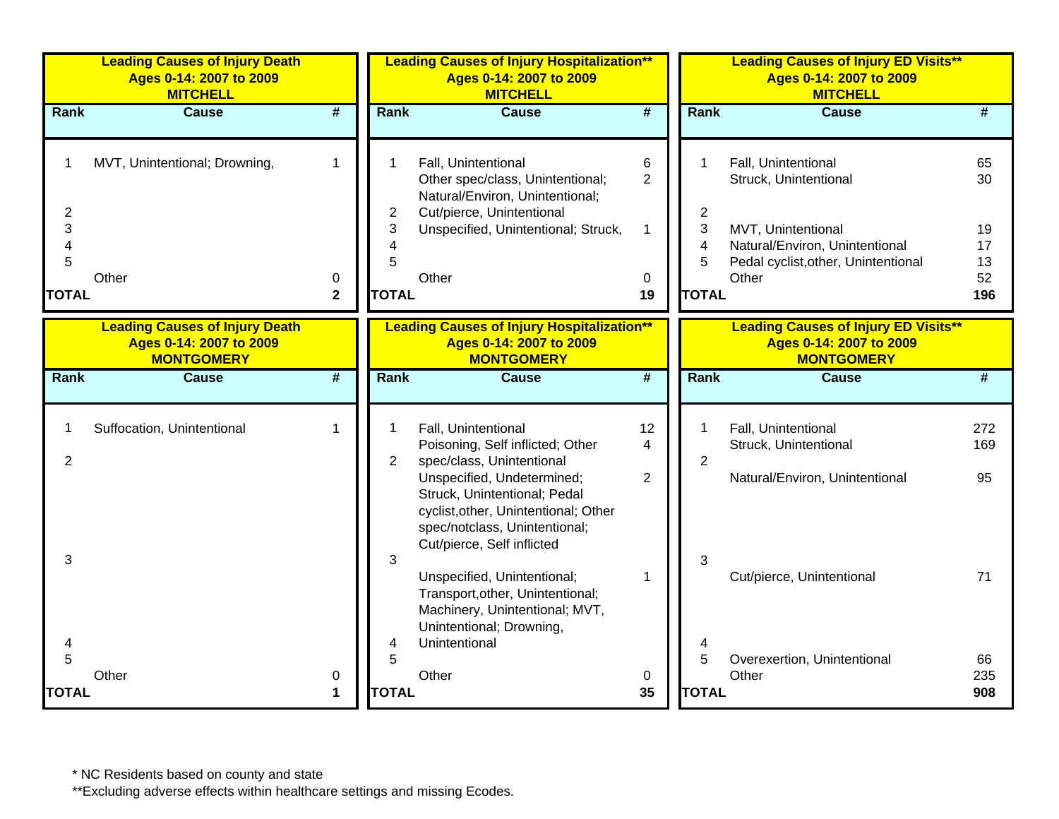## Leading Causes of Injury Death Ages 0-14: 2007 to 2009 MITCHELL

| Rank | Cause | # |
|---|---|---|
| 1 | MVT, Unintentional; Drowning, | 1 |
| 2 | | |
| 3 | | |
| 4 | | |
| 5 | | |
| | Other | 0 |
| **TOTAL** | | **2** |

## Leading Causes of Injury Hospitalization** Ages 0-14: 2007 to 2009 MITCHELL

| Rank | Cause | # |
|---|---|---|
| 1 | Fall, Unintentional | 6 |
| | Other spec/class, Unintentional; Natural/Environ, Unintentional; | 2 |
| 2 | Cut/pierce, Unintentional | |
| 3 | Unspecified, Unintentional; Struck, | 1 |
| 4 | | |
| 5 | | |
| | Other | 0 |
| **TOTAL** | | **19** |

## Leading Causes of Injury ED Visits** Ages 0-14: 2007 to 2009 MITCHELL

| Rank | Cause | # |
|---|---|---|
| 1 | Fall, Unintentional | 65 |
| | Struck, Unintentional | 30 |
| 2 | | |
| 3 | MVT, Unintentional | 19 |
| 4 | Natural/Environ, Unintentional | 17 |
| 5 | Pedal cyclist,other, Unintentional | 13 |
| | Other | 52 |
| **TOTAL** | | **196** |

## Leading Causes of Injury Death Ages 0-14: 2007 to 2009 MONTGOMERY

| Rank | Cause | # |
|---|---|---|
| 1 | Suffocation, Unintentional | 1 |
| 2 | | |
| 3 | | |
| 4 | | |
| 5 | | |
| | Other | 0 |
| **TOTAL** | | **1** |

## Leading Causes of Injury Hospitalization** Ages 0-14: 2007 to 2009 MONTGOMERY

| Rank | Cause | # |
|---|---|---|
| 1 | Fall, Unintentional | 12 |
| | Poisoning, Self inflicted; Other | 4 |
| 2 | spec/class, Unintentional | |
| | Unspecified, Undetermined; Struck, Unintentional; Pedal cyclist,other, Unintentional; Other spec/notclass, Unintentional; Cut/pierce, Self inflicted | 2 |
| 3 | | |
| | Unspecified, Unintentional; Transport,other, Unintentional; Machinery, Unintentional; MVT, Unintentional; Drowning, | 1 |
| 4 | Unintentional | |
| 5 | | |
| | Other | 0 |
| **TOTAL** | | **35** |

## Leading Causes of Injury ED Visits** Ages 0-14: 2007 to 2009 MONTGOMERY

| Rank | Cause | # |
|---|---|---|
| 1 | Fall, Unintentional | 272 |
| | Struck, Unintentional | 169 |
| 2 | | |
| | Natural/Environ, Unintentional | 95 |
| 3 | | |
| | Cut/pierce, Unintentional | 71 |
| 4 | | |
| 5 | Overexertion, Unintentional | 66 |
| | Other | 235 |
| **TOTAL** | | **908** |

* NC Residents based on county and state

**Excluding adverse effects within healthcare settings and missing Ecodes.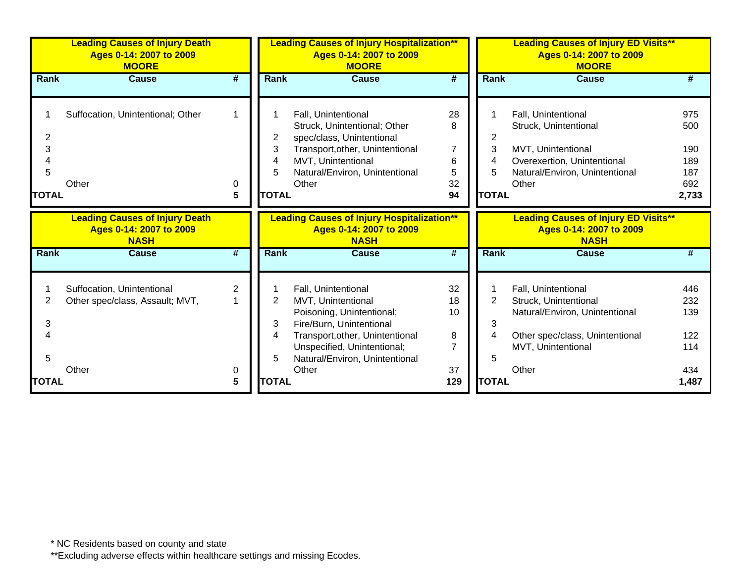**Leading Causes of Injury Death**
**Ages 0-14: 2007 to 2009**
**MOORE**

| Rank | Cause | # |
|---|---|---|
| 1 | Suffocation, Unintentional; Other | 1 |
| 2 | | |
| 3 | | |
| 4 | | |
| 5 | | |
| | Other | 0 |
| **TOTAL** | | **5** |

**Leading Causes of Injury Hospitalization****
**Ages 0-14: 2007 to 2009**
**MOORE**

| Rank | Cause | # |
|---|---|---|
| 1 | Fall, Unintentional | 28 |
| 2 | Struck, Unintentional; Other spec/class, Unintentional | 8 |
| 3 | Transport,other, Unintentional | 7 |
| 4 | MVT, Unintentional | 6 |
| 5 | Natural/Environ, Unintentional | 5 |
| | Other | 32 |
| **TOTAL** | | **94** |

**Leading Causes of Injury ED Visits****
**Ages 0-14: 2007 to 2009**
**MOORE**

| Rank | Cause | # |
|---|---|---|
| 1 | Fall, Unintentional | 975 |
| 2 | Struck, Unintentional | 500 |
| 3 | MVT, Unintentional | 190 |
| 4 | Overexertion, Unintentional | 189 |
| 5 | Natural/Environ, Unintentional | 187 |
| | Other | 692 |
| **TOTAL** | | **2,733** |

**Leading Causes of Injury Death**
**Ages 0-14: 2007 to 2009**
**NASH**

| Rank | Cause | # |
|---|---|---|
| 1 | Suffocation, Unintentional | 2 |
| 2 | Other spec/class, Assault; MVT, | 1 |
| 3 | | |
| 4 | | |
| 5 | | |
| | Other | 0 |
| **TOTAL** | | **5** |

**Leading Causes of Injury Hospitalization****
**Ages 0-14: 2007 to 2009**
**NASH**

| Rank | Cause | # |
|---|---|---|
| 1 | Fall, Unintentional | 32 |
| 2 | MVT, Unintentional | 18 |
| 3 | Poisoning, Unintentional; Fire/Burn, Unintentional | 10 |
| 4 | Transport,other, Unintentional | 8 |
| 5 | Unspecified, Unintentional; Natural/Environ, Unintentional | 7 |
| | Other | 37 |
| **TOTAL** | | **129** |

**Leading Causes of Injury ED Visits****
**Ages 0-14: 2007 to 2009**
**NASH**

| Rank | Cause | # |
|---|---|---|
| 1 | Fall, Unintentional | 446 |
| 2 | Struck, Unintentional | 232 |
| 3 | Natural/Environ, Unintentional | 139 |
| 4 | Other spec/class, Unintentional | 122 |
| 5 | MVT, Unintentional | 114 |
| | Other | 434 |
| **TOTAL** | | **1,487** |

* NC Residents based on county and state

**Excluding adverse effects within healthcare settings and missing Ecodes.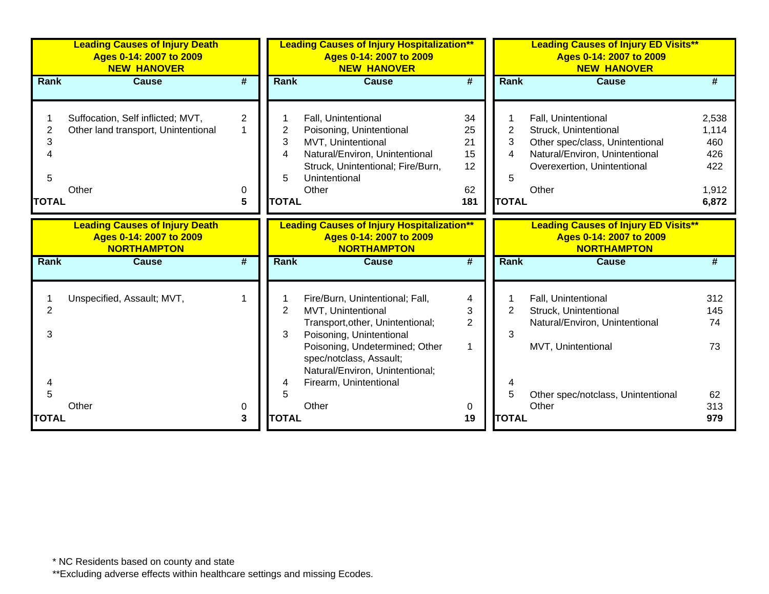## Leading Causes of Injury Death
## Ages 0-14: 2007 to 2009
## NEW HANOVER

| Rank | Cause | # |
|---|---|---|
| 1 | Suffocation, Self inflicted; MVT, | 2 |
| 2 | Other land transport, Unintentional | 1 |
| 3 | | |
| 4 | | |
| 5 | | |
| | Other | 0 |
| **TOTAL** | | **5** |

## Leading Causes of Injury Hospitalization**
## Ages 0-14: 2007 to 2009
## NEW HANOVER

| Rank | Cause | # |
|---|---|---|
| 1 | Fall, Unintentional | 34 |
| 2 | Poisoning, Unintentional | 25 |
| 3 | MVT, Unintentional | 21 |
| 4 | Natural/Environ, Unintentional | 15 |
| 5 | Struck, Unintentional; Fire/Burn, Unintentional | 12 |
| | Other | 62 |
| **TOTAL** | | **181** |

## Leading Causes of Injury ED Visits**
## Ages 0-14: 2007 to 2009
## NEW HANOVER

| Rank | Cause | # |
|---|---|---|
| 1 | Fall, Unintentional | 2,538 |
| 2 | Struck, Unintentional | 1,114 |
| 3 | Other spec/class, Unintentional | 460 |
| 4 | Natural/Environ, Unintentional | 426 |
| 5 | Overexertion, Unintentional | 422 |
| | Other | 1,912 |
| **TOTAL** | | **6,872** |

## Leading Causes of Injury Death
## Ages 0-14: 2007 to 2009
## NORTHAMPTON

| Rank | Cause | # |
|---|---|---|
| 1 | Unspecified, Assault; MVT, | 1 |
| 2 | | |
| 3 | | |
| 4 | | |
| 5 | | |
| | Other | 0 |
| **TOTAL** | | **3** |

## Leading Causes of Injury Hospitalization**
## Ages 0-14: 2007 to 2009
## NORTHAMPTON

| Rank | Cause | # |
|---|---|---|
| 1 | Fire/Burn, Unintentional; Fall, | 4 |
| 2 | MVT, Unintentional | 3 |
| 3 | Transport,other, Unintentional; Poisoning, Unintentional | 2 |
| 4 | Poisoning, Undetermined; Other spec/notclass, Assault; Natural/Environ, Unintentional; Firearm, Unintentional | 1 |
| 5 | | |
| | Other | 0 |
| **TOTAL** | | **19** |

## Leading Causes of Injury ED Visits**
## Ages 0-14: 2007 to 2009
## NORTHAMPTON

| Rank | Cause | # |
|---|---|---|
| 1 | Fall, Unintentional | 312 |
| 2 | Struck, Unintentional | 145 |
| 3 | Natural/Environ, Unintentional | 74 |
| 4 | MVT, Unintentional | 73 |
| 5 | Other spec/notclass, Unintentional | 62 |
| | Other | 313 |
| **TOTAL** | | **979** |

* NC Residents based on county and state

**Excluding adverse effects within healthcare settings and missing Ecodes.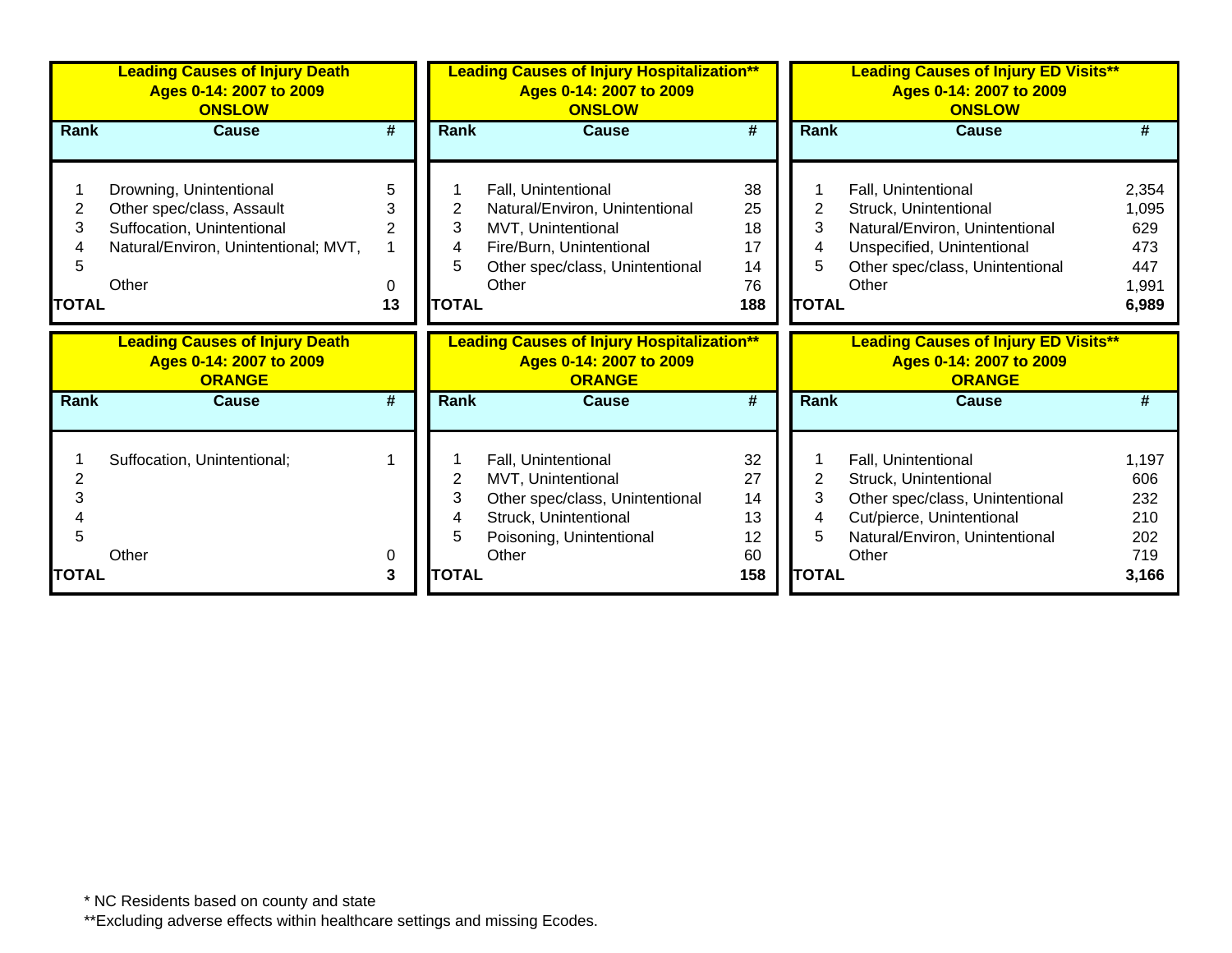**Leading Causes of Injury Death**
**Ages 0-14: 2007 to 2009**
**ONSLOW**

| Rank | Cause | # |
|---|---|---|
| 1 | Drowning, Unintentional | 5 |
| 2 | Other spec/class, Assault | 3 |
| 3 | Suffocation, Unintentional | 2 |
| 4 | Natural/Environ, Unintentional; MVT, | 1 |
| 5 | | |
| | Other | 0 |
| **TOTAL** | | **13** |

**Leading Causes of Injury Hospitalization****
**Ages 0-14: 2007 to 2009**
**ONSLOW**

| Rank | Cause | # |
|---|---|---|
| 1 | Fall, Unintentional | 38 |
| 2 | Natural/Environ, Unintentional | 25 |
| 3 | MVT, Unintentional | 18 |
| 4 | Fire/Burn, Unintentional | 17 |
| 5 | Other spec/class, Unintentional | 14 |
| | Other | 76 |
| **TOTAL** | | **188** |

**Leading Causes of Injury ED Visits****
**Ages 0-14: 2007 to 2009**
**ONSLOW**

| Rank | Cause | # |
|---|---|---|
| 1 | Fall, Unintentional | 2,354 |
| 2 | Struck, Unintentional | 1,095 |
| 3 | Natural/Environ, Unintentional | 629 |
| 4 | Unspecified, Unintentional | 473 |
| 5 | Other spec/class, Unintentional | 447 |
| | Other | 1,991 |
| **TOTAL** | | **6,989** |

**Leading Causes of Injury Death**
**Ages 0-14: 2007 to 2009**
**ORANGE**

| Rank | Cause | # |
|---|---|---|
| 1 | Suffocation, Unintentional; | 1 |
| 2 | | |
| 3 | | |
| 4 | | |
| 5 | | |
| | Other | 0 |
| **TOTAL** | | **3** |

**Leading Causes of Injury Hospitalization****
**Ages 0-14: 2007 to 2009**
**ORANGE**

| Rank | Cause | # |
|---|---|---|
| 1 | Fall, Unintentional | 32 |
| 2 | MVT, Unintentional | 27 |
| 3 | Other spec/class, Unintentional | 14 |
| 4 | Struck, Unintentional | 13 |
| 5 | Poisoning, Unintentional | 12 |
| | Other | 60 |
| **TOTAL** | | **158** |

**Leading Causes of Injury ED Visits****
**Ages 0-14: 2007 to 2009**
**ORANGE**

| Rank | Cause | # |
|---|---|---|
| 1 | Fall, Unintentional | 1,197 |
| 2 | Struck, Unintentional | 606 |
| 3 | Other spec/class, Unintentional | 232 |
| 4 | Cut/pierce, Unintentional | 210 |
| 5 | Natural/Environ, Unintentional | 202 |
| | Other | 719 |
| **TOTAL** | | **3,166** |

* NC Residents based on county and state

**Excluding adverse effects within healthcare settings and missing Ecodes.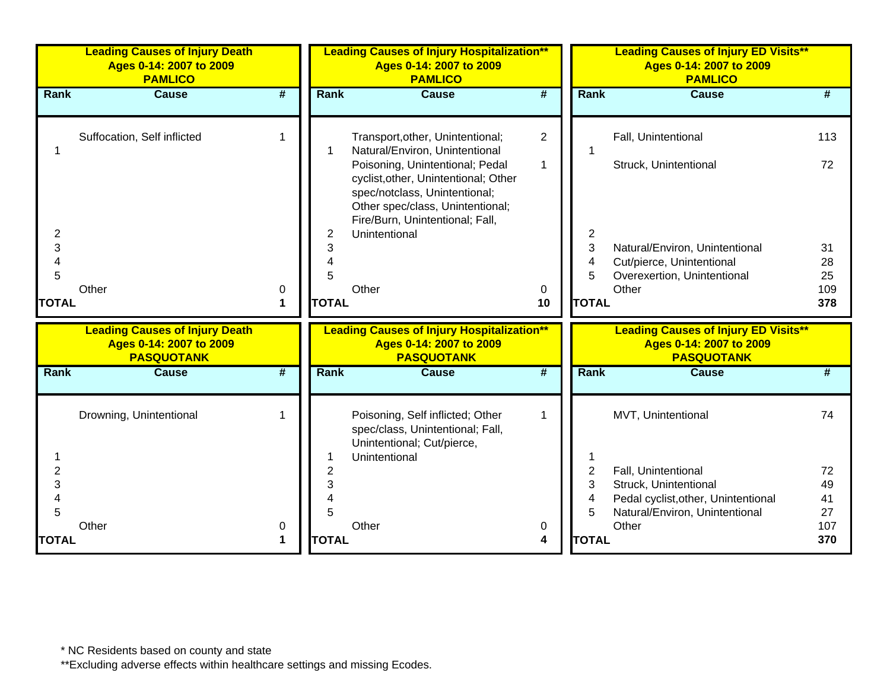### Leading Causes of Injury Death Ages 0-14: 2007 to 2009 PAMLICO

| Rank | Cause | # |
|---|---|---|
| 1 | Suffocation, Self inflicted | 1 |
| 2 | | |
| 3 | | |
| 4 | | |
| 5 | | |
| | Other | 0 |
| **TOTAL** | | **1** |

### Leading Causes of Injury Hospitalization** Ages 0-14: 2007 to 2009 PAMLICO

| Rank | Cause | # |
|---|---|---|
| 1 | Transport,other, Unintentional; Natural/Environ, Unintentional | 2 |
| 2 | Poisoning, Unintentional; Pedal cyclist,other, Unintentional; Other spec/notclass, Unintentional; Other spec/class, Unintentional; Fire/Burn, Unintentional; Fall, Unintentional | 1 |
| 3 | | |
| 4 | | |
| 5 | | |
| | Other | 0 |
| **TOTAL** | | **10** |

### Leading Causes of Injury ED Visits** Ages 0-14: 2007 to 2009 PAMLICO

| Rank | Cause | # |
|---|---|---|
| 1 | Fall, Unintentional | 113 |
| 2 | Struck, Unintentional | 72 |
| 3 | Natural/Environ, Unintentional | 31 |
| 4 | Cut/pierce, Unintentional | 28 |
| 5 | Overexertion, Unintentional | 25 |
| | Other | 109 |
| **TOTAL** | | **378** |

### Leading Causes of Injury Death Ages 0-14: 2007 to 2009 PASQUOTANK

| Rank | Cause | # |
|---|---|---|
| 1 | Drowning, Unintentional | 1 |
| 2 | | |
| 3 | | |
| 4 | | |
| 5 | | |
| | Other | 0 |
| **TOTAL** | | **1** |

### Leading Causes of Injury Hospitalization** Ages 0-14: 2007 to 2009 PASQUOTANK

| Rank | Cause | # |
|---|---|---|
| 1 | Poisoning, Self inflicted; Other spec/class, Unintentional; Fall, Unintentional; Cut/pierce, Unintentional | 1 |
| 2 | | |
| 3 | | |
| 4 | | |
| 5 | | |
| | Other | 0 |
| **TOTAL** | | **4** |

### Leading Causes of Injury ED Visits** Ages 0-14: 2007 to 2009 PASQUOTANK

| Rank | Cause | # |
|---|---|---|
| 1 | MVT, Unintentional | 74 |
| 2 | Fall, Unintentional | 72 |
| 3 | Struck, Unintentional | 49 |
| 4 | Pedal cyclist,other, Unintentional | 41 |
| 5 | Natural/Environ, Unintentional | 27 |
| | Other | 107 |
| **TOTAL** | | **370** |

* NC Residents based on county and state

**Excluding adverse effects within healthcare settings and missing Ecodes.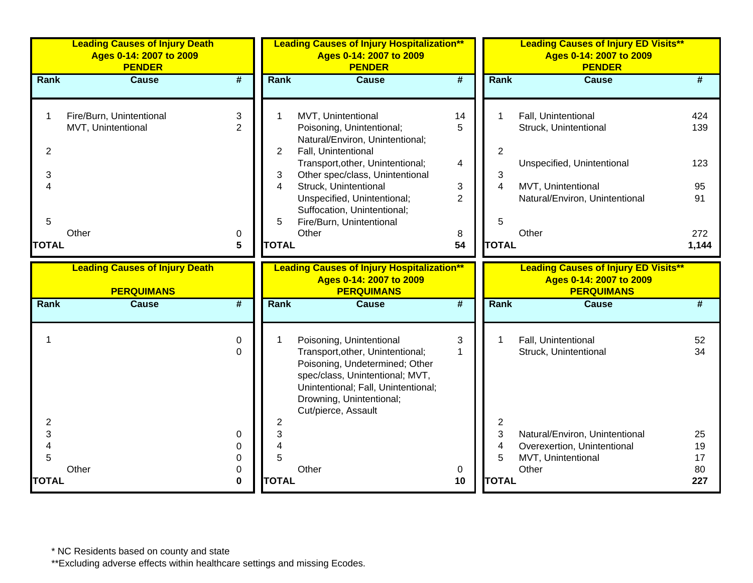## Leading Causes of Injury Death — Ages 0-14: 2007 to 2009 — PENDER

| Rank | Cause | # |
|---|---|---|
| 1 | Fire/Burn, Unintentional | 3 |
| | MVT, Unintentional | 2 |
| 2 | | |
| 3 | | |
| 4 | | |
| 5 | | |
| | Other | 0 |
| **TOTAL** | | **5** |

## Leading Causes of Injury Hospitalization** — Ages 0-14: 2007 to 2009 — PENDER

| Rank | Cause | # |
|---|---|---|
| 1 | MVT, Unintentional | 14 |
| | Poisoning, Unintentional; Natural/Environ, Unintentional; | 5 |
| 2 | Fall, Unintentional | |
| | Transport,other, Unintentional; | 4 |
| 3 | Other spec/class, Unintentional | |
| 4 | Struck, Unintentional | 3 |
| | Unspecified, Unintentional; Suffocation, Unintentional; | 2 |
| 5 | Fire/Burn, Unintentional | |
| | Other | 8 |
| **TOTAL** | | **54** |

## Leading Causes of Injury ED Visits** — Ages 0-14: 2007 to 2009 — PENDER

| Rank | Cause | # |
|---|---|---|
| 1 | Fall, Unintentional | 424 |
| | Struck, Unintentional | 139 |
| 2 | | |
| | Unspecified, Unintentional | 123 |
| 3 | | |
| 4 | MVT, Unintentional | 95 |
| | Natural/Environ, Unintentional | 91 |
| 5 | | |
| | Other | 272 |
| **TOTAL** | | **1,144** |

## Leading Causes of Injury Death — PERQUIMANS

| Rank | Cause | # |
|---|---|---|
| 1 | | 0 |
| | | 0 |
| 2 | | |
| 3 | | 0 |
| 4 | | 0 |
| 5 | | 0 |
| | Other | 0 |
| **TOTAL** | | **0** |

## Leading Causes of Injury Hospitalization** — Ages 0-14: 2007 to 2009 — PERQUIMANS

| Rank | Cause | # |
|---|---|---|
| 1 | Poisoning, Unintentional | 3 |
| | Transport,other, Unintentional; Poisoning, Undetermined; Other spec/class, Unintentional; MVT, Unintentional; Fall, Unintentional; Drowning, Unintentional; Cut/pierce, Assault | 1 |
| 2 | | |
| 3 | | |
| 4 | | |
| 5 | | |
| | Other | 0 |
| **TOTAL** | | **10** |

## Leading Causes of Injury ED Visits** — Ages 0-14: 2007 to 2009 — PERQUIMANS

| Rank | Cause | # |
|---|---|---|
| 1 | Fall, Unintentional | 52 |
| | Struck, Unintentional | 34 |
| 2 | | |
| 3 | Natural/Environ, Unintentional | 25 |
| 4 | Overexertion, Unintentional | 19 |
| 5 | MVT, Unintentional | 17 |
| | Other | 80 |
| **TOTAL** | | **227** |

* NC Residents based on county and state

**Excluding adverse effects within healthcare settings and missing Ecodes.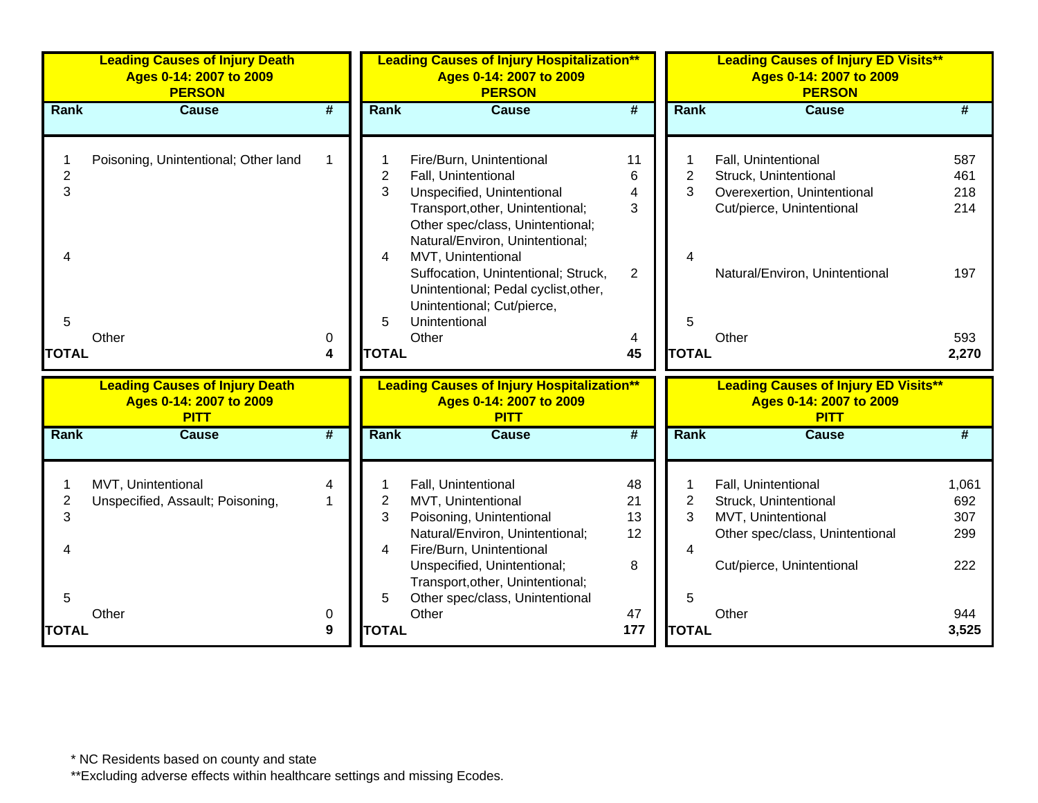**Leading Causes of Injury Death**
**Ages 0-14: 2007 to 2009**
**PERSON**

| Rank | Cause | # |
|---|---|---|
| 1 | Poisoning, Unintentional; Other land | 1 |
| 2 | | |
| 3 | | |
| 4 | | |
| 5 | | |
| | Other | 0 |
| **TOTAL** | | **4** |

**Leading Causes of Injury Hospitalization****
**Ages 0-14: 2007 to 2009**
**PERSON**

| Rank | Cause | # |
|---|---|---|
| 1 | Fire/Burn, Unintentional | 11 |
| 2 | Fall, Unintentional | 6 |
| 3 | Unspecified, Unintentional | 4 |
| 4 | Transport,other, Unintentional; Other spec/class, Unintentional; Natural/Environ, Unintentional; MVT, Unintentional | 3 |
| 5 | Suffocation, Unintentional; Struck, Unintentional; Pedal cyclist,other, Unintentional; Cut/pierce, Unintentional | 2 |
| | Other | 4 |
| **TOTAL** | | **45** |

**Leading Causes of Injury ED Visits****
**Ages 0-14: 2007 to 2009**
**PERSON**

| Rank | Cause | # |
|---|---|---|
| 1 | Fall, Unintentional | 587 |
| 2 | Struck, Unintentional | 461 |
| 3 | Overexertion, Unintentional | 218 |
| 4 | Cut/pierce, Unintentional | 214 |
| 5 | Natural/Environ, Unintentional | 197 |
| | Other | 593 |
| **TOTAL** | | **2,270** |

**Leading Causes of Injury Death**
**Ages 0-14: 2007 to 2009**
**PITT**

| Rank | Cause | # |
|---|---|---|
| 1 | MVT, Unintentional | 4 |
| 2 | Unspecified, Assault; Poisoning, | 1 |
| 3 | | |
| 4 | | |
| 5 | | |
| | Other | 0 |
| **TOTAL** | | **9** |

**Leading Causes of Injury Hospitalization****
**Ages 0-14: 2007 to 2009**
**PITT**

| Rank | Cause | # |
|---|---|---|
| 1 | Fall, Unintentional | 48 |
| 2 | MVT, Unintentional | 21 |
| 3 | Poisoning, Unintentional | 13 |
| 4 | Natural/Environ, Unintentional; Fire/Burn, Unintentional | 12 |
| 5 | Unspecified, Unintentional; Transport,other, Unintentional; Other spec/class, Unintentional | 8 |
| | Other | 47 |
| **TOTAL** | | **177** |

**Leading Causes of Injury ED Visits****
**Ages 0-14: 2007 to 2009**
**PITT**

| Rank | Cause | # |
|---|---|---|
| 1 | Fall, Unintentional | 1,061 |
| 2 | Struck, Unintentional | 692 |
| 3 | MVT, Unintentional | 307 |
| 4 | Other spec/class, Unintentional | 299 |
| 5 | Cut/pierce, Unintentional | 222 |
| | Other | 944 |
| **TOTAL** | | **3,525** |

* NC Residents based on county and state

**Excluding adverse effects within healthcare settings and missing Ecodes.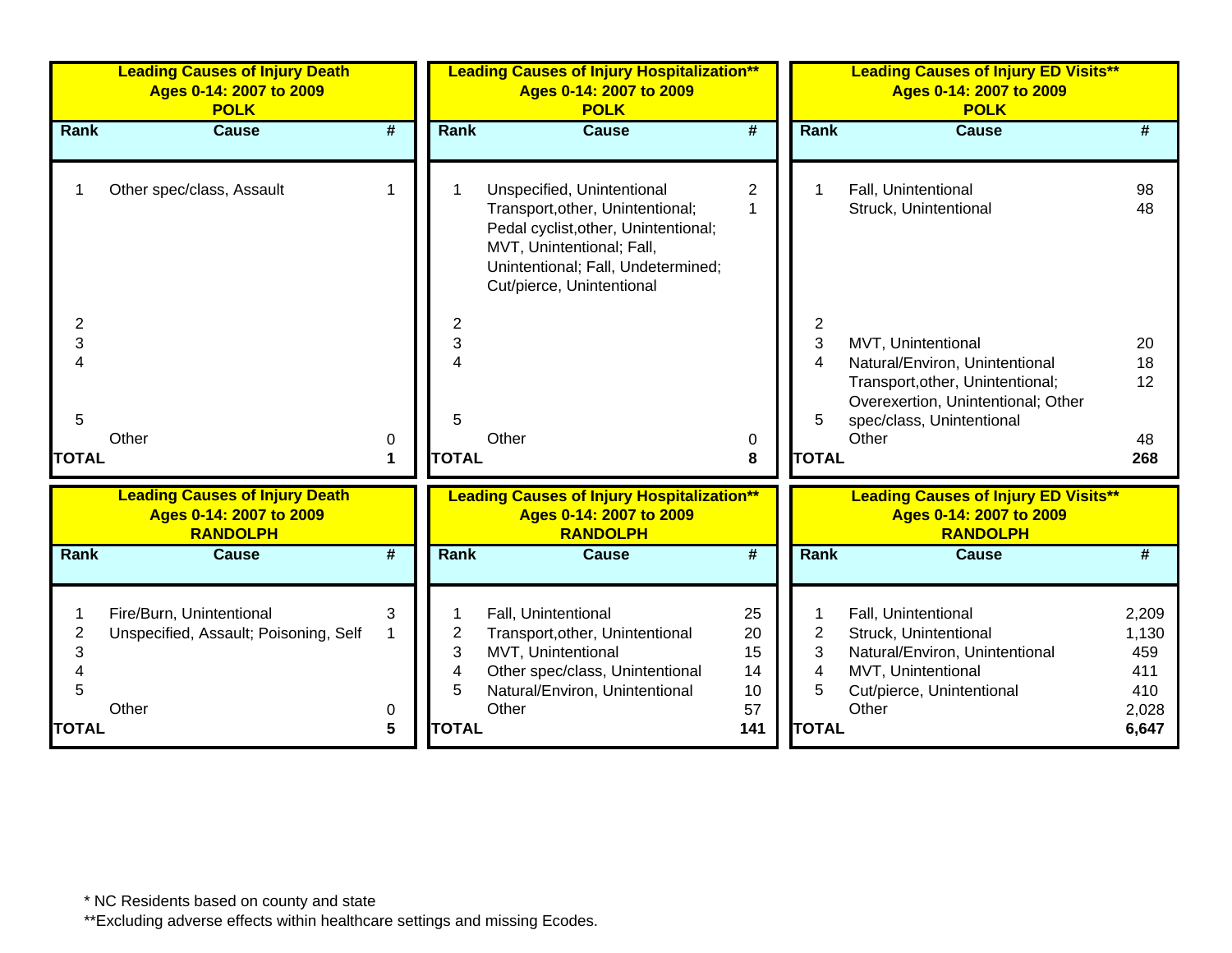## Leading Causes of Injury Death — Ages 0-14: 2007 to 2009 — POLK

| Rank | Cause | # |
|---|---|---|
| 1 | Other spec/class, Assault | 1 |
| 2 | | |
| 3 | | |
| 4 | | |
| 5 | | |
| | Other | 0 |
| **TOTAL** | | **1** |

## Leading Causes of Injury Hospitalization** — Ages 0-14: 2007 to 2009 — POLK

| Rank | Cause | # |
|---|---|---|
| 1 | Unspecified, Unintentional | 2 |
| | Transport,other, Unintentional; Pedal cyclist,other, Unintentional; MVT, Unintentional; Fall, Unintentional; Fall, Undetermined; Cut/pierce, Unintentional | 1 |
| 2 | | |
| 3 | | |
| 4 | | |
| 5 | | |
| | Other | 0 |
| **TOTAL** | | **8** |

## Leading Causes of Injury ED Visits** — Ages 0-14: 2007 to 2009 — POLK

| Rank | Cause | # |
|---|---|---|
| 1 | Fall, Unintentional | 98 |
| | Struck, Unintentional | 48 |
| 2 | | |
| 3 | MVT, Unintentional | 20 |
| 4 | Natural/Environ, Unintentional | 18 |
| 5 | Transport,other, Unintentional; Overexertion, Unintentional; Other spec/class, Unintentional | 12 |
| | Other | 48 |
| **TOTAL** | | **268** |

## Leading Causes of Injury Death — Ages 0-14: 2007 to 2009 — RANDOLPH

| Rank | Cause | # |
|---|---|---|
| 1 | Fire/Burn, Unintentional | 3 |
| 2 | Unspecified, Assault; Poisoning, Self | 1 |
| 3 | | |
| 4 | | |
| 5 | | |
| | Other | 0 |
| **TOTAL** | | **5** |

## Leading Causes of Injury Hospitalization** — Ages 0-14: 2007 to 2009 — RANDOLPH

| Rank | Cause | # |
|---|---|---|
| 1 | Fall, Unintentional | 25 |
| 2 | Transport,other, Unintentional | 20 |
| 3 | MVT, Unintentional | 15 |
| 4 | Other spec/class, Unintentional | 14 |
| 5 | Natural/Environ, Unintentional | 10 |
| | Other | 57 |
| **TOTAL** | | **141** |

## Leading Causes of Injury ED Visits** — Ages 0-14: 2007 to 2009 — RANDOLPH

| Rank | Cause | # |
|---|---|---|
| 1 | Fall, Unintentional | 2,209 |
| 2 | Struck, Unintentional | 1,130 |
| 3 | Natural/Environ, Unintentional | 459 |
| 4 | MVT, Unintentional | 411 |
| 5 | Cut/pierce, Unintentional | 410 |
| | Other | 2,028 |
| **TOTAL** | | **6,647** |

* NC Residents based on county and state

**Excluding adverse effects within healthcare settings and missing Ecodes.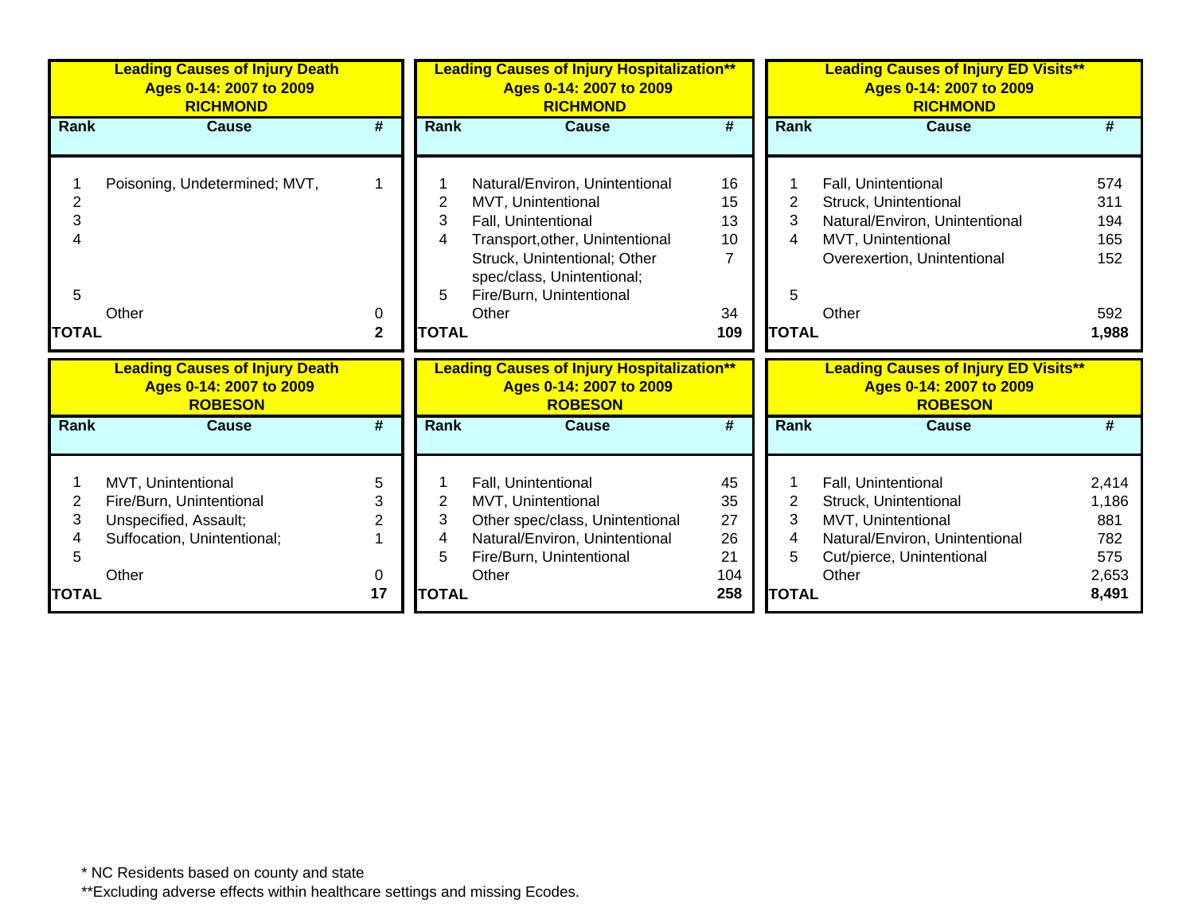## Leading Causes of Injury Death Ages 0-14: 2007 to 2009 RICHMOND

| Rank | Cause | # |
|---|---|---|
| 1 | Poisoning, Undetermined; MVT, | 1 |
| 2 | | |
| 3 | | |
| 4 | | |
| 5 | | |
| | Other | 0 |
| **TOTAL** | | **2** |

## Leading Causes of Injury Hospitalization** Ages 0-14: 2007 to 2009 RICHMOND

| Rank | Cause | # |
|---|---|---|
| 1 | Natural/Environ, Unintentional | 16 |
| 2 | MVT, Unintentional | 15 |
| 3 | Fall, Unintentional | 13 |
| 4 | Transport,other, Unintentional | 10 |
| | Struck, Unintentional; Other spec/class, Unintentional; | 7 |
| 5 | Fire/Burn, Unintentional | |
| | Other | 34 |
| **TOTAL** | | **109** |

## Leading Causes of Injury ED Visits** Ages 0-14: 2007 to 2009 RICHMOND

| Rank | Cause | # |
|---|---|---|
| 1 | Fall, Unintentional | 574 |
| 2 | Struck, Unintentional | 311 |
| 3 | Natural/Environ, Unintentional | 194 |
| 4 | MVT, Unintentional | 165 |
| | Overexertion, Unintentional | 152 |
| 5 | | |
| | Other | 592 |
| **TOTAL** | | **1,988** |

## Leading Causes of Injury Death Ages 0-14: 2007 to 2009 ROBESON

| Rank | Cause | # |
|---|---|---|
| 1 | MVT, Unintentional | 5 |
| 2 | Fire/Burn, Unintentional | 3 |
| 3 | Unspecified, Assault; | 2 |
| 4 | Suffocation, Unintentional; | 1 |
| 5 | | |
| | Other | 0 |
| **TOTAL** | | **17** |

## Leading Causes of Injury Hospitalization** Ages 0-14: 2007 to 2009 ROBESON

| Rank | Cause | # |
|---|---|---|
| 1 | Fall, Unintentional | 45 |
| 2 | MVT, Unintentional | 35 |
| 3 | Other spec/class, Unintentional | 27 |
| 4 | Natural/Environ, Unintentional | 26 |
| 5 | Fire/Burn, Unintentional | 21 |
| | Other | 104 |
| **TOTAL** | | **258** |

## Leading Causes of Injury ED Visits** Ages 0-14: 2007 to 2009 ROBESON

| Rank | Cause | # |
|---|---|---|
| 1 | Fall, Unintentional | 2,414 |
| 2 | Struck, Unintentional | 1,186 |
| 3 | MVT, Unintentional | 881 |
| 4 | Natural/Environ, Unintentional | 782 |
| 5 | Cut/pierce, Unintentional | 575 |
| | Other | 2,653 |
| **TOTAL** | | **8,491** |

* NC Residents based on county and state

**Excluding adverse effects within healthcare settings and missing Ecodes.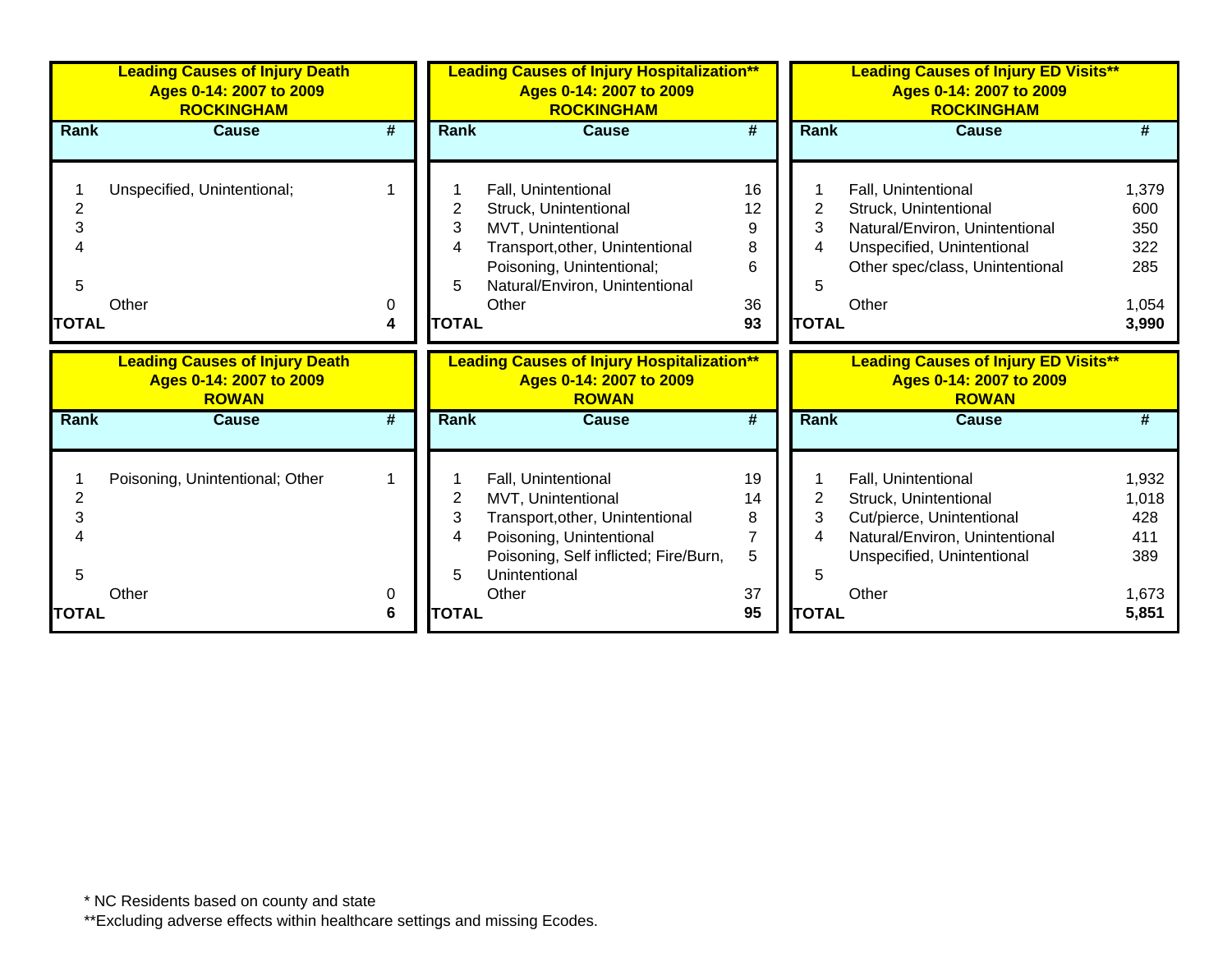## Leading Causes of Injury Death Ages 0-14: 2007 to 2009 ROCKINGHAM

| Rank | Cause | # |
|---|---|---|
| 1 | Unspecified, Unintentional; | 1 |
| 2 | | |
| 3 | | |
| 4 | | |
| 5 | | |
| | Other | 0 |
| **TOTAL** | | **4** |

## Leading Causes of Injury Hospitalization** Ages 0-14: 2007 to 2009 ROCKINGHAM

| Rank | Cause | # |
|---|---|---|
| 1 | Fall, Unintentional | 16 |
| 2 | Struck, Unintentional | 12 |
| 3 | MVT, Unintentional | 9 |
| 4 | Transport,other, Unintentional | 8 |
| 5 | Poisoning, Unintentional; Natural/Environ, Unintentional | 6 |
| | Other | 36 |
| **TOTAL** | | **93** |

## Leading Causes of Injury ED Visits** Ages 0-14: 2007 to 2009 ROCKINGHAM

| Rank | Cause | # |
|---|---|---|
| 1 | Fall, Unintentional | 1,379 |
| 2 | Struck, Unintentional | 600 |
| 3 | Natural/Environ, Unintentional | 350 |
| 4 | Unspecified, Unintentional | 322 |
| 5 | Other spec/class, Unintentional | 285 |
| | Other | 1,054 |
| **TOTAL** | | **3,990** |

## Leading Causes of Injury Death Ages 0-14: 2007 to 2009 ROWAN

| Rank | Cause | # |
|---|---|---|
| 1 | Poisoning, Unintentional; Other | 1 |
| 2 | | |
| 3 | | |
| 4 | | |
| 5 | | |
| | Other | 0 |
| **TOTAL** | | **6** |

## Leading Causes of Injury Hospitalization** Ages 0-14: 2007 to 2009 ROWAN

| Rank | Cause | # |
|---|---|---|
| 1 | Fall, Unintentional | 19 |
| 2 | MVT, Unintentional | 14 |
| 3 | Transport,other, Unintentional | 8 |
| 4 | Poisoning, Unintentional | 7 |
| 5 | Poisoning, Self inflicted; Fire/Burn, Unintentional | 5 |
| | Other | 37 |
| **TOTAL** | | **95** |

## Leading Causes of Injury ED Visits** Ages 0-14: 2007 to 2009 ROWAN

| Rank | Cause | # |
|---|---|---|
| 1 | Fall, Unintentional | 1,932 |
| 2 | Struck, Unintentional | 1,018 |
| 3 | Cut/pierce, Unintentional | 428 |
| 4 | Natural/Environ, Unintentional | 411 |
| 5 | Unspecified, Unintentional | 389 |
| | Other | 1,673 |
| **TOTAL** | | **5,851** |

\* NC Residents based on county and state

**Excluding adverse effects within healthcare settings and missing Ecodes.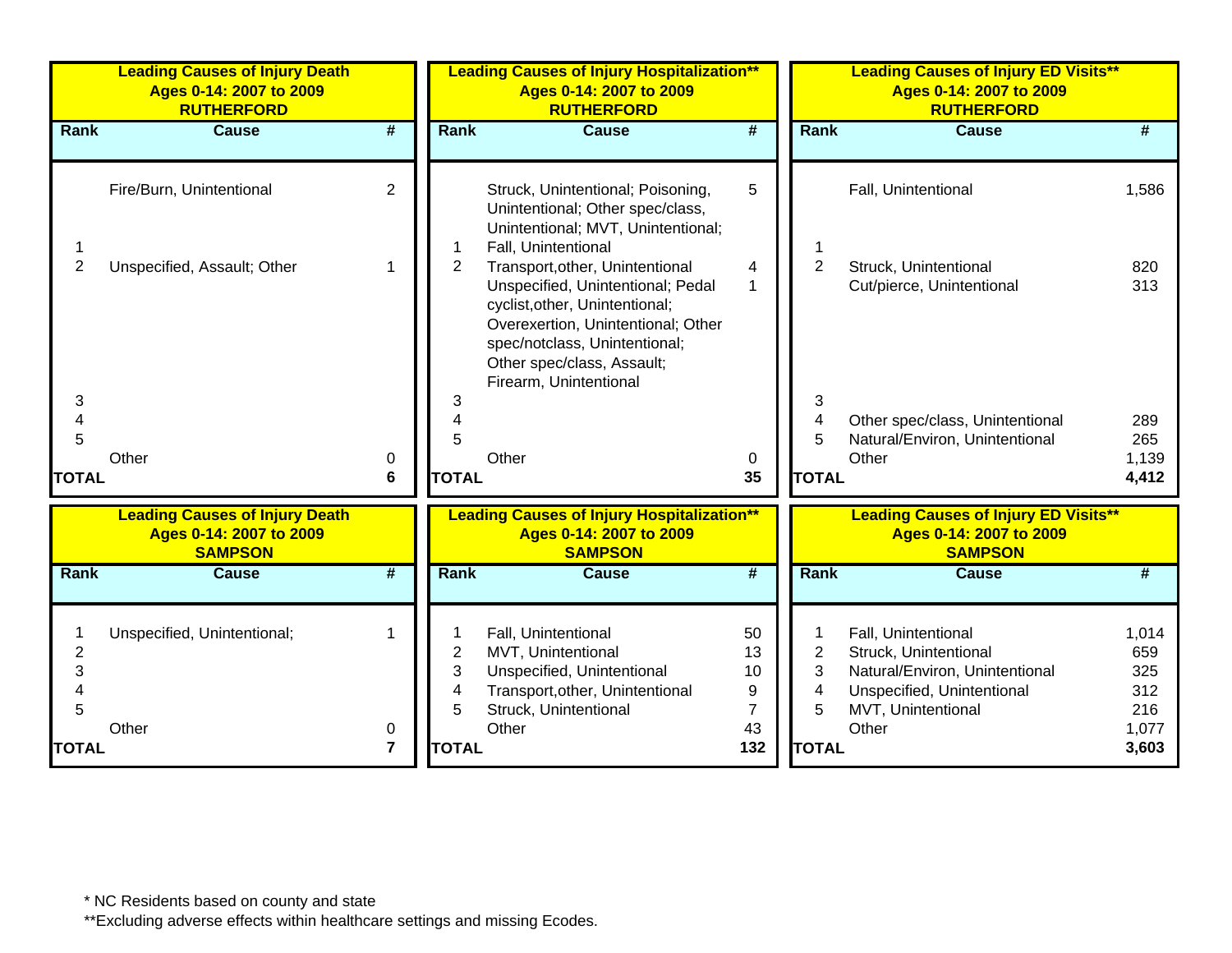**Leading Causes of Injury Death**
**Ages 0-14: 2007 to 2009**
**RUTHERFORD**

| Rank | Cause | # |
|---|---|---|
| 1 | Fire/Burn, Unintentional | 2 |
| 2 | Unspecified, Assault; Other | 1 |
| 3 | | |
| 4 | | |
| 5 | | |
| | Other | 0 |
| **TOTAL** | | **6** |

**Leading Causes of Injury Hospitalization\*\***
**Ages 0-14: 2007 to 2009**
**RUTHERFORD**

| Rank | Cause | # |
|---|---|---|
| 1 | Struck, Unintentional; Poisoning, Unintentional; Other spec/class, Unintentional; MVT, Unintentional; Fall, Unintentional | 5 |
| 2 | Transport,other, Unintentional | 4 |
| | Unspecified, Unintentional; Pedal cyclist,other, Unintentional; Overexertion, Unintentional; Other spec/notclass, Unintentional; Other spec/class, Assault; Firearm, Unintentional | 1 |
| 3 | | |
| 4 | | |
| 5 | | |
| | Other | 0 |
| **TOTAL** | | **35** |

**Leading Causes of Injury ED Visits\*\***
**Ages 0-14: 2007 to 2009**
**RUTHERFORD**

| Rank | Cause | # |
|---|---|---|
| 1 | Fall, Unintentional | 1,586 |
| 2 | Struck, Unintentional | 820 |
| | Cut/pierce, Unintentional | 313 |
| 3 | | |
| 4 | Other spec/class, Unintentional | 289 |
| 5 | Natural/Environ, Unintentional | 265 |
| | Other | 1,139 |
| **TOTAL** | | **4,412** |

**Leading Causes of Injury Death**
**Ages 0-14: 2007 to 2009**
**SAMPSON**

| Rank | Cause | # |
|---|---|---|
| 1 | Unspecified, Unintentional; | 1 |
| 2 | | |
| 3 | | |
| 4 | | |
| 5 | | |
| | Other | 0 |
| **TOTAL** | | **7** |

**Leading Causes of Injury Hospitalization\*\***
**Ages 0-14: 2007 to 2009**
**SAMPSON**

| Rank | Cause | # |
|---|---|---|
| 1 | Fall, Unintentional | 50 |
| 2 | MVT, Unintentional | 13 |
| 3 | Unspecified, Unintentional | 10 |
| 4 | Transport,other, Unintentional | 9 |
| 5 | Struck, Unintentional | 7 |
| | Other | 43 |
| **TOTAL** | | **132** |

**Leading Causes of Injury ED Visits\*\***
**Ages 0-14: 2007 to 2009**
**SAMPSON**

| Rank | Cause | # |
|---|---|---|
| 1 | Fall, Unintentional | 1,014 |
| 2 | Struck, Unintentional | 659 |
| 3 | Natural/Environ, Unintentional | 325 |
| 4 | Unspecified, Unintentional | 312 |
| 5 | MVT, Unintentional | 216 |
| | Other | 1,077 |
| **TOTAL** | | **3,603** |

\* NC Residents based on county and state

\*\*Excluding adverse effects within healthcare settings and missing Ecodes.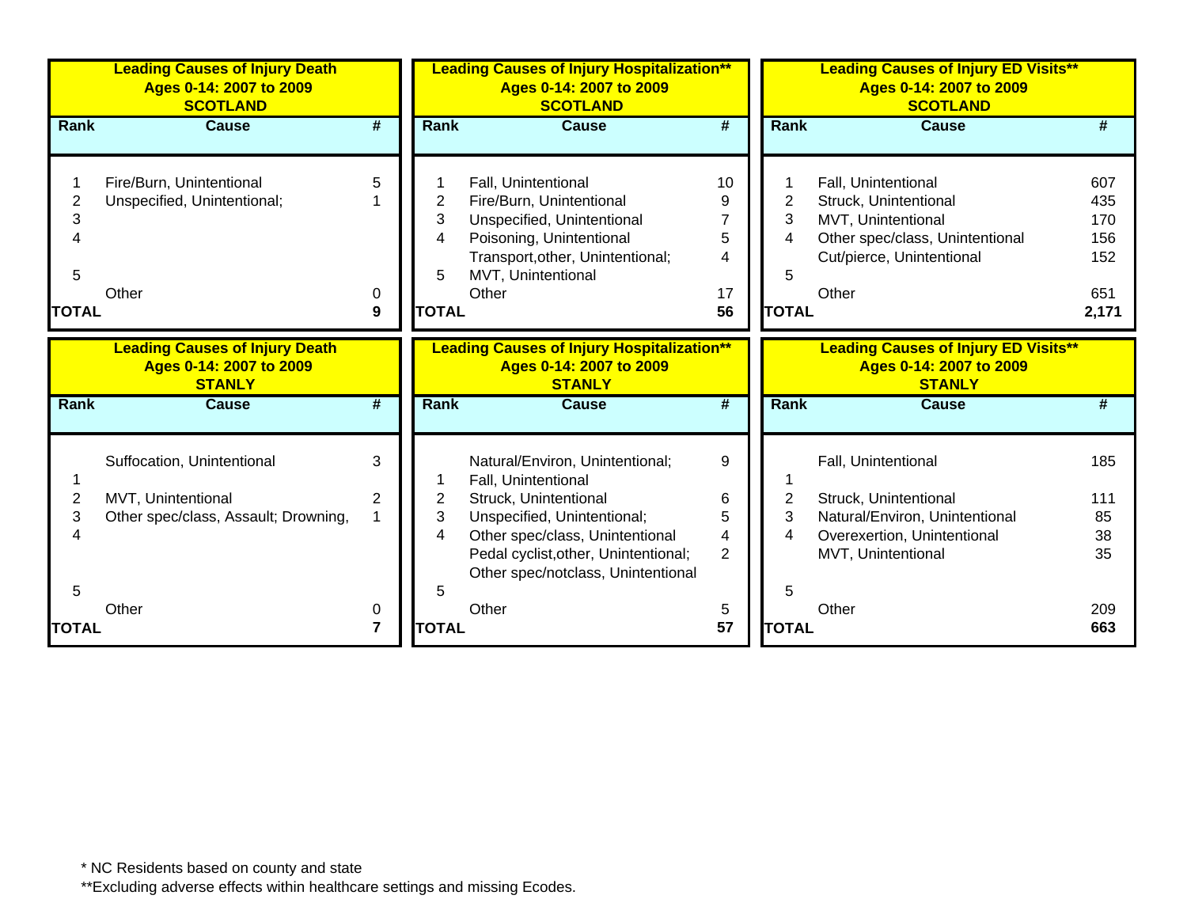**Leading Causes of Injury Death**
**Ages 0-14: 2007 to 2009**
**SCOTLAND**

| Rank | Cause | # |
|---|---|---|
| 1 | Fire/Burn, Unintentional | 5 |
| 2 | Unspecified, Unintentional; | 1 |
| 3 | | |
| 4 | | |
| 5 | | |
| | Other | 0 |
| **TOTAL** | | **9** |

**Leading Causes of Injury Hospitalization\*\***
**Ages 0-14: 2007 to 2009**
**SCOTLAND**

| Rank | Cause | # |
|---|---|---|
| 1 | Fall, Unintentional | 10 |
| 2 | Fire/Burn, Unintentional | 9 |
| 3 | Unspecified, Unintentional | 7 |
| 4 | Poisoning, Unintentional | 5 |
| | Transport,other, Unintentional; | 4 |
| 5 | MVT, Unintentional | |
| | Other | 17 |
| **TOTAL** | | **56** |

**Leading Causes of Injury ED Visits\*\***
**Ages 0-14: 2007 to 2009**
**SCOTLAND**

| Rank | Cause | # |
|---|---|---|
| 1 | Fall, Unintentional | 607 |
| 2 | Struck, Unintentional | 435 |
| 3 | MVT, Unintentional | 170 |
| 4 | Other spec/class, Unintentional | 156 |
| | Cut/pierce, Unintentional | 152 |
| 5 | | |
| | Other | 651 |
| **TOTAL** | | **2,171** |

**Leading Causes of Injury Death**
**Ages 0-14: 2007 to 2009**
**STANLY**

| Rank | Cause | # |
|---|---|---|
| | Suffocation, Unintentional | 3 |
| 1 | | |
| 2 | MVT, Unintentional | 2 |
| 3 | Other spec/class, Assault; Drowning, | 1 |
| 4 | | |
| 5 | | |
| | Other | 0 |
| **TOTAL** | | **7** |

**Leading Causes of Injury Hospitalization\*\***
**Ages 0-14: 2007 to 2009**
**STANLY**

| Rank | Cause | # |
|---|---|---|
| | Natural/Environ, Unintentional; | 9 |
| 1 | Fall, Unintentional | |
| 2 | Struck, Unintentional | 6 |
| 3 | Unspecified, Unintentional; | 5 |
| 4 | Other spec/class, Unintentional | 4 |
| | Pedal cyclist,other, Unintentional; | 2 |
| | Other spec/notclass, Unintentional | |
| 5 | | |
| | Other | 5 |
| **TOTAL** | | **57** |

**Leading Causes of Injury ED Visits\*\***
**Ages 0-14: 2007 to 2009**
**STANLY**

| Rank | Cause | # |
|---|---|---|
| | Fall, Unintentional | 185 |
| 1 | | |
| 2 | Struck, Unintentional | 111 |
| 3 | Natural/Environ, Unintentional | 85 |
| 4 | Overexertion, Unintentional | 38 |
| | MVT, Unintentional | 35 |
| 5 | | |
| | Other | 209 |
| **TOTAL** | | **663** |

\* NC Residents based on county and state

\*\*Excluding adverse effects within healthcare settings and missing Ecodes.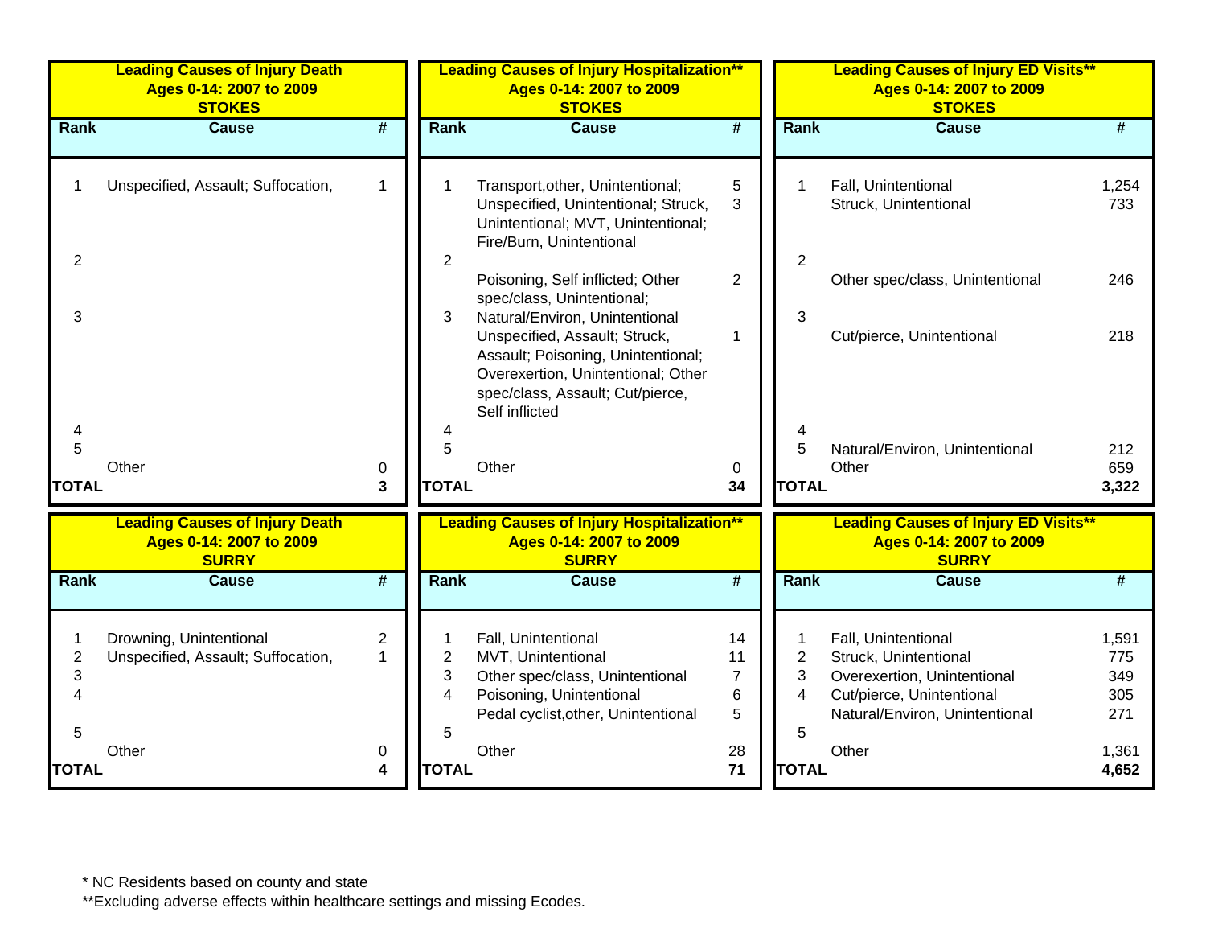| Leading Causes of Injury Death<br>Ages 0-14: 2007 to 2009<br>STOKES | | |
|---|---|---|
| **Rank** | **Cause** | **#** |
| 1 | Unspecified, Assault; Suffocation, | 1 |
| 2 | | |
| 3 | | |
| 4 | | |
| 5 | | |
| | Other | 0 |
| **TOTAL** | | **3** |

| Leading Causes of Injury Hospitalization**<br>Ages 0-14: 2007 to 2009<br>STOKES | | |
|---|---|---|
| **Rank** | **Cause** | **#** |
| 1 | Transport,other, Unintentional; | 5 |
| | Unspecified, Unintentional; Struck, Unintentional; MVT, Unintentional; Fire/Burn, Unintentional | 3 |
| 2 | Poisoning, Self inflicted; Other spec/class, Unintentional; Natural/Environ, Unintentional | 2 |
| 3 | Unspecified, Assault; Struck, Assault; Poisoning, Unintentional; Overexertion, Unintentional; Other spec/class, Assault; Cut/pierce, Self inflicted | 1 |
| 4 | | |
| 5 | | |
| | Other | 0 |
| **TOTAL** | | **34** |

| Leading Causes of Injury ED Visits**<br>Ages 0-14: 2007 to 2009<br>STOKES | | |
|---|---|---|
| **Rank** | **Cause** | **#** |
| 1 | Fall, Unintentional | 1,254 |
| | Struck, Unintentional | 733 |
| 2 | Other spec/class, Unintentional | 246 |
| 3 | Cut/pierce, Unintentional | 218 |
| 4 | | |
| 5 | Natural/Environ, Unintentional | 212 |
| | Other | 659 |
| **TOTAL** | | **3,322** |

| Leading Causes of Injury Death<br>Ages 0-14: 2007 to 2009<br>SURRY | | |
|---|---|---|
| **Rank** | **Cause** | **#** |
| 1 | Drowning, Unintentional | 2 |
| 2 | Unspecified, Assault; Suffocation, | 1 |
| 3 | | |
| 4 | | |
| 5 | | |
| | Other | 0 |
| **TOTAL** | | **4** |

| Leading Causes of Injury Hospitalization**<br>Ages 0-14: 2007 to 2009<br>SURRY | | |
|---|---|---|
| **Rank** | **Cause** | **#** |
| 1 | Fall, Unintentional | 14 |
| 2 | MVT, Unintentional | 11 |
| 3 | Other spec/class, Unintentional | 7 |
| 4 | Poisoning, Unintentional | 6 |
| | Pedal cyclist,other, Unintentional | 5 |
| 5 | | |
| | Other | 28 |
| **TOTAL** | | **71** |

| Leading Causes of Injury ED Visits**<br>Ages 0-14: 2007 to 2009<br>SURRY | | |
|---|---|---|
| **Rank** | **Cause** | **#** |
| 1 | Fall, Unintentional | 1,591 |
| 2 | Struck, Unintentional | 775 |
| 3 | Overexertion, Unintentional | 349 |
| 4 | Cut/pierce, Unintentional | 305 |
| | Natural/Environ, Unintentional | 271 |
| 5 | | |
| | Other | 1,361 |
| **TOTAL** | | **4,652** |

* NC Residents based on county and state

**Excluding adverse effects within healthcare settings and missing Ecodes.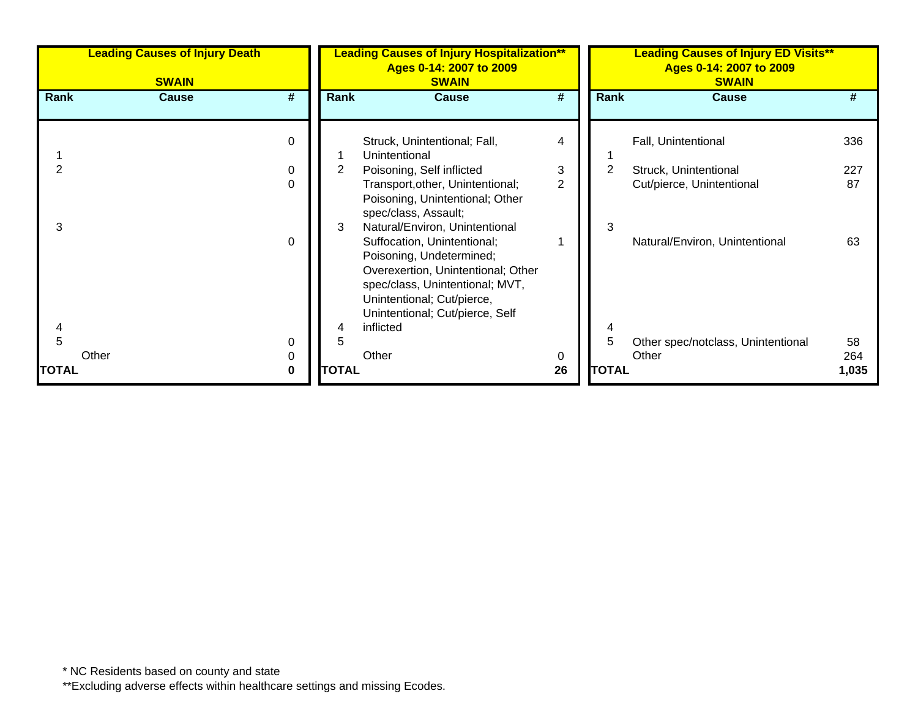| Leading Causes of Injury Death | | |
|---|---|---|
| SWAIN | | |
| Rank | Cause | # |
| 1 | | 0 |
| 2 | | 0 |
| | | 0 |
| 3 | | 0 |
| 4 | | |
| 5 | | 0 |
| | Other | 0 |
| **TOTAL** | | **0** |

| Leading Causes of Injury Hospitalization** Ages 0-14: 2007 to 2009 SWAIN | | |
|---|---|---|
| Rank | Cause | # |
| 1 | Struck, Unintentional; Fall, Unintentional | 4 |
| 2 | Poisoning, Self inflicted | 3 |
| 3 | Transport,other, Unintentional; Poisoning, Unintentional; Other spec/class, Assault; Natural/Environ, Unintentional | 2 |
| 4 | Suffocation, Unintentional; Poisoning, Undetermined; Overexertion, Unintentional; Other spec/class, Unintentional; MVT, Unintentional; Cut/pierce, Unintentional; Cut/pierce, Self inflicted | 1 |
| 5 | | |
| | Other | 0 |
| **TOTAL** | | **26** |

| Leading Causes of Injury ED Visits** Ages 0-14: 2007 to 2009 SWAIN | | |
|---|---|---|
| Rank | Cause | # |
| 1 | Fall, Unintentional | 336 |
| 2 | Struck, Unintentional | 227 |
| | Cut/pierce, Unintentional | 87 |
| 3 | Natural/Environ, Unintentional | 63 |
| 4 | | |
| 5 | Other spec/notclass, Unintentional | 58 |
| | Other | 264 |
| **TOTAL** | | **1,035** |

* NC Residents based on county and state

**Excluding adverse effects within healthcare settings and missing Ecodes.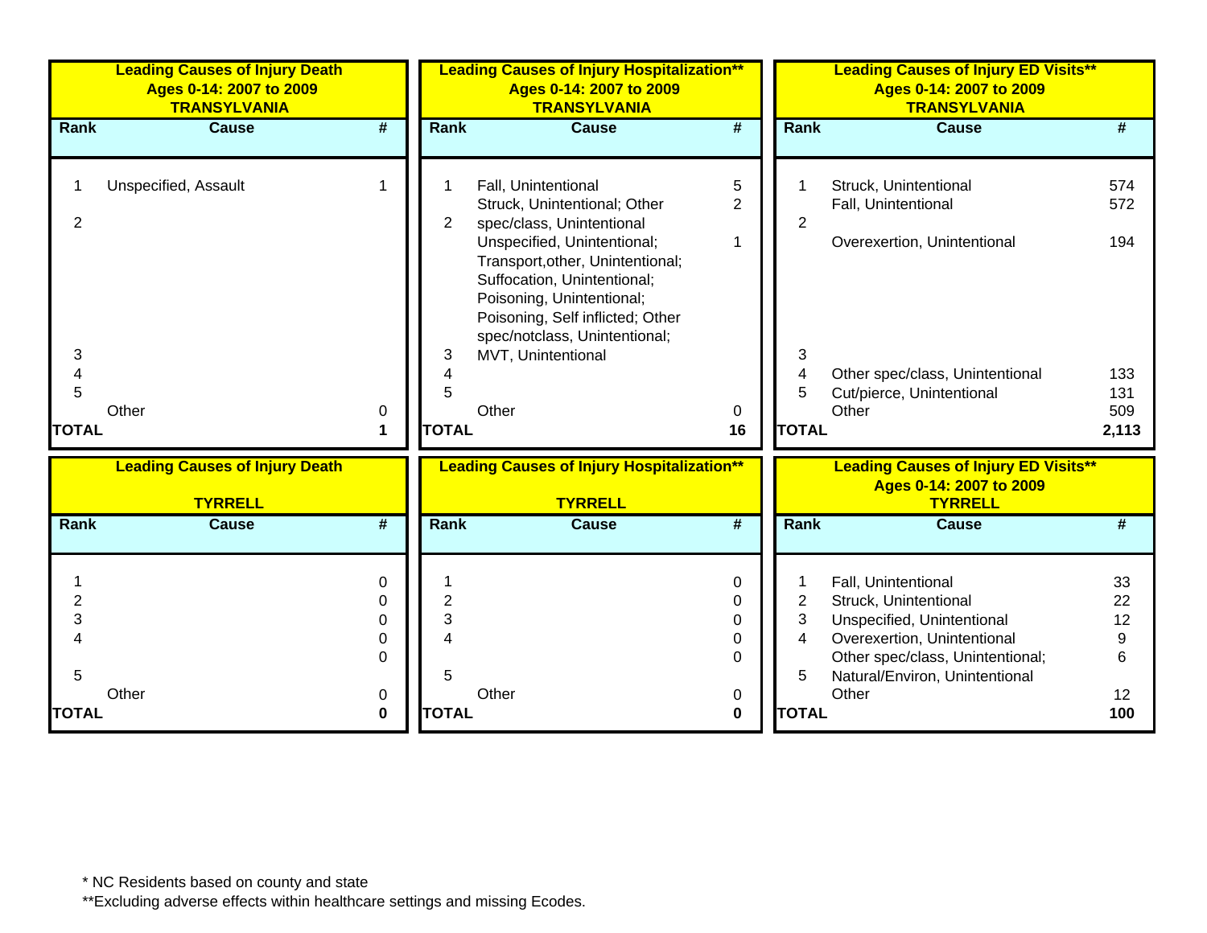**Leading Causes of Injury Death**
**Ages 0-14: 2007 to 2009**
**TRANSYLVANIA**

| Rank | Cause | # |
|---|---|---|
| 1 | Unspecified, Assault | 1 |
| 2 | | |
| 3 | | |
| 4 | | |
| 5 | | |
| | Other | 0 |
| **TOTAL** | | **1** |

**Leading Causes of Injury Hospitalization****
**Ages 0-14: 2007 to 2009**
**TRANSYLVANIA**

| Rank | Cause | # |
|---|---|---|
| 1 | Fall, Unintentional | 5 |
| 2 | Struck, Unintentional; Other spec/class, Unintentional | 2 |
| 3 | Unspecified, Unintentional; Transport,other, Unintentional; Suffocation, Unintentional; Poisoning, Unintentional; Poisoning, Self inflicted; Other spec/notclass, Unintentional; MVT, Unintentional | 1 |
| 4 | | |
| 5 | | |
| | Other | 0 |
| **TOTAL** | | **16** |

**Leading Causes of Injury ED Visits****
**Ages 0-14: 2007 to 2009**
**TRANSYLVANIA**

| Rank | Cause | # |
|---|---|---|
| 1 | Struck, Unintentional | 574 |
| 2 | Fall, Unintentional | 572 |
| 3 | Overexertion, Unintentional | 194 |
| 4 | Other spec/class, Unintentional | 133 |
| 5 | Cut/pierce, Unintentional | 131 |
| | Other | 509 |
| **TOTAL** | | **2,113** |

**Leading Causes of Injury Death**
**TYRRELL**

| Rank | Cause | # |
|---|---|---|
| 1 | | 0 |
| 2 | | 0 |
| 3 | | 0 |
| 4 | | 0 |
| | | 0 |
| 5 | | |
| | Other | 0 |
| **TOTAL** | | **0** |

**Leading Causes of Injury Hospitalization****
**TYRRELL**

| Rank | Cause | # |
|---|---|---|
| 1 | | 0 |
| 2 | | 0 |
| 3 | | 0 |
| 4 | | 0 |
| | | 0 |
| 5 | | |
| | Other | 0 |
| **TOTAL** | | **0** |

**Leading Causes of Injury ED Visits****
**Ages 0-14: 2007 to 2009**
**TYRRELL**

| Rank | Cause | # |
|---|---|---|
| 1 | Fall, Unintentional | 33 |
| 2 | Struck, Unintentional | 22 |
| 3 | Unspecified, Unintentional | 12 |
| 4 | Overexertion, Unintentional | 9 |
| 5 | Other spec/class, Unintentional; Natural/Environ, Unintentional | 6 |
| | Other | 12 |
| **TOTAL** | | **100** |

* NC Residents based on county and state

**Excluding adverse effects within healthcare settings and missing Ecodes.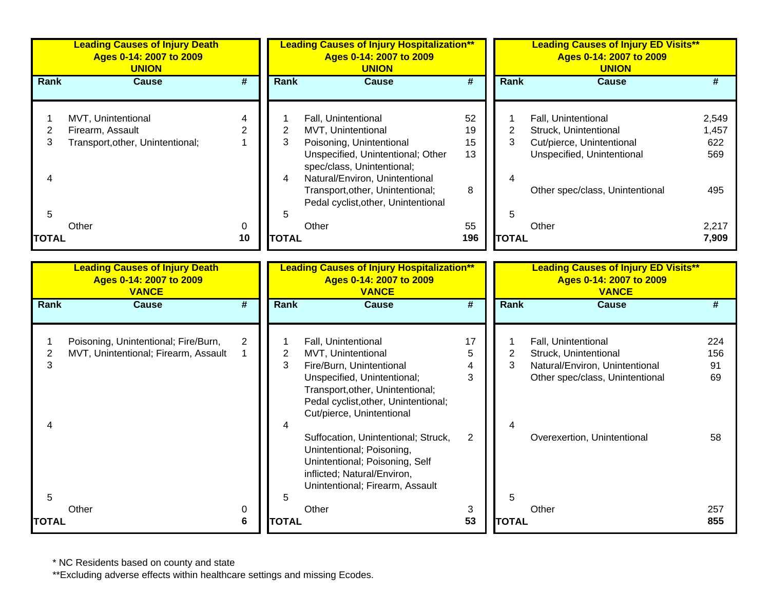**Leading Causes of Injury Death**
**Ages 0-14: 2007 to 2009**
**UNION**

| Rank | Cause | # |
|---|---|---|
| 1 | MVT, Unintentional | 4 |
| 2 | Firearm, Assault | 2 |
| 3 | Transport,other, Unintentional; | 1 |
| 4 | | |
| 5 | | |
| | Other | 0 |
| **TOTAL** | | **10** |

**Leading Causes of Injury Hospitalization****
**Ages 0-14: 2007 to 2009**
**UNION**

| Rank | Cause | # |
|---|---|---|
| 1 | Fall, Unintentional | 52 |
| 2 | MVT, Unintentional | 19 |
| 3 | Poisoning, Unintentional | 15 |
| | Unspecified, Unintentional; Other spec/class, Unintentional; | 13 |
| 4 | Natural/Environ, Unintentional | |
| | Transport,other, Unintentional; Pedal cyclist,other, Unintentional | 8 |
| 5 | | |
| | Other | 55 |
| **TOTAL** | | **196** |

**Leading Causes of Injury ED Visits****
**Ages 0-14: 2007 to 2009**
**UNION**

| Rank | Cause | # |
|---|---|---|
| 1 | Fall, Unintentional | 2,549 |
| 2 | Struck, Unintentional | 1,457 |
| 3 | Cut/pierce, Unintentional | 622 |
| | Unspecified, Unintentional | 569 |
| 4 | | |
| | Other spec/class, Unintentional | 495 |
| 5 | | |
| | Other | 2,217 |
| **TOTAL** | | **7,909** |

**Leading Causes of Injury Death**
**Ages 0-14: 2007 to 2009**
**VANCE**

| Rank | Cause | # |
|---|---|---|
| 1 | Poisoning, Unintentional; Fire/Burn, | 2 |
| 2 | MVT, Unintentional; Firearm, Assault | 1 |
| 3 | | |
| 4 | | |
| 5 | | |
| | Other | 0 |
| **TOTAL** | | **6** |

**Leading Causes of Injury Hospitalization****
**Ages 0-14: 2007 to 2009**
**VANCE**

| Rank | Cause | # |
|---|---|---|
| 1 | Fall, Unintentional | 17 |
| 2 | MVT, Unintentional | 5 |
| 3 | Fire/Burn, Unintentional | 4 |
| | Unspecified, Unintentional; Transport,other, Unintentional; Pedal cyclist,other, Unintentional; Cut/pierce, Unintentional | 3 |
| 4 | | |
| | Suffocation, Unintentional; Struck, Unintentional; Poisoning, Unintentional; Poisoning, Self inflicted; Natural/Environ, Unintentional; Firearm, Assault | 2 |
| 5 | | |
| | Other | 3 |
| **TOTAL** | | **53** |

**Leading Causes of Injury ED Visits****
**Ages 0-14: 2007 to 2009**
**VANCE**

| Rank | Cause | # |
|---|---|---|
| 1 | Fall, Unintentional | 224 |
| 2 | Struck, Unintentional | 156 |
| 3 | Natural/Environ, Unintentional | 91 |
| | Other spec/class, Unintentional | 69 |
| 4 | | |
| | Overexertion, Unintentional | 58 |
| 5 | | |
| | Other | 257 |
| **TOTAL** | | **855** |

* NC Residents based on county and state

**Excluding adverse effects within healthcare settings and missing Ecodes.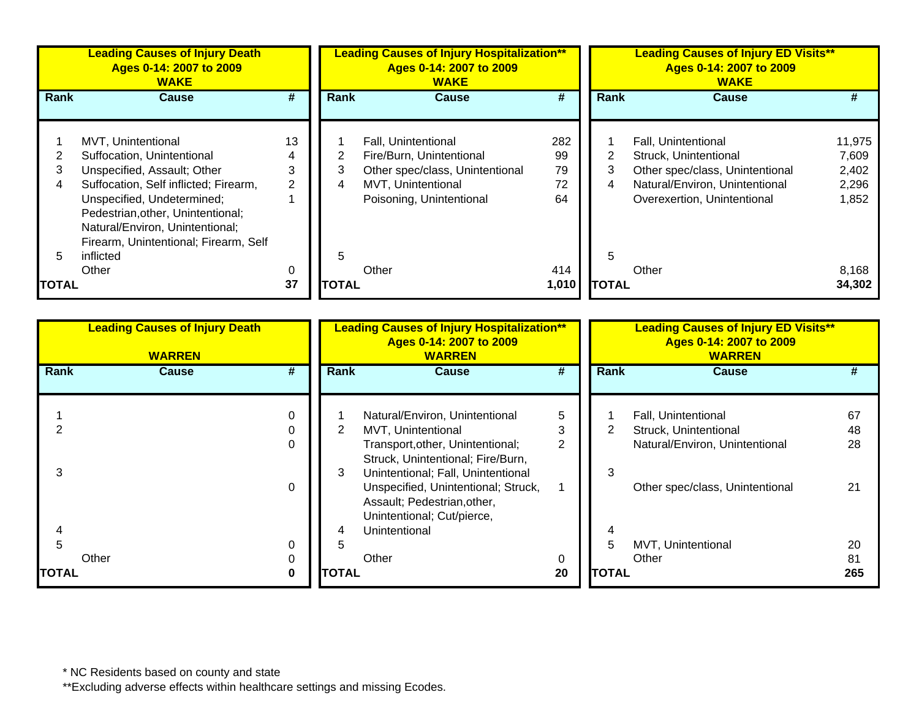| Leading Causes of Injury Death<br>Ages 0-14: 2007 to 2009<br>WAKE | | |
|---|---|---|
| **Rank** | **Cause** | **#** |
| 1 | MVT, Unintentional | 13 |
| 2 | Suffocation, Unintentional | 4 |
| 3 | Unspecified, Assault; Other | 3 |
| 4 | Suffocation, Self inflicted; Firearm, | 2 |
| 5 | Unspecified, Undetermined; Pedestrian,other, Unintentional; Natural/Environ, Unintentional; Firearm, Unintentional; Firearm, Self inflicted | 1 |
| | Other | 0 |
| **TOTAL** | | **37** |

| Leading Causes of Injury Hospitalization**<br>Ages 0-14: 2007 to 2009<br>WAKE | | |
|---|---|---|
| **Rank** | **Cause** | **#** |
| 1 | Fall, Unintentional | 282 |
| 2 | Fire/Burn, Unintentional | 99 |
| 3 | Other spec/class, Unintentional | 79 |
| 4 | MVT, Unintentional | 72 |
| | Poisoning, Unintentional | 64 |
| 5 | | |
| | Other | 414 |
| **TOTAL** | | **1,010** |

| Leading Causes of Injury ED Visits**<br>Ages 0-14: 2007 to 2009<br>WAKE | | |
|---|---|---|
| **Rank** | **Cause** | **#** |
| 1 | Fall, Unintentional | 11,975 |
| 2 | Struck, Unintentional | 7,609 |
| 3 | Other spec/class, Unintentional | 2,402 |
| 4 | Natural/Environ, Unintentional | 2,296 |
| | Overexertion, Unintentional | 1,852 |
| 5 | | |
| | Other | 8,168 |
| **TOTAL** | | **34,302** |

| Leading Causes of Injury Death<br>WARREN | | |
|---|---|---|
| **Rank** | **Cause** | **#** |
| 1 | | 0 |
| 2 | | 0 |
| | | 0 |
| 3 | | 0 |
| 4 | | |
| 5 | | 0 |
| | Other | 0 |
| **TOTAL** | | **0** |

| Leading Causes of Injury Hospitalization**<br>Ages 0-14: 2007 to 2009<br>WARREN | | |
|---|---|---|
| **Rank** | **Cause** | **#** |
| 1 | Natural/Environ, Unintentional | 5 |
| 2 | MVT, Unintentional | 3 |
| 3 | Transport,other, Unintentional; Struck, Unintentional; Fire/Burn, Unintentional; Fall, Unintentional | 2 |
| 4 | Unspecified, Unintentional; Struck, Assault; Pedestrian,other, Unintentional; Cut/pierce, Unintentional | 1 |
| 5 | | |
| | Other | 0 |
| **TOTAL** | | **20** |

| Leading Causes of Injury ED Visits**<br>Ages 0-14: 2007 to 2009<br>WARREN | | |
|---|---|---|
| **Rank** | **Cause** | **#** |
| 1 | Fall, Unintentional | 67 |
| 2 | Struck, Unintentional | 48 |
| | Natural/Environ, Unintentional | 28 |
| 3 | Other spec/class, Unintentional | 21 |
| 4 | | |
| 5 | MVT, Unintentional | 20 |
| | Other | 81 |
| **TOTAL** | | **265** |

* NC Residents based on county and state

**Excluding adverse effects within healthcare settings and missing Ecodes.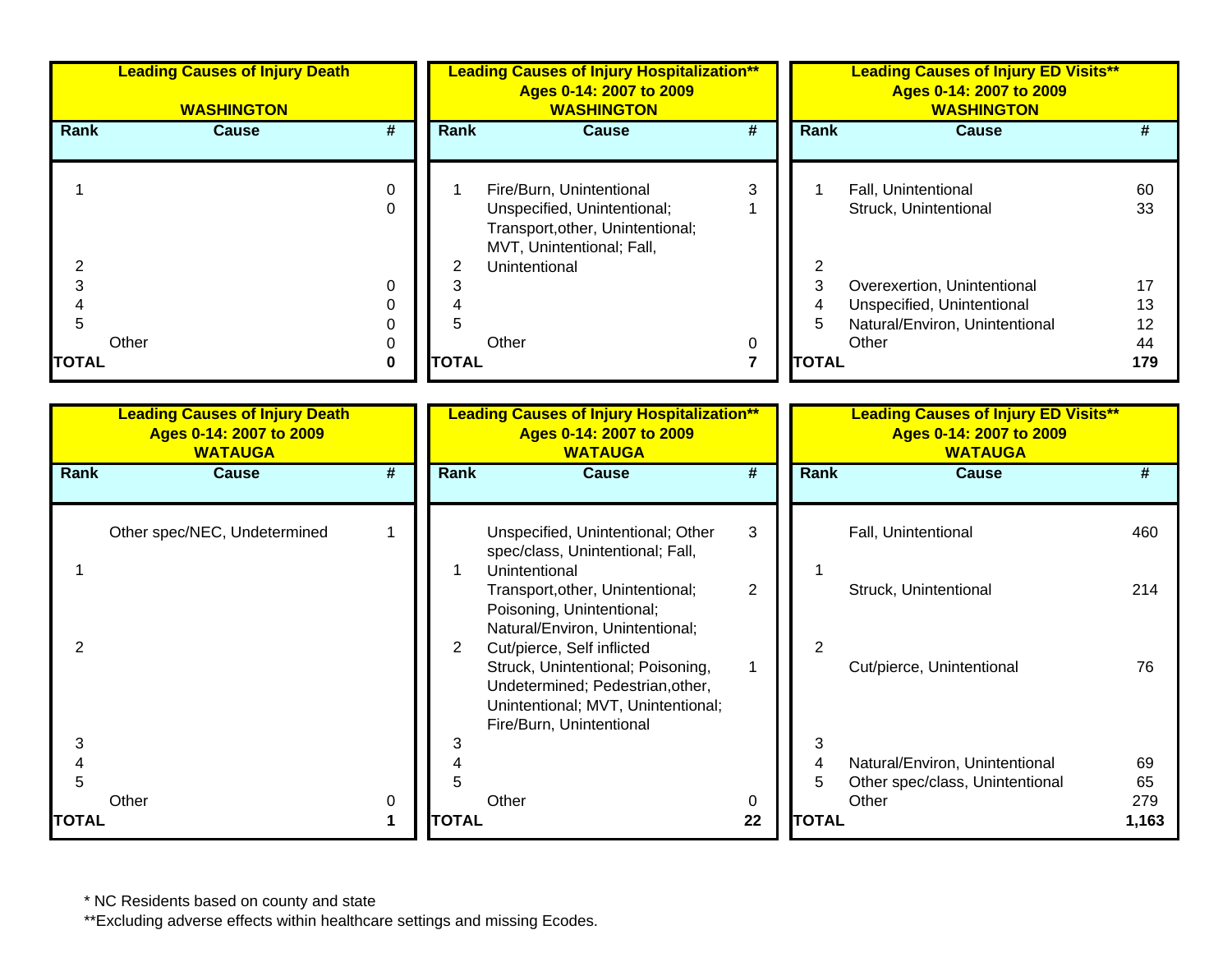| Leading Causes of Injury Death | | |
|---|---|---|
| WASHINGTON | | |
| **Rank** | **Cause** | **#** |
| 1 | | 0 |
| | | 0 |
| 2 | | |
| 3 | | 0 |
| 4 | | 0 |
| 5 | | 0 |
| | Other | 0 |
| **TOTAL** | | **0** |

| Leading Causes of Injury Hospitalization** | | |
|---|---|---|
| Ages 0-14: 2007 to 2009 | | |
| WASHINGTON | | |
| **Rank** | **Cause** | **#** |
| 1 | Fire/Burn, Unintentional | 3 |
| 2 | Unspecified, Unintentional; Transport,other, Unintentional; MVT, Unintentional; Fall, Unintentional | 1 |
| 3 | | |
| 4 | | |
| 5 | | |
| | Other | 0 |
| **TOTAL** | | **7** |

| Leading Causes of Injury ED Visits** | | |
|---|---|---|
| Ages 0-14: 2007 to 2009 | | |
| WASHINGTON | | |
| **Rank** | **Cause** | **#** |
| 1 | Fall, Unintentional | 60 |
| | Struck, Unintentional | 33 |
| 2 | | |
| 3 | Overexertion, Unintentional | 17 |
| 4 | Unspecified, Unintentional | 13 |
| 5 | Natural/Environ, Unintentional | 12 |
| | Other | 44 |
| **TOTAL** | | **179** |

| Leading Causes of Injury Death | | |
|---|---|---|
| Ages 0-14: 2007 to 2009 | | |
| WATAUGA | | |
| **Rank** | **Cause** | **#** |
| 1 | Other spec/NEC, Undetermined | 1 |
| 2 | | |
| 3 | | |
| 4 | | |
| 5 | | |
| | Other | 0 |
| **TOTAL** | | **1** |

| Leading Causes of Injury Hospitalization** | | |
|---|---|---|
| Ages 0-14: 2007 to 2009 | | |
| WATAUGA | | |
| **Rank** | **Cause** | **#** |
| 1 | Unspecified, Unintentional; Other spec/class, Unintentional; Fall, Unintentional | 3 |
| 2 | Transport,other, Unintentional; Poisoning, Unintentional; Natural/Environ, Unintentional; Cut/pierce, Self inflicted | 2 |
| 3 | Struck, Unintentional; Poisoning, Undetermined; Pedestrian,other, Unintentional; MVT, Unintentional; Fire/Burn, Unintentional | 1 |
| 4 | | |
| 5 | | |
| | Other | 0 |
| **TOTAL** | | **22** |

| Leading Causes of Injury ED Visits** | | |
|---|---|---|
| Ages 0-14: 2007 to 2009 | | |
| WATAUGA | | |
| **Rank** | **Cause** | **#** |
| 1 | Fall, Unintentional | 460 |
| 2 | Struck, Unintentional | 214 |
| 3 | Cut/pierce, Unintentional | 76 |
| 4 | Natural/Environ, Unintentional | 69 |
| 5 | Other spec/class, Unintentional | 65 |
| | Other | 279 |
| **TOTAL** | | **1,163** |

* NC Residents based on county and state

**Excluding adverse effects within healthcare settings and missing Ecodes.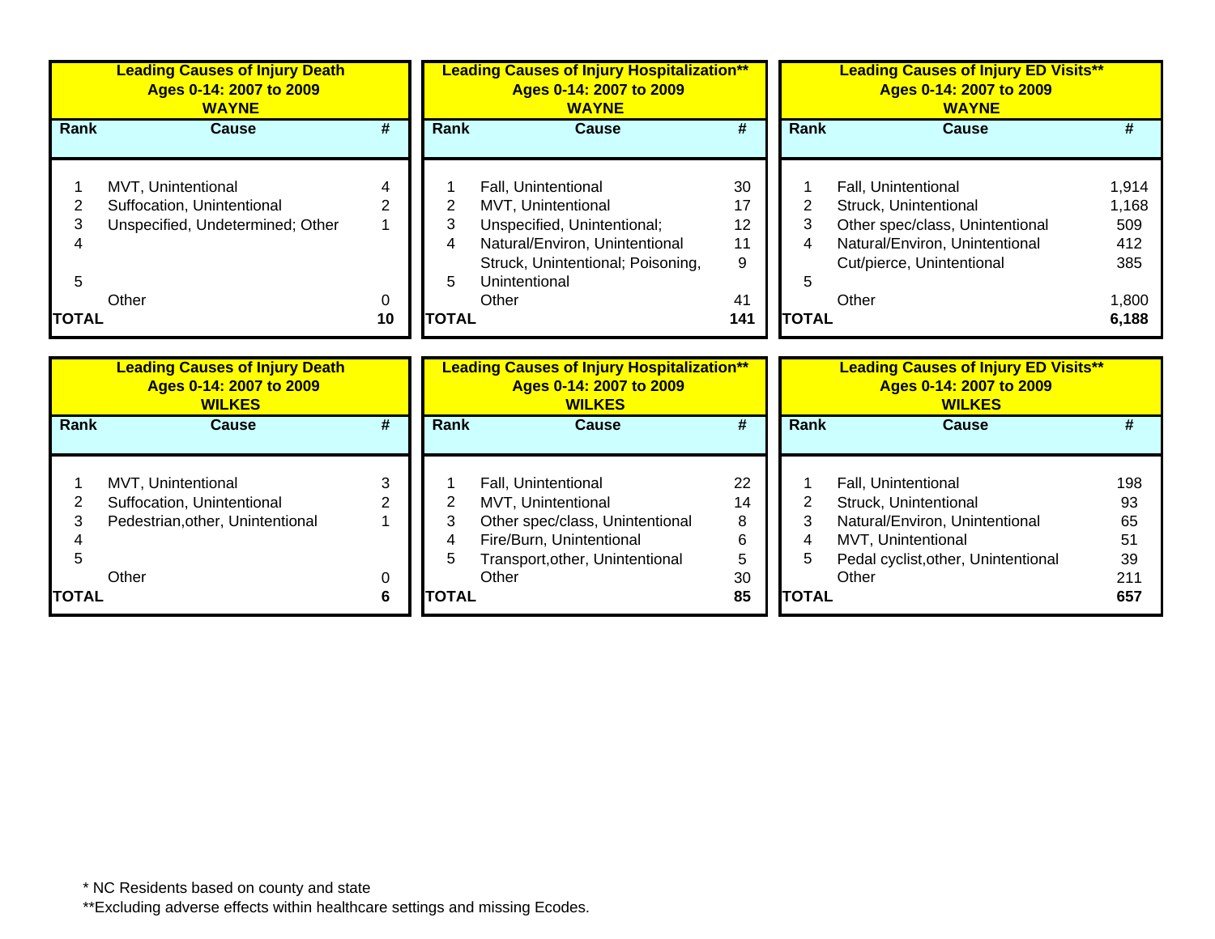### Leading Causes of Injury Death Ages 0-14: 2007 to 2009 WAYNE

| Rank | Cause | # |
|---|---|---|
| 1 | MVT, Unintentional | 4 |
| 2 | Suffocation, Unintentional | 2 |
| 3 | Unspecified, Undetermined; Other | 1 |
| 4 | | |
| 5 | | |
| | Other | 0 |
| **TOTAL** | | **10** |

### Leading Causes of Injury Hospitalization** Ages 0-14: 2007 to 2009 WAYNE

| Rank | Cause | # |
|---|---|---|
| 1 | Fall, Unintentional | 30 |
| 2 | MVT, Unintentional | 17 |
| 3 | Unspecified, Unintentional; | 12 |
| 4 | Natural/Environ, Unintentional | 11 |
| 5 | Struck, Unintentional; Poisoning, Unintentional | 9 |
| | Other | 41 |
| **TOTAL** | | **141** |

### Leading Causes of Injury ED Visits** Ages 0-14: 2007 to 2009 WAYNE

| Rank | Cause | # |
|---|---|---|
| 1 | Fall, Unintentional | 1,914 |
| 2 | Struck, Unintentional | 1,168 |
| 3 | Other spec/class, Unintentional | 509 |
| 4 | Natural/Environ, Unintentional | 412 |
| 5 | Cut/pierce, Unintentional | 385 |
| | Other | 1,800 |
| **TOTAL** | | **6,188** |

### Leading Causes of Injury Death Ages 0-14: 2007 to 2009 WILKES

| Rank | Cause | # |
|---|---|---|
| 1 | MVT, Unintentional | 3 |
| 2 | Suffocation, Unintentional | 2 |
| 3 | Pedestrian,other, Unintentional | 1 |
| 4 | | |
| 5 | | |
| | Other | 0 |
| **TOTAL** | | **6** |

### Leading Causes of Injury Hospitalization** Ages 0-14: 2007 to 2009 WILKES

| Rank | Cause | # |
|---|---|---|
| 1 | Fall, Unintentional | 22 |
| 2 | MVT, Unintentional | 14 |
| 3 | Other spec/class, Unintentional | 8 |
| 4 | Fire/Burn, Unintentional | 6 |
| 5 | Transport,other, Unintentional | 5 |
| | Other | 30 |
| **TOTAL** | | **85** |

### Leading Causes of Injury ED Visits** Ages 0-14: 2007 to 2009 WILKES

| Rank | Cause | # |
|---|---|---|
| 1 | Fall, Unintentional | 198 |
| 2 | Struck, Unintentional | 93 |
| 3 | Natural/Environ, Unintentional | 65 |
| 4 | MVT, Unintentional | 51 |
| 5 | Pedal cyclist,other, Unintentional | 39 |
| | Other | 211 |
| **TOTAL** | | **657** |

* NC Residents based on county and state

**Excluding adverse effects within healthcare settings and missing Ecodes.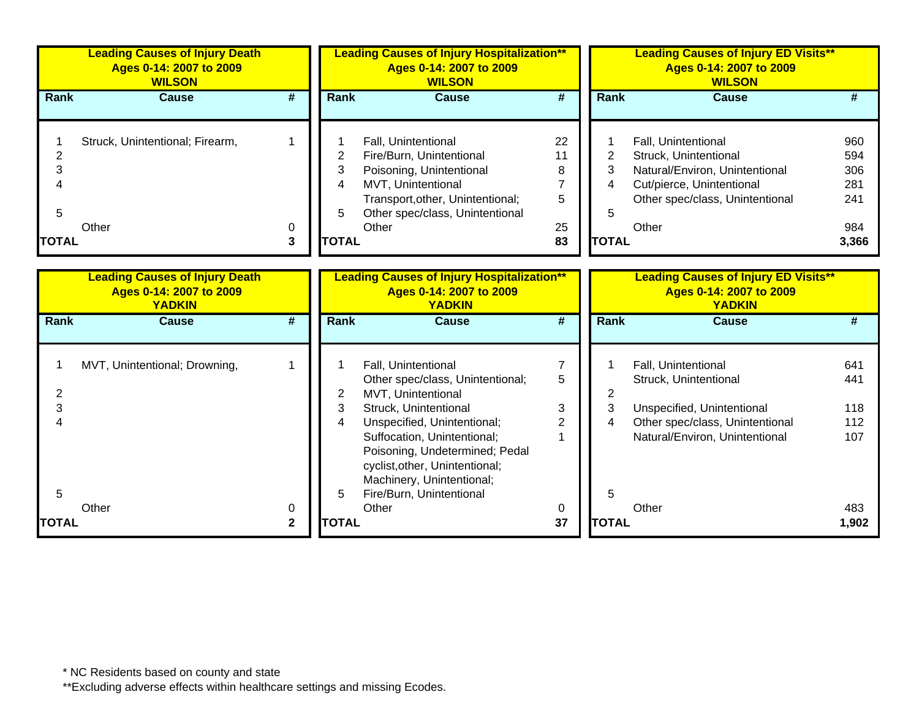**Leading Causes of Injury Death**
**Ages 0-14: 2007 to 2009**
**WILSON**

| Rank | Cause | # |
|---|---|---|
| 1 | Struck, Unintentional; Firearm, | 1 |
| 2 | | |
| 3 | | |
| 4 | | |
| 5 | | |
| | Other | 0 |
| **TOTAL** | | **3** |

**Leading Causes of Injury Hospitalization****
**Ages 0-14: 2007 to 2009**
**WILSON**

| Rank | Cause | # |
|---|---|---|
| 1 | Fall, Unintentional | 22 |
| 2 | Fire/Burn, Unintentional | 11 |
| 3 | Poisoning, Unintentional | 8 |
| 4 | MVT, Unintentional | 7 |
| | Transport,other, Unintentional; | 5 |
| 5 | Other spec/class, Unintentional | |
| | Other | 25 |
| **TOTAL** | | **83** |

**Leading Causes of Injury ED Visits****
**Ages 0-14: 2007 to 2009**
**WILSON**

| Rank | Cause | # |
|---|---|---|
| 1 | Fall, Unintentional | 960 |
| 2 | Struck, Unintentional | 594 |
| 3 | Natural/Environ, Unintentional | 306 |
| 4 | Cut/pierce, Unintentional | 281 |
| | Other spec/class, Unintentional | 241 |
| 5 | | |
| | Other | 984 |
| **TOTAL** | | **3,366** |

**Leading Causes of Injury Death**
**Ages 0-14: 2007 to 2009**
**YADKIN**

| Rank | Cause | # |
|---|---|---|
| 1 | MVT, Unintentional; Drowning, | 1 |
| 2 | | |
| 3 | | |
| 4 | | |
| 5 | | |
| | Other | 0 |
| **TOTAL** | | **2** |

**Leading Causes of Injury Hospitalization****
**Ages 0-14: 2007 to 2009**
**YADKIN**

| Rank | Cause | # |
|---|---|---|
| 1 | Fall, Unintentional | 7 |
| | Other spec/class, Unintentional; | 5 |
| 2 | MVT, Unintentional | |
| 3 | Struck, Unintentional | 3 |
| 4 | Unspecified, Unintentional; | 2 |
| | Suffocation, Unintentional; Poisoning, Undetermined; Pedal cyclist,other, Unintentional; Machinery, Unintentional; | 1 |
| 5 | Fire/Burn, Unintentional | |
| | Other | 0 |
| **TOTAL** | | **37** |

**Leading Causes of Injury ED Visits****
**Ages 0-14: 2007 to 2009**
**YADKIN**

| Rank | Cause | # |
|---|---|---|
| 1 | Fall, Unintentional | 641 |
| | Struck, Unintentional | 441 |
| 2 | | |
| 3 | Unspecified, Unintentional | 118 |
| 4 | Other spec/class, Unintentional | 112 |
| | Natural/Environ, Unintentional | 107 |
| 5 | | |
| | Other | 483 |
| **TOTAL** | | **1,902** |

* NC Residents based on county and state
**Excluding adverse effects within healthcare settings and missing Ecodes.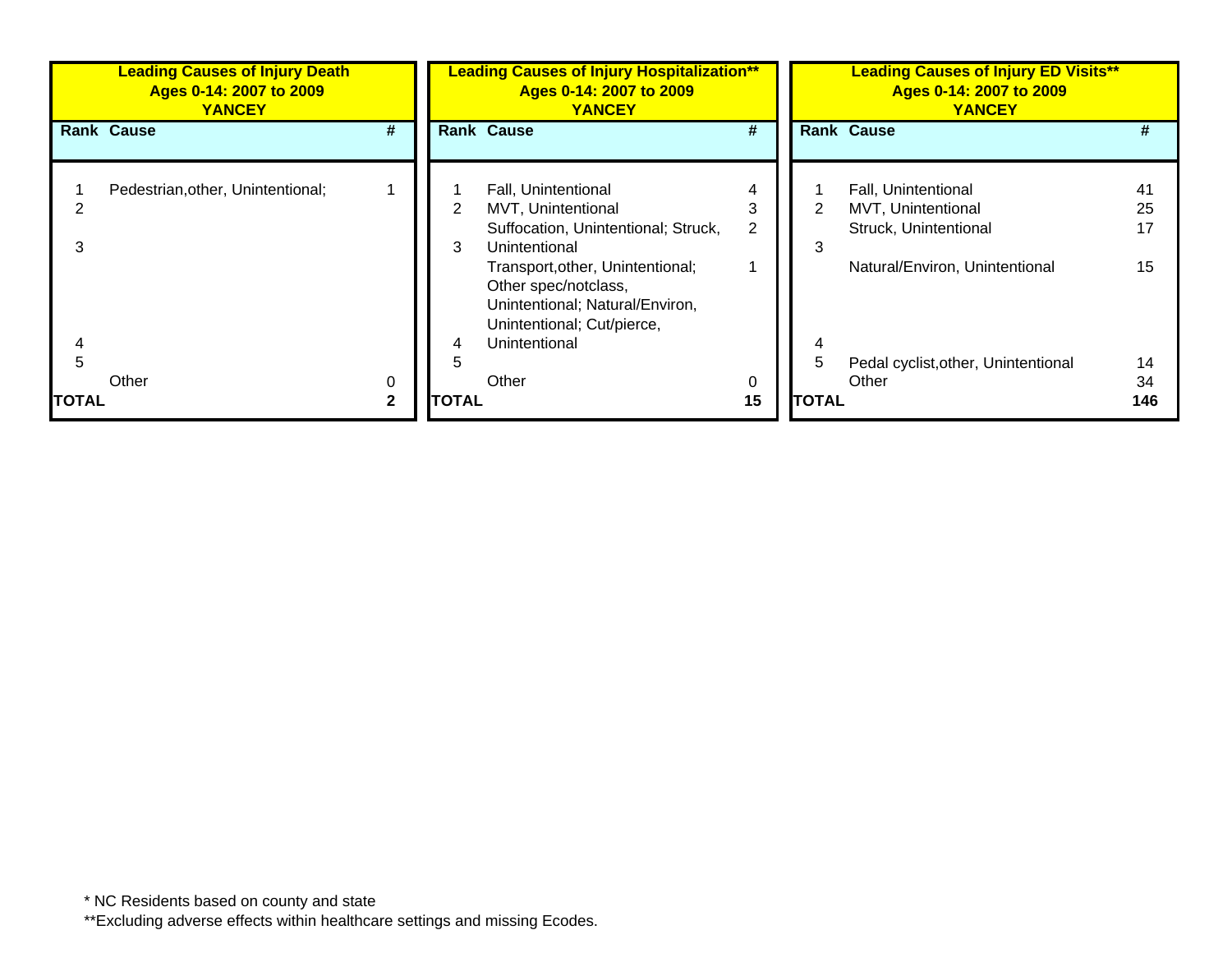| Leading Causes of Injury Death<br>Ages 0-14: 2007 to 2009<br>YANCEY | | |
|---|---|---|
| **Rank** | **Cause** | **#** |
| 1 | Pedestrian,other, Unintentional; | 1 |
| 2 | | |
| 3 | | |
| 4 | | |
| 5 | | |
| | Other | 0 |
| **TOTAL** | | **2** |

| Leading Causes of Injury Hospitalization**<br>Ages 0-14: 2007 to 2009<br>YANCEY | | |
|---|---|---|
| **Rank** | **Cause** | **#** |
| 1 | Fall, Unintentional | 4 |
| 2 | MVT, Unintentional | 3 |
| 3 | Suffocation, Unintentional; Struck, Unintentional | 2 |
| 4 | Transport,other, Unintentional; Other spec/notclass, Unintentional; Natural/Environ, Unintentional; Cut/pierce, Unintentional | 1 |
| 5 | | |
| | Other | 0 |
| **TOTAL** | | **15** |

| Leading Causes of Injury ED Visits**<br>Ages 0-14: 2007 to 2009<br>YANCEY | | |
|---|---|---|
| **Rank** | **Cause** | **#** |
| 1 | Fall, Unintentional | 41 |
| 2 | MVT, Unintentional | 25 |
| | Struck, Unintentional | 17 |
| 3 | Natural/Environ, Unintentional | 15 |
| 4 | | |
| 5 | Pedal cyclist,other, Unintentional | 14 |
| | Other | 34 |
| **TOTAL** | | **146** |

* NC Residents based on county and state

**Excluding adverse effects within healthcare settings and missing Ecodes.